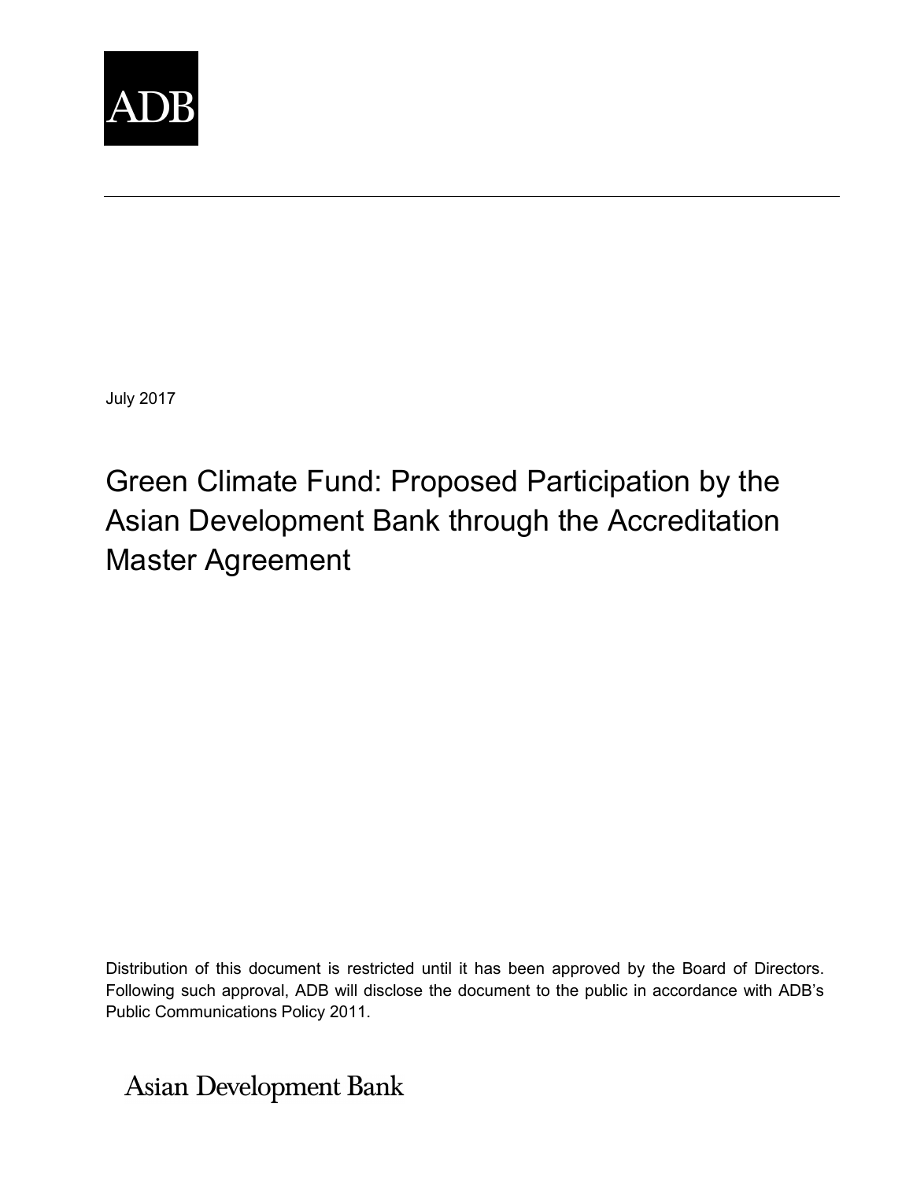ADB

July 2017

# Green Climate Fund: Proposed Participation by the Asian Development Bank through the Accreditation Master Agreement

Distribution of this document is restricted until it has been approved by the Board of Directors. Following such approval, ADB will disclose the document to the public in accordance with ADB's Public Communications Policy 2011.

Asian Development Bank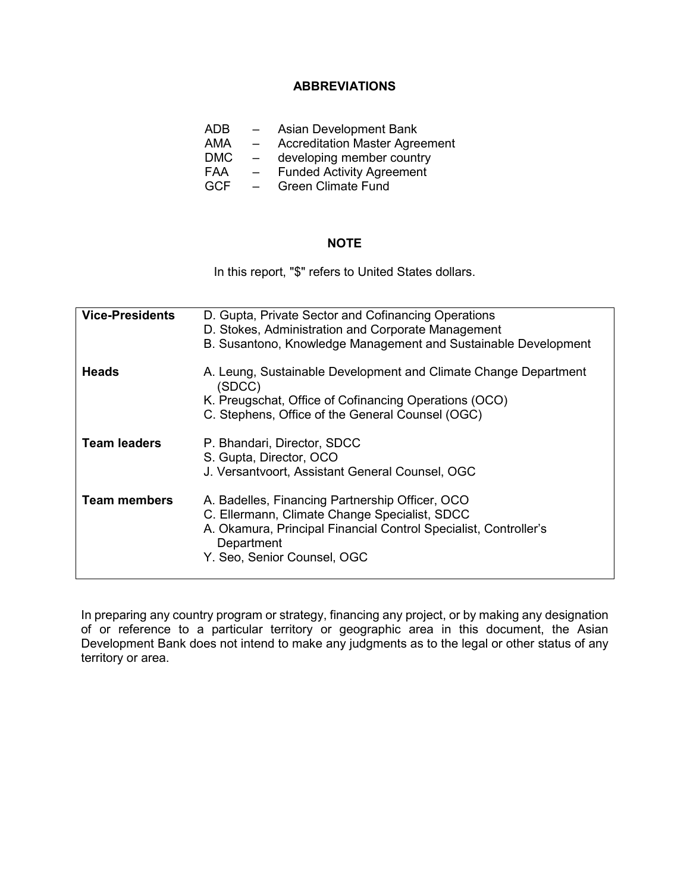## ABBREVIATIONS

| | | |
|---|---|---|
| ADB | – | Asian Development Bank |
| AMA | – | Accreditation Master Agreement |
| DMC | – | developing member country |
| FAA | – | Funded Activity Agreement |
| GCF | – | Green Climate Fund |

## NOTE

In this report, "$" refers to United States dollars.

| | |
|---|---|
| **Vice-Presidents** | D. Gupta, Private Sector and Cofinancing Operations<br>D. Stokes, Administration and Corporate Management<br>B. Susantono, Knowledge Management and Sustainable Development |
| **Heads** | A. Leung, Sustainable Development and Climate Change Department (SDCC)<br>K. Preugschat, Office of Cofinancing Operations (OCO)<br>C. Stephens, Office of the General Counsel (OGC) |
| **Team leaders** | P. Bhandari, Director, SDCC<br>S. Gupta, Director, OCO<br>J. Versantvoort, Assistant General Counsel, OGC |
| **Team members** | A. Badelles, Financing Partnership Officer, OCO<br>C. Ellermann, Climate Change Specialist, SDCC<br>A. Okamura, Principal Financial Control Specialist, Controller's Department<br>Y. Seo, Senior Counsel, OGC |

In preparing any country program or strategy, financing any project, or by making any designation of or reference to a particular territory or geographic area in this document, the Asian Development Bank does not intend to make any judgments as to the legal or other status of any territory or area.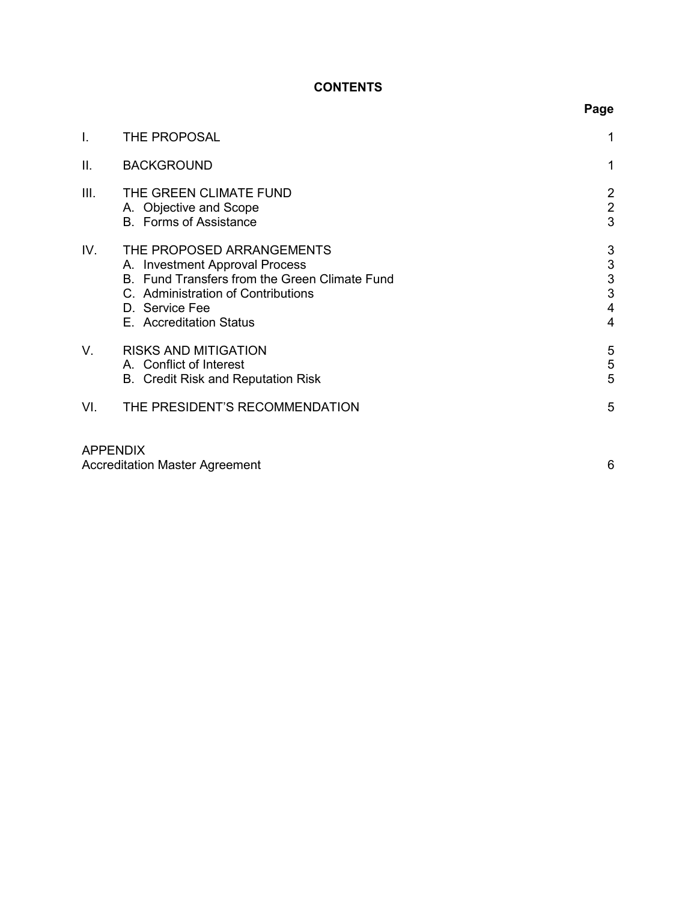# CONTENTS

| | | Page |
|---|---|---|
| I. | THE PROPOSAL | 1 |
| II. | BACKGROUND | 1 |
| III. | THE GREEN CLIMATE FUND | 2 |
| | A. Objective and Scope | 2 |
| | B. Forms of Assistance | 3 |
| IV. | THE PROPOSED ARRANGEMENTS | 3 |
| | A. Investment Approval Process | 3 |
| | B. Fund Transfers from the Green Climate Fund | 3 |
| | C. Administration of Contributions | 3 |
| | D. Service Fee | 4 |
| | E. Accreditation Status | 4 |
| V. | RISKS AND MITIGATION | 5 |
| | A. Conflict of Interest | 5 |
| | B. Credit Risk and Reputation Risk | 5 |
| VI. | THE PRESIDENT'S RECOMMENDATION | 5 |

APPENDIX

| | |
|---|---|
| Accreditation Master Agreement | 6 |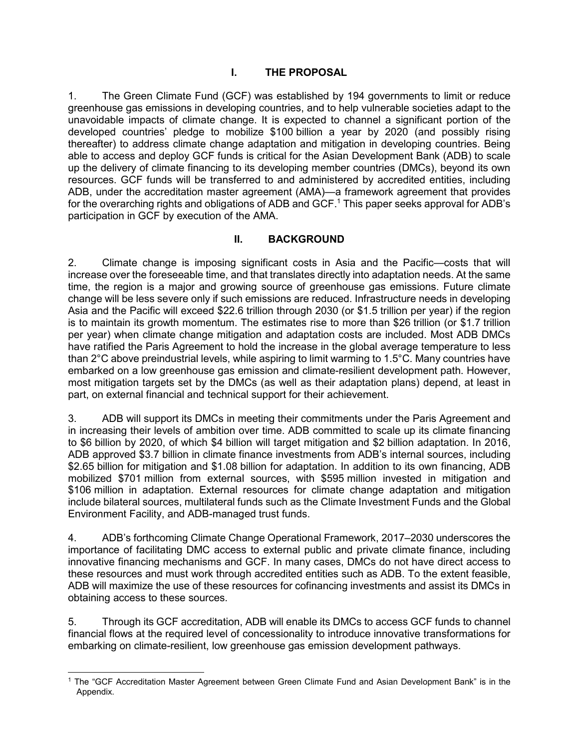## I. THE PROPOSAL

1. The Green Climate Fund (GCF) was established by 194 governments to limit or reduce greenhouse gas emissions in developing countries, and to help vulnerable societies adapt to the unavoidable impacts of climate change. It is expected to channel a significant portion of the developed countries' pledge to mobilize $100 billion a year by 2020 (and possibly rising thereafter) to address climate change adaptation and mitigation in developing countries. Being able to access and deploy GCF funds is critical for the Asian Development Bank (ADB) to scale up the delivery of climate financing to its developing member countries (DMCs), beyond its own resources. GCF funds will be transferred to and administered by accredited entities, including ADB, under the accreditation master agreement (AMA)—a framework agreement that provides for the overarching rights and obligations of ADB and GCF.[1] This paper seeks approval for ADB's participation in GCF by execution of the AMA.

## II. BACKGROUND

2. Climate change is imposing significant costs in Asia and the Pacific—costs that will increase over the foreseeable time, and that translates directly into adaptation needs. At the same time, the region is a major and growing source of greenhouse gas emissions. Future climate change will be less severe only if such emissions are reduced. Infrastructure needs in developing Asia and the Pacific will exceed $22.6 trillion through 2030 (or $1.5 trillion per year) if the region is to maintain its growth momentum. The estimates rise to more than $26 trillion (or $1.7 trillion per year) when climate change mitigation and adaptation costs are included. Most ADB DMCs have ratified the Paris Agreement to hold the increase in the global average temperature to less than 2°C above preindustrial levels, while aspiring to limit warming to 1.5°C. Many countries have embarked on a low greenhouse gas emission and climate-resilient development path. However, most mitigation targets set by the DMCs (as well as their adaptation plans) depend, at least in part, on external financial and technical support for their achievement.

3. ADB will support its DMCs in meeting their commitments under the Paris Agreement and in increasing their levels of ambition over time. ADB committed to scale up its climate financing to $6 billion by 2020, of which $4 billion will target mitigation and $2 billion adaptation. In 2016, ADB approved $3.7 billion in climate finance investments from ADB's internal sources, including $2.65 billion for mitigation and $1.08 billion for adaptation. In addition to its own financing, ADB mobilized $701 million from external sources, with $595 million invested in mitigation and $106 million in adaptation. External resources for climate change adaptation and mitigation include bilateral sources, multilateral funds such as the Climate Investment Funds and the Global Environment Facility, and ADB-managed trust funds.

4. ADB's forthcoming Climate Change Operational Framework, 2017–2030 underscores the importance of facilitating DMC access to external public and private climate finance, including innovative financing mechanisms and GCF. In many cases, DMCs do not have direct access to these resources and must work through accredited entities such as ADB. To the extent feasible, ADB will maximize the use of these resources for cofinancing investments and assist its DMCs in obtaining access to these sources.

5. Through its GCF accreditation, ADB will enable its DMCs to access GCF funds to channel financial flows at the required level of concessionality to introduce innovative transformations for embarking on climate-resilient, low greenhouse gas emission development pathways.

[1] The "GCF Accreditation Master Agreement between Green Climate Fund and Asian Development Bank" is in the Appendix.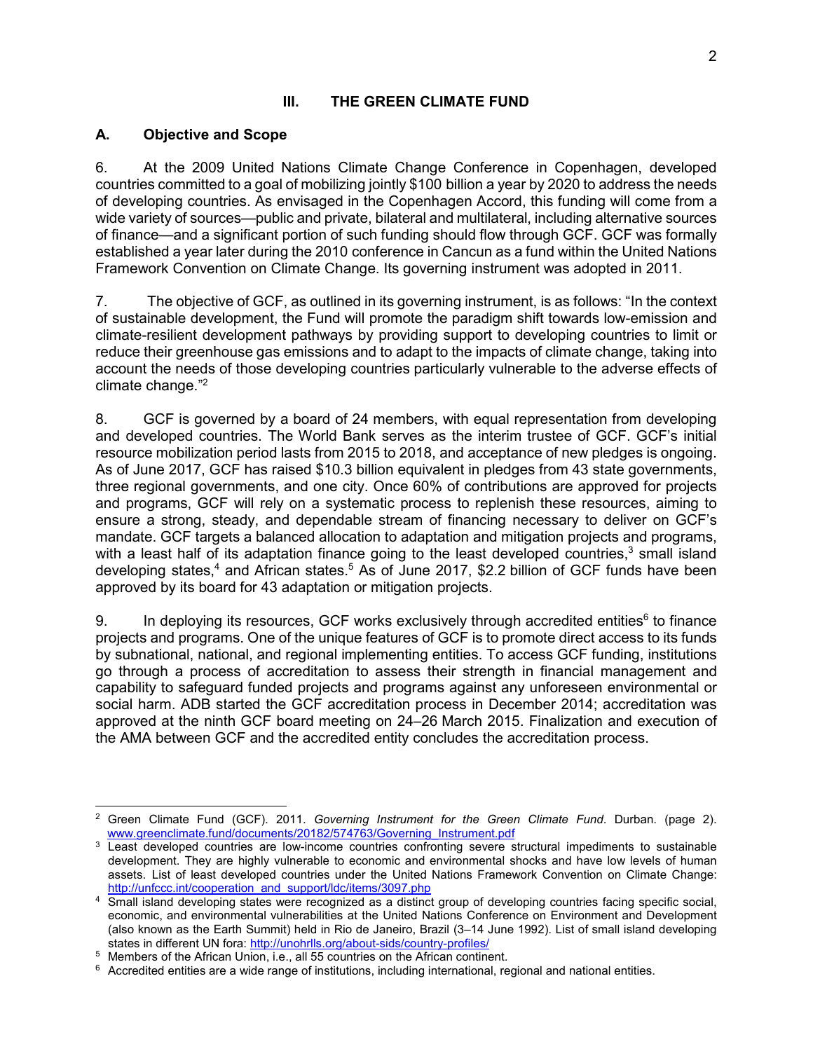## III. THE GREEN CLIMATE FUND

### A. Objective and Scope

6. At the 2009 United Nations Climate Change Conference in Copenhagen, developed countries committed to a goal of mobilizing jointly $100 billion a year by 2020 to address the needs of developing countries. As envisaged in the Copenhagen Accord, this funding will come from a wide variety of sources—public and private, bilateral and multilateral, including alternative sources of finance—and a significant portion of such funding should flow through GCF. GCF was formally established a year later during the 2010 conference in Cancun as a fund within the United Nations Framework Convention on Climate Change. Its governing instrument was adopted in 2011.

7. The objective of GCF, as outlined in its governing instrument, is as follows: "In the context of sustainable development, the Fund will promote the paradigm shift towards low-emission and climate-resilient development pathways by providing support to developing countries to limit or reduce their greenhouse gas emissions and to adapt to the impacts of climate change, taking into account the needs of those developing countries particularly vulnerable to the adverse effects of climate change."[2]

8. GCF is governed by a board of 24 members, with equal representation from developing and developed countries. The World Bank serves as the interim trustee of GCF. GCF's initial resource mobilization period lasts from 2015 to 2018, and acceptance of new pledges is ongoing. As of June 2017, GCF has raised $10.3 billion equivalent in pledges from 43 state governments, three regional governments, and one city. Once 60% of contributions are approved for projects and programs, GCF will rely on a systematic process to replenish these resources, aiming to ensure a strong, steady, and dependable stream of financing necessary to deliver on GCF's mandate. GCF targets a balanced allocation to adaptation and mitigation projects and programs, with a least half of its adaptation finance going to the least developed countries,[3] small island developing states,[4] and African states.[5] As of June 2017, $2.2 billion of GCF funds have been approved by its board for 43 adaptation or mitigation projects.

9. In deploying its resources, GCF works exclusively through accredited entities[6] to finance projects and programs. One of the unique features of GCF is to promote direct access to its funds by subnational, national, and regional implementing entities. To access GCF funding, institutions go through a process of accreditation to assess their strength in financial management and capability to safeguard funded projects and programs against any unforeseen environmental or social harm. ADB started the GCF accreditation process in December 2014; accreditation was approved at the ninth GCF board meeting on 24–26 March 2015. Finalization and execution of the AMA between GCF and the accredited entity concludes the accreditation process.

---

[2] Green Climate Fund (GCF). 2011. *Governing Instrument for the Green Climate Fund*. Durban. (page 2). www.greenclimate.fund/documents/20182/574763/Governing_Instrument.pdf

[3] Least developed countries are low-income countries confronting severe structural impediments to sustainable development. They are highly vulnerable to economic and environmental shocks and have low levels of human assets. List of least developed countries under the United Nations Framework Convention on Climate Change: http://unfccc.int/cooperation_and_support/ldc/items/3097.php

[4] Small island developing states were recognized as a distinct group of developing countries facing specific social, economic, and environmental vulnerabilities at the United Nations Conference on Environment and Development (also known as the Earth Summit) held in Rio de Janeiro, Brazil (3–14 June 1992). List of small island developing states in different UN fora: http://unohrlls.org/about-sids/country-profiles/

[5] Members of the African Union, i.e., all 55 countries on the African continent.

[6] Accredited entities are a wide range of institutions, including international, regional and national entities.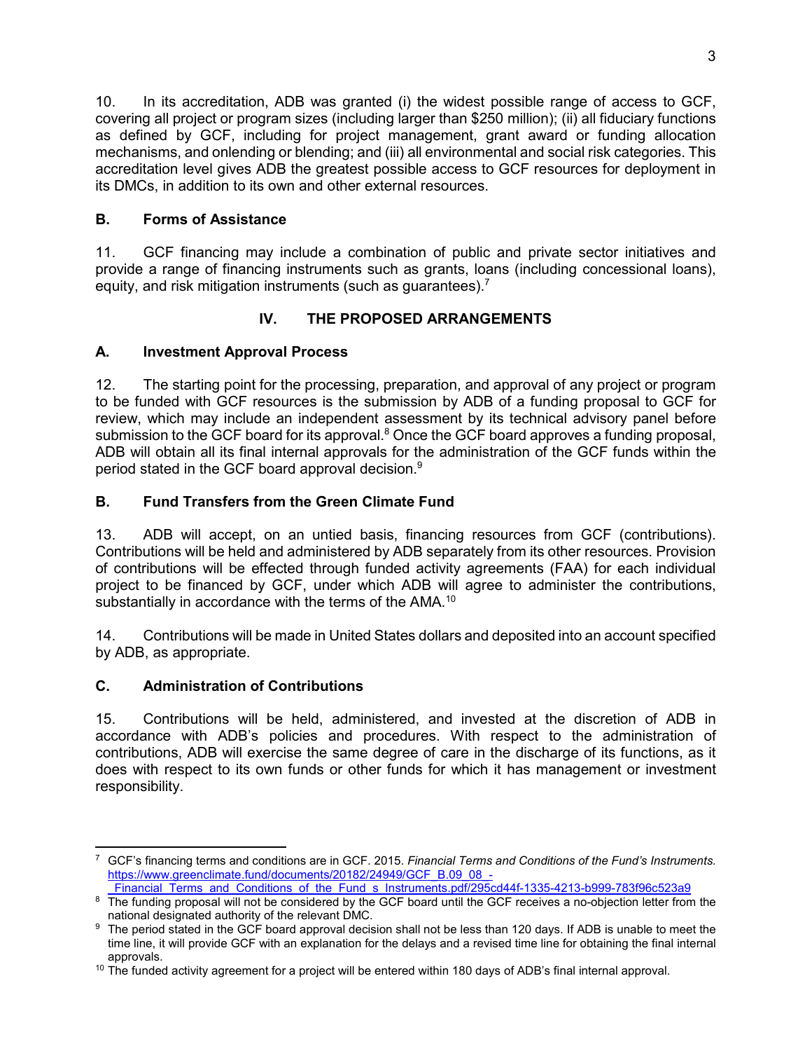10. In its accreditation, ADB was granted (i) the widest possible range of access to GCF, covering all project or program sizes (including larger than $250 million); (ii) all fiduciary functions as defined by GCF, including for project management, grant award or funding allocation mechanisms, and onlending or blending; and (iii) all environmental and social risk categories. This accreditation level gives ADB the greatest possible access to GCF resources for deployment in its DMCs, in addition to its own and other external resources.

### B. Forms of Assistance

11. GCF financing may include a combination of public and private sector initiatives and provide a range of financing instruments such as grants, loans (including concessional loans), equity, and risk mitigation instruments (such as guarantees).[7]

## IV. THE PROPOSED ARRANGEMENTS

### A. Investment Approval Process

12. The starting point for the processing, preparation, and approval of any project or program to be funded with GCF resources is the submission by ADB of a funding proposal to GCF for review, which may include an independent assessment by its technical advisory panel before submission to the GCF board for its approval.[8] Once the GCF board approves a funding proposal, ADB will obtain all its final internal approvals for the administration of the GCF funds within the period stated in the GCF board approval decision.[9]

### B. Fund Transfers from the Green Climate Fund

13. ADB will accept, on an untied basis, financing resources from GCF (contributions). Contributions will be held and administered by ADB separately from its other resources. Provision of contributions will be effected through funded activity agreements (FAA) for each individual project to be financed by GCF, under which ADB will agree to administer the contributions, substantially in accordance with the terms of the AMA.[10]

14. Contributions will be made in United States dollars and deposited into an account specified by ADB, as appropriate.

### C. Administration of Contributions

15. Contributions will be held, administered, and invested at the discretion of ADB in accordance with ADB's policies and procedures. With respect to the administration of contributions, ADB will exercise the same degree of care in the discharge of its functions, as it does with respect to its own funds or other funds for which it has management or investment responsibility.

---

[7] GCF's financing terms and conditions are in GCF. 2015. *Financial Terms and Conditions of the Fund's Instruments.* https://www.greenclimate.fund/documents/20182/24949/GCF_B.09_08_-_Financial_Terms_and_Conditions_of_the_Fund_s_Instruments.pdf/295cd44f-1335-4213-b999-783f96c523a9

[8] The funding proposal will not be considered by the GCF board until the GCF receives a no-objection letter from the national designated authority of the relevant DMC.

[9] The period stated in the GCF board approval decision shall not be less than 120 days. If ADB is unable to meet the time line, it will provide GCF with an explanation for the delays and a revised time line for obtaining the final internal approvals.

[10] The funded activity agreement for a project will be entered within 180 days of ADB's final internal approval.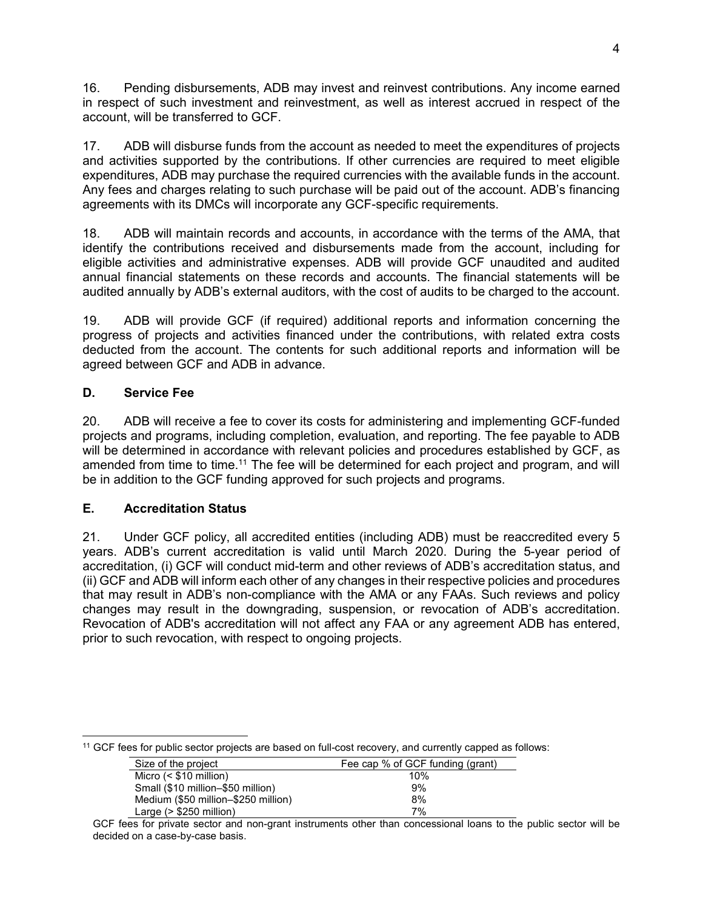16. Pending disbursements, ADB may invest and reinvest contributions. Any income earned in respect of such investment and reinvestment, as well as interest accrued in respect of the account, will be transferred to GCF.

17. ADB will disburse funds from the account as needed to meet the expenditures of projects and activities supported by the contributions. If other currencies are required to meet eligible expenditures, ADB may purchase the required currencies with the available funds in the account. Any fees and charges relating to such purchase will be paid out of the account. ADB's financing agreements with its DMCs will incorporate any GCF-specific requirements.

18. ADB will maintain records and accounts, in accordance with the terms of the AMA, that identify the contributions received and disbursements made from the account, including for eligible activities and administrative expenses. ADB will provide GCF unaudited and audited annual financial statements on these records and accounts. The financial statements will be audited annually by ADB's external auditors, with the cost of audits to be charged to the account.

19. ADB will provide GCF (if required) additional reports and information concerning the progress of projects and activities financed under the contributions, with related extra costs deducted from the account. The contents for such additional reports and information will be agreed between GCF and ADB in advance.

## D. Service Fee

20. ADB will receive a fee to cover its costs for administering and implementing GCF-funded projects and programs, including completion, evaluation, and reporting. The fee payable to ADB will be determined in accordance with relevant policies and procedures established by GCF, as amended from time to time.[11] The fee will be determined for each project and program, and will be in addition to the GCF funding approved for such projects and programs.

## E. Accreditation Status

21. Under GCF policy, all accredited entities (including ADB) must be reaccredited every 5 years. ADB's current accreditation is valid until March 2020. During the 5-year period of accreditation, (i) GCF will conduct mid-term and other reviews of ADB's accreditation status, and (ii) GCF and ADB will inform each other of any changes in their respective policies and procedures that may result in ADB's non-compliance with the AMA or any FAAs. Such reviews and policy changes may result in the downgrading, suspension, or revocation of ADB's accreditation. Revocation of ADB's accreditation will not affect any FAA or any agreement ADB has entered, prior to such revocation, with respect to ongoing projects.

---

[11] GCF fees for public sector projects are based on full-cost recovery, and currently capped as follows:

| Size of the project | Fee cap % of GCF funding (grant) |
|---|---|
| Micro (< $10 million) | 10% |
| Small ($10 million–$50 million) | 9% |
| Medium ($50 million–$250 million) | 8% |
| Large (> $250 million) | 7% |

GCF fees for private sector and non-grant instruments other than concessional loans to the public sector will be decided on a case-by-case basis.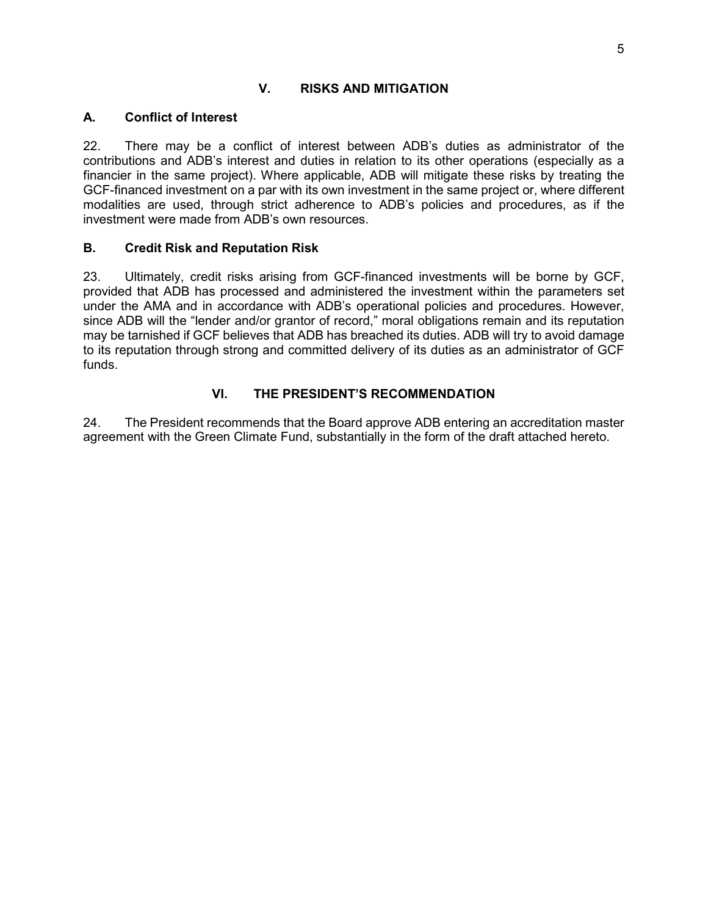## V. RISKS AND MITIGATION

### A. Conflict of Interest

22. There may be a conflict of interest between ADB's duties as administrator of the contributions and ADB's interest and duties in relation to its other operations (especially as a financier in the same project). Where applicable, ADB will mitigate these risks by treating the GCF-financed investment on a par with its own investment in the same project or, where different modalities are used, through strict adherence to ADB's policies and procedures, as if the investment were made from ADB's own resources.

### B. Credit Risk and Reputation Risk

23. Ultimately, credit risks arising from GCF-financed investments will be borne by GCF, provided that ADB has processed and administered the investment within the parameters set under the AMA and in accordance with ADB's operational policies and procedures. However, since ADB will the "lender and/or grantor of record," moral obligations remain and its reputation may be tarnished if GCF believes that ADB has breached its duties. ADB will try to avoid damage to its reputation through strong and committed delivery of its duties as an administrator of GCF funds.

## VI. THE PRESIDENT'S RECOMMENDATION

24. The President recommends that the Board approve ADB entering an accreditation master agreement with the Green Climate Fund, substantially in the form of the draft attached hereto.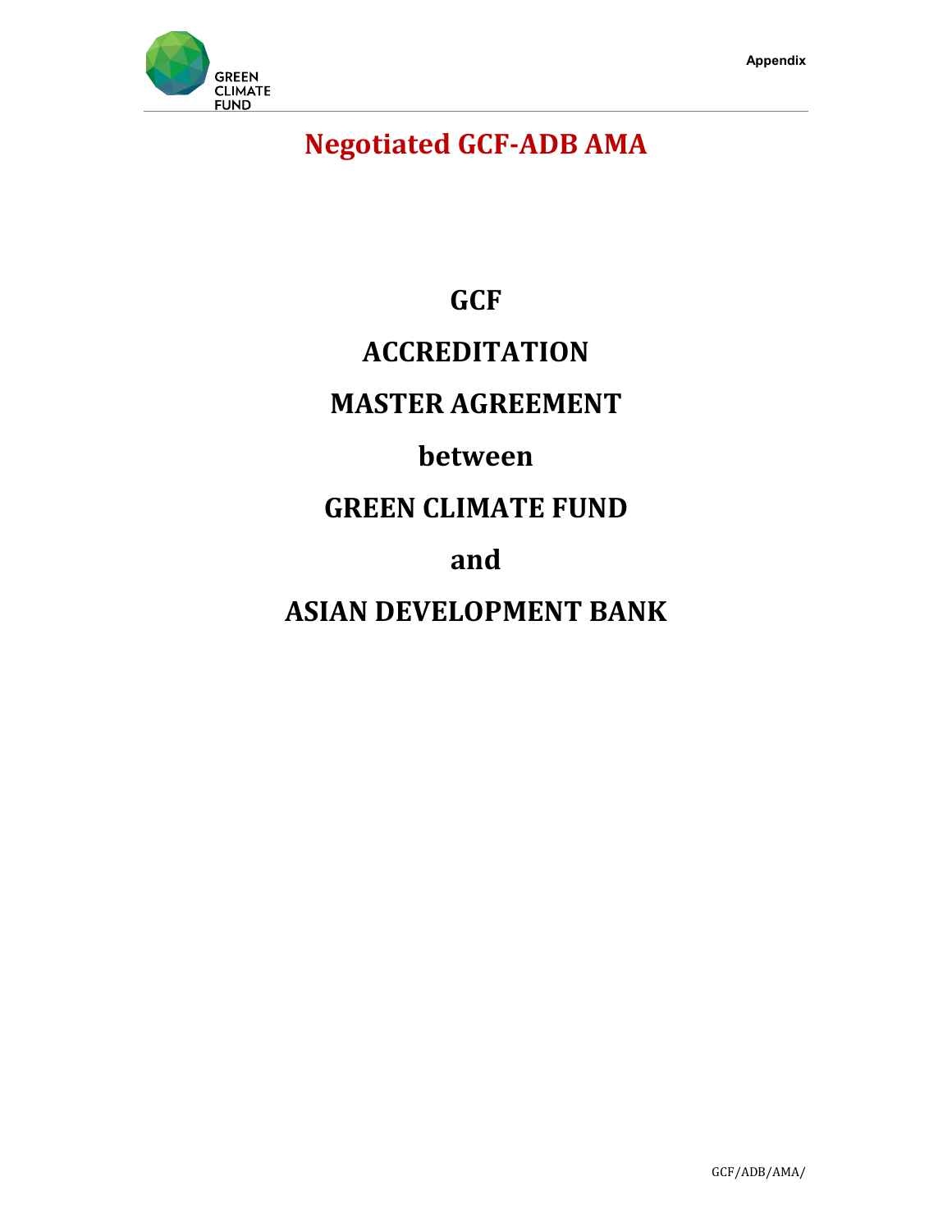Appendix

# Negotiated GCF-ADB AMA

# GCF

# ACCREDITATION

# MASTER AGREEMENT

# between

# GREEN CLIMATE FUND

# and

# ASIAN DEVELOPMENT BANK

GCF/ADB/AMA/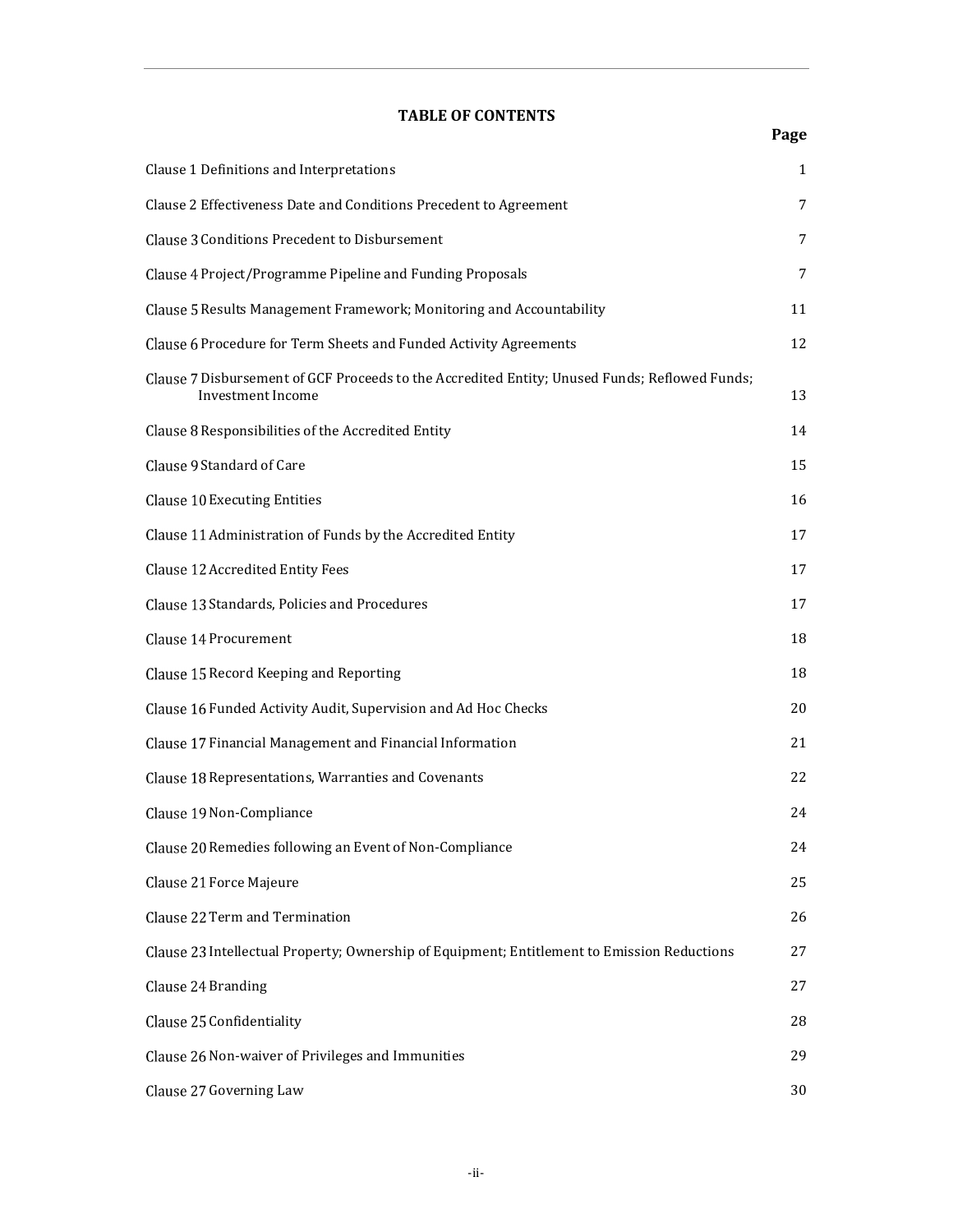## TABLE OF CONTENTS

| | Page |
|---|---|
| Clause 1 Definitions and Interpretations | 1 |
| Clause 2 Effectiveness Date and Conditions Precedent to Agreement | 7 |
| Clause 3 Conditions Precedent to Disbursement | 7 |
| Clause 4 Project/Programme Pipeline and Funding Proposals | 7 |
| Clause 5 Results Management Framework; Monitoring and Accountability | 11 |
| Clause 6 Procedure for Term Sheets and Funded Activity Agreements | 12 |
| Clause 7 Disbursement of GCF Proceeds to the Accredited Entity; Unused Funds; Reflowed Funds; Investment Income | 13 |
| Clause 8 Responsibilities of the Accredited Entity | 14 |
| Clause 9 Standard of Care | 15 |
| Clause 10 Executing Entities | 16 |
| Clause 11 Administration of Funds by the Accredited Entity | 17 |
| Clause 12 Accredited Entity Fees | 17 |
| Clause 13 Standards, Policies and Procedures | 17 |
| Clause 14 Procurement | 18 |
| Clause 15 Record Keeping and Reporting | 18 |
| Clause 16 Funded Activity Audit, Supervision and Ad Hoc Checks | 20 |
| Clause 17 Financial Management and Financial Information | 21 |
| Clause 18 Representations, Warranties and Covenants | 22 |
| Clause 19 Non-Compliance | 24 |
| Clause 20 Remedies following an Event of Non-Compliance | 24 |
| Clause 21 Force Majeure | 25 |
| Clause 22 Term and Termination | 26 |
| Clause 23 Intellectual Property; Ownership of Equipment; Entitlement to Emission Reductions | 27 |
| Clause 24 Branding | 27 |
| Clause 25 Confidentiality | 28 |
| Clause 26 Non-waiver of Privileges and Immunities | 29 |
| Clause 27 Governing Law | 30 |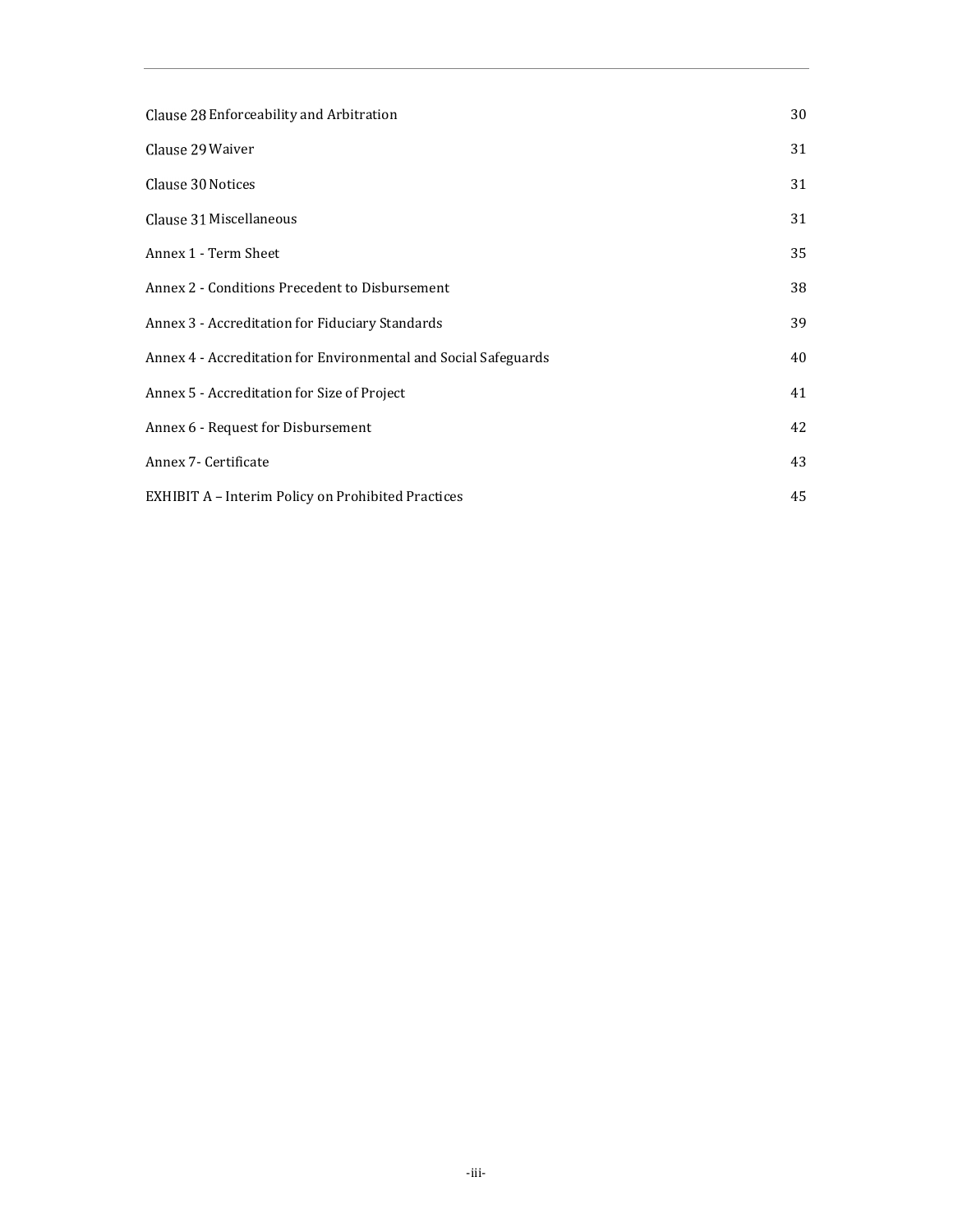| | |
|---|---|
| Clause 28 Enforceability and Arbitration | 30 |
| Clause 29 Waiver | 31 |
| Clause 30 Notices | 31 |
| Clause 31 Miscellaneous | 31 |
| Annex 1 - Term Sheet | 35 |
| Annex 2 - Conditions Precedent to Disbursement | 38 |
| Annex 3 - Accreditation for Fiduciary Standards | 39 |
| Annex 4 - Accreditation for Environmental and Social Safeguards | 40 |
| Annex 5 - Accreditation for Size of Project | 41 |
| Annex 6 - Request for Disbursement | 42 |
| Annex 7- Certificate | 43 |
| EXHIBIT A – Interim Policy on Prohibited Practices | 45 |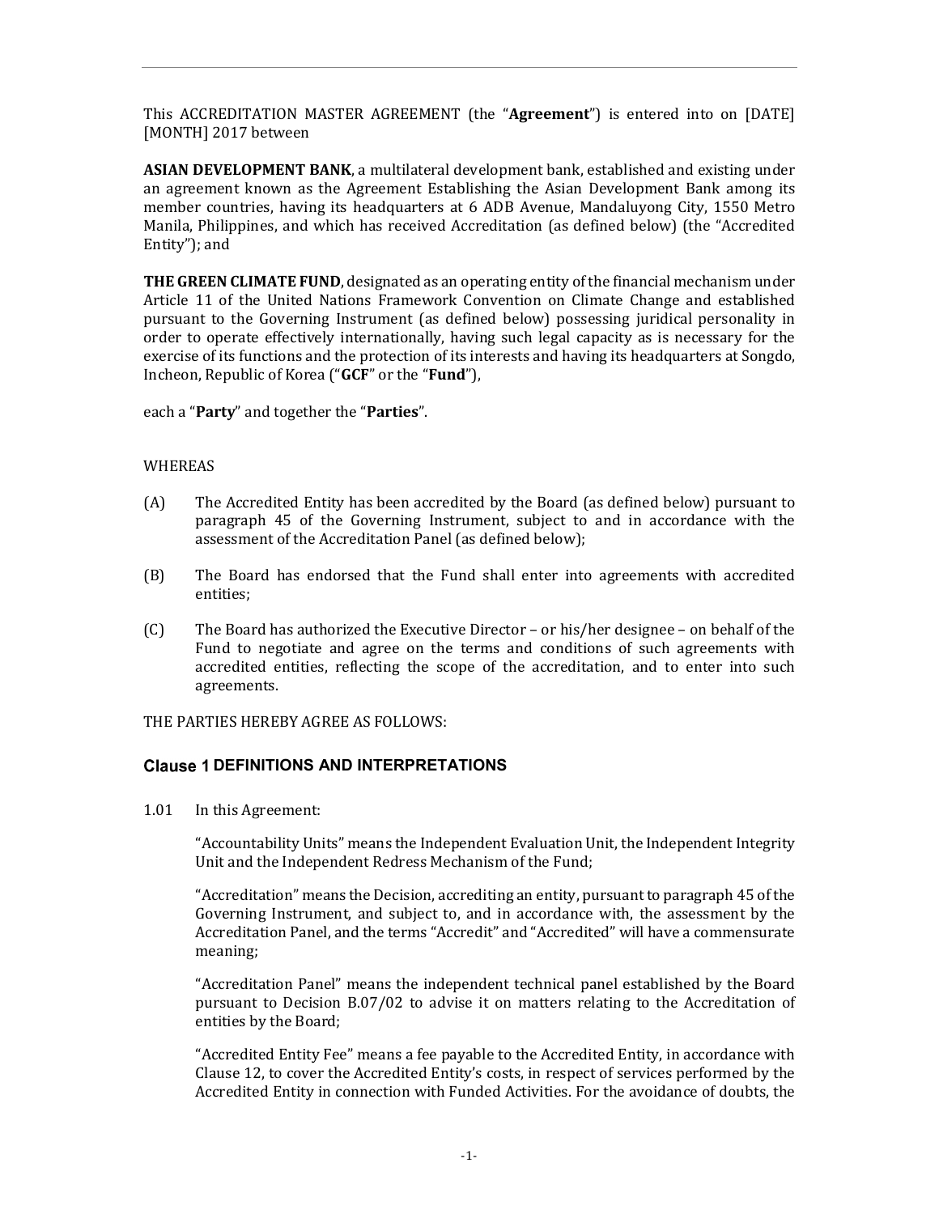This ACCREDITATION MASTER AGREEMENT (the "**Agreement**") is entered into on [DATE] [MONTH] 2017 between

**ASIAN DEVELOPMENT BANK**, a multilateral development bank, established and existing under an agreement known as the Agreement Establishing the Asian Development Bank among its member countries, having its headquarters at 6 ADB Avenue, Mandaluyong City, 1550 Metro Manila, Philippines, and which has received Accreditation (as defined below) (the "Accredited Entity"); and

**THE GREEN CLIMATE FUND**, designated as an operating entity of the financial mechanism under Article 11 of the United Nations Framework Convention on Climate Change and established pursuant to the Governing Instrument (as defined below) possessing juridical personality in order to operate effectively internationally, having such legal capacity as is necessary for the exercise of its functions and the protection of its interests and having its headquarters at Songdo, Incheon, Republic of Korea ("**GCF**" or the "**Fund**"),

each a "**Party**" and together the "**Parties**".

WHEREAS

(A) The Accredited Entity has been accredited by the Board (as defined below) pursuant to paragraph 45 of the Governing Instrument, subject to and in accordance with the assessment of the Accreditation Panel (as defined below);

(B) The Board has endorsed that the Fund shall enter into agreements with accredited entities;

(C) The Board has authorized the Executive Director – or his/her designee – on behalf of the Fund to negotiate and agree on the terms and conditions of such agreements with accredited entities, reflecting the scope of the accreditation, and to enter into such agreements.

THE PARTIES HEREBY AGREE AS FOLLOWS:

## Clause 1 DEFINITIONS AND INTERPRETATIONS

1.01 In this Agreement:

"Accountability Units" means the Independent Evaluation Unit, the Independent Integrity Unit and the Independent Redress Mechanism of the Fund;

"Accreditation" means the Decision, accrediting an entity, pursuant to paragraph 45 of the Governing Instrument, and subject to, and in accordance with, the assessment by the Accreditation Panel, and the terms "Accredit" and "Accredited" will have a commensurate meaning;

"Accreditation Panel" means the independent technical panel established by the Board pursuant to Decision B.07/02 to advise it on matters relating to the Accreditation of entities by the Board;

"Accredited Entity Fee" means a fee payable to the Accredited Entity, in accordance with Clause 12, to cover the Accredited Entity's costs, in respect of services performed by the Accredited Entity in connection with Funded Activities. For the avoidance of doubts, the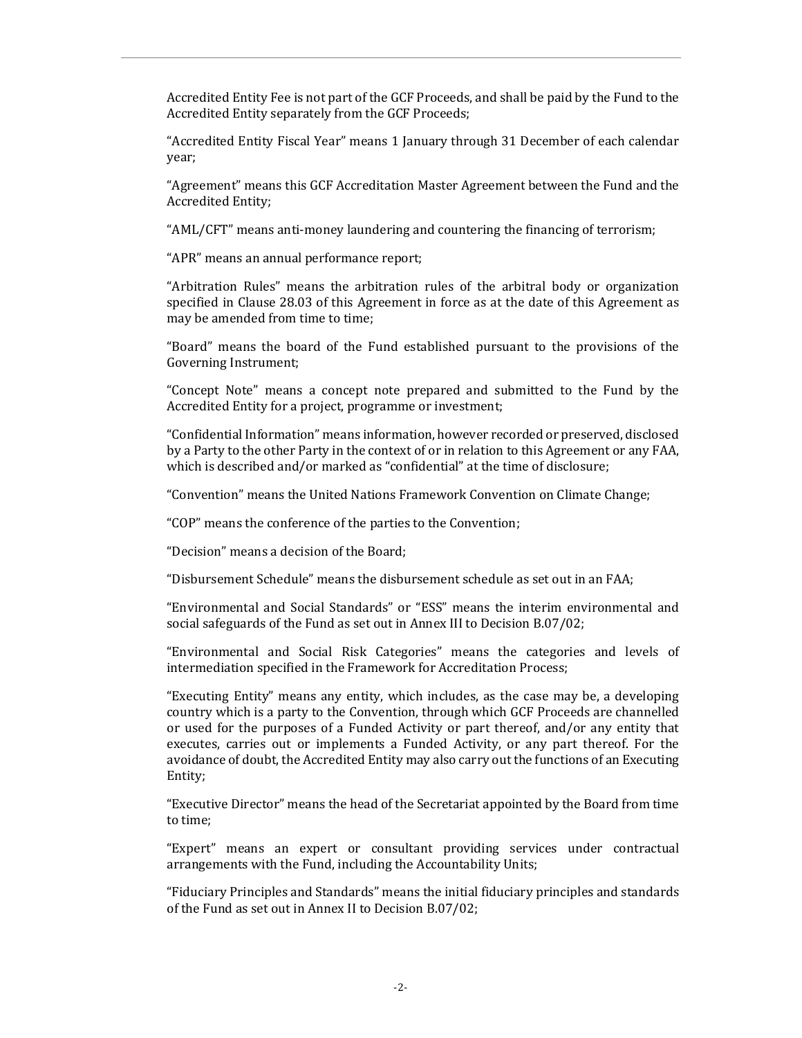Accredited Entity Fee is not part of the GCF Proceeds, and shall be paid by the Fund to the Accredited Entity separately from the GCF Proceeds;

"Accredited Entity Fiscal Year" means 1 January through 31 December of each calendar year;

"Agreement" means this GCF Accreditation Master Agreement between the Fund and the Accredited Entity;

"AML/CFT" means anti-money laundering and countering the financing of terrorism;

"APR" means an annual performance report;

"Arbitration Rules" means the arbitration rules of the arbitral body or organization specified in Clause 28.03 of this Agreement in force as at the date of this Agreement as may be amended from time to time;

"Board" means the board of the Fund established pursuant to the provisions of the Governing Instrument;

"Concept Note" means a concept note prepared and submitted to the Fund by the Accredited Entity for a project, programme or investment;

"Confidential Information" means information, however recorded or preserved, disclosed by a Party to the other Party in the context of or in relation to this Agreement or any FAA, which is described and/or marked as "confidential" at the time of disclosure;

"Convention" means the United Nations Framework Convention on Climate Change;

"COP" means the conference of the parties to the Convention;

"Decision" means a decision of the Board;

"Disbursement Schedule" means the disbursement schedule as set out in an FAA;

"Environmental and Social Standards" or "ESS" means the interim environmental and social safeguards of the Fund as set out in Annex III to Decision B.07/02;

"Environmental and Social Risk Categories" means the categories and levels of intermediation specified in the Framework for Accreditation Process;

"Executing Entity" means any entity, which includes, as the case may be, a developing country which is a party to the Convention, through which GCF Proceeds are channelled or used for the purposes of a Funded Activity or part thereof, and/or any entity that executes, carries out or implements a Funded Activity, or any part thereof. For the avoidance of doubt, the Accredited Entity may also carry out the functions of an Executing Entity;

"Executive Director" means the head of the Secretariat appointed by the Board from time to time;

"Expert" means an expert or consultant providing services under contractual arrangements with the Fund, including the Accountability Units;

"Fiduciary Principles and Standards" means the initial fiduciary principles and standards of the Fund as set out in Annex II to Decision B.07/02;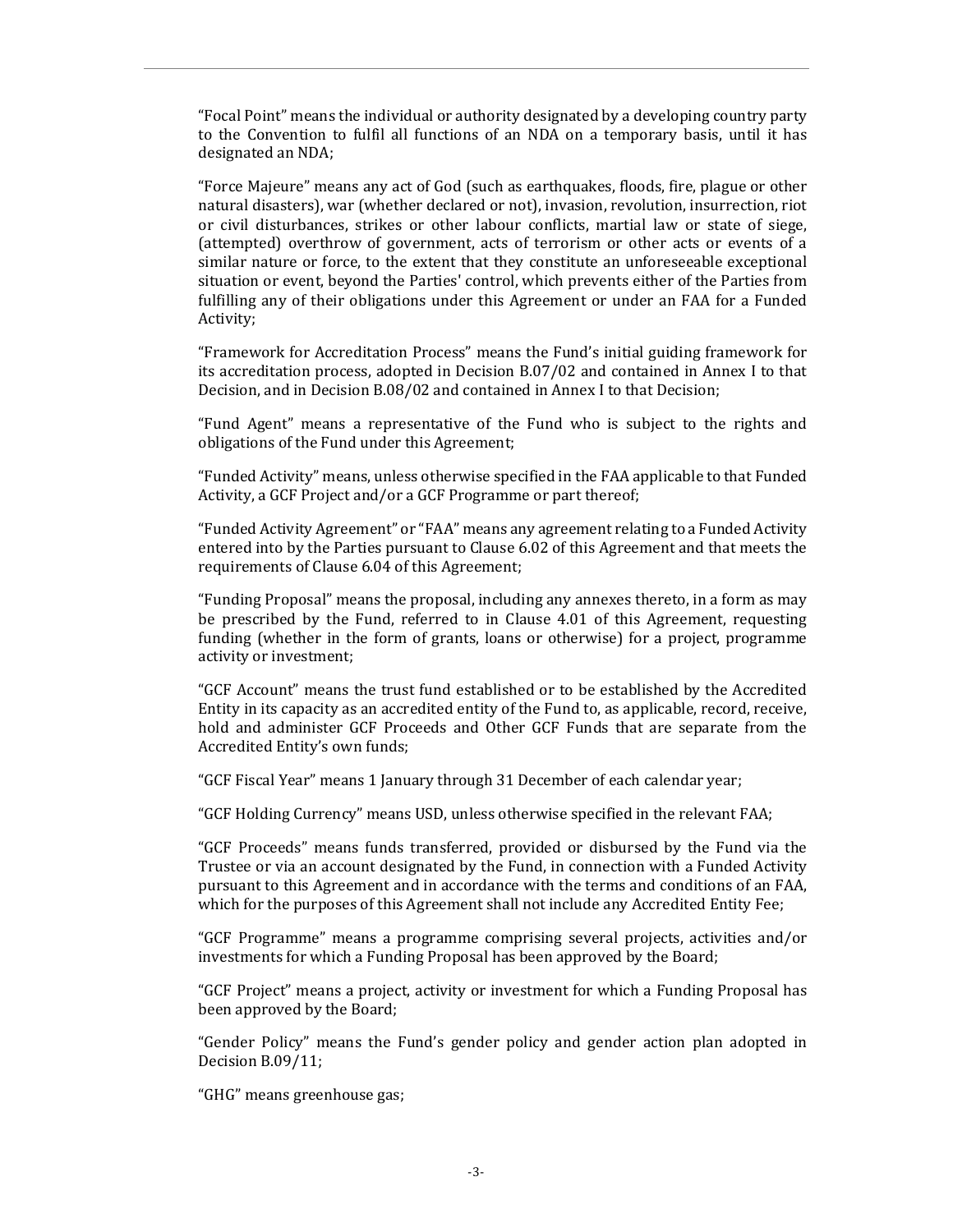"Focal Point" means the individual or authority designated by a developing country party to the Convention to fulfil all functions of an NDA on a temporary basis, until it has designated an NDA;

"Force Majeure" means any act of God (such as earthquakes, floods, fire, plague or other natural disasters), war (whether declared or not), invasion, revolution, insurrection, riot or civil disturbances, strikes or other labour conflicts, martial law or state of siege, (attempted) overthrow of government, acts of terrorism or other acts or events of a similar nature or force, to the extent that they constitute an unforeseeable exceptional situation or event, beyond the Parties' control, which prevents either of the Parties from fulfilling any of their obligations under this Agreement or under an FAA for a Funded Activity;

"Framework for Accreditation Process" means the Fund's initial guiding framework for its accreditation process, adopted in Decision B.07/02 and contained in Annex I to that Decision, and in Decision B.08/02 and contained in Annex I to that Decision;

"Fund Agent" means a representative of the Fund who is subject to the rights and obligations of the Fund under this Agreement;

"Funded Activity" means, unless otherwise specified in the FAA applicable to that Funded Activity, a GCF Project and/or a GCF Programme or part thereof;

"Funded Activity Agreement" or "FAA" means any agreement relating to a Funded Activity entered into by the Parties pursuant to Clause 6.02 of this Agreement and that meets the requirements of Clause 6.04 of this Agreement;

"Funding Proposal" means the proposal, including any annexes thereto, in a form as may be prescribed by the Fund, referred to in Clause 4.01 of this Agreement, requesting funding (whether in the form of grants, loans or otherwise) for a project, programme activity or investment;

"GCF Account" means the trust fund established or to be established by the Accredited Entity in its capacity as an accredited entity of the Fund to, as applicable, record, receive, hold and administer GCF Proceeds and Other GCF Funds that are separate from the Accredited Entity's own funds;

"GCF Fiscal Year" means 1 January through 31 December of each calendar year;

"GCF Holding Currency" means USD, unless otherwise specified in the relevant FAA;

"GCF Proceeds" means funds transferred, provided or disbursed by the Fund via the Trustee or via an account designated by the Fund, in connection with a Funded Activity pursuant to this Agreement and in accordance with the terms and conditions of an FAA, which for the purposes of this Agreement shall not include any Accredited Entity Fee;

"GCF Programme" means a programme comprising several projects, activities and/or investments for which a Funding Proposal has been approved by the Board;

"GCF Project" means a project, activity or investment for which a Funding Proposal has been approved by the Board;

"Gender Policy" means the Fund's gender policy and gender action plan adopted in Decision B.09/11;

"GHG" means greenhouse gas;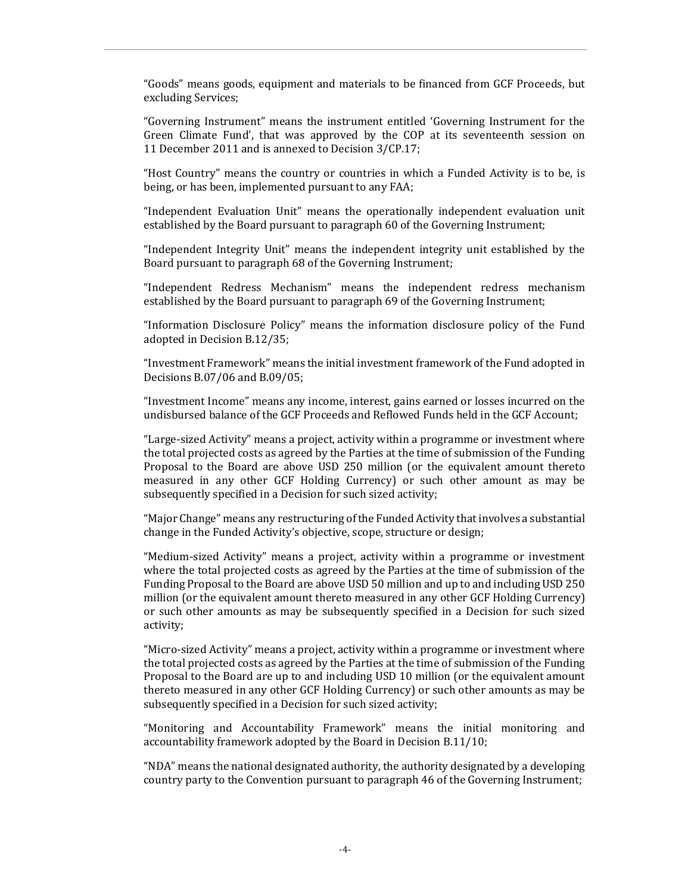"Goods" means goods, equipment and materials to be financed from GCF Proceeds, but excluding Services;

"Governing Instrument" means the instrument entitled 'Governing Instrument for the Green Climate Fund', that was approved by the COP at its seventeenth session on 11 December 2011 and is annexed to Decision 3/CP.17;

"Host Country" means the country or countries in which a Funded Activity is to be, is being, or has been, implemented pursuant to any FAA;

"Independent Evaluation Unit" means the operationally independent evaluation unit established by the Board pursuant to paragraph 60 of the Governing Instrument;

"Independent Integrity Unit" means the independent integrity unit established by the Board pursuant to paragraph 68 of the Governing Instrument;

"Independent Redress Mechanism" means the independent redress mechanism established by the Board pursuant to paragraph 69 of the Governing Instrument;

"Information Disclosure Policy" means the information disclosure policy of the Fund adopted in Decision B.12/35;

"Investment Framework" means the initial investment framework of the Fund adopted in Decisions B.07/06 and B.09/05;

"Investment Income" means any income, interest, gains earned or losses incurred on the undisbursed balance of the GCF Proceeds and Reflowed Funds held in the GCF Account;

"Large-sized Activity" means a project, activity within a programme or investment where the total projected costs as agreed by the Parties at the time of submission of the Funding Proposal to the Board are above USD 250 million (or the equivalent amount thereto measured in any other GCF Holding Currency) or such other amount as may be subsequently specified in a Decision for such sized activity;

"Major Change" means any restructuring of the Funded Activity that involves a substantial change in the Funded Activity's objective, scope, structure or design;

"Medium-sized Activity" means a project, activity within a programme or investment where the total projected costs as agreed by the Parties at the time of submission of the Funding Proposal to the Board are above USD 50 million and up to and including USD 250 million (or the equivalent amount thereto measured in any other GCF Holding Currency) or such other amounts as may be subsequently specified in a Decision for such sized activity;

"Micro-sized Activity" means a project, activity within a programme or investment where the total projected costs as agreed by the Parties at the time of submission of the Funding Proposal to the Board are up to and including USD 10 million (or the equivalent amount thereto measured in any other GCF Holding Currency) or such other amounts as may be subsequently specified in a Decision for such sized activity;

"Monitoring and Accountability Framework" means the initial monitoring and accountability framework adopted by the Board in Decision B.11/10;

"NDA" means the national designated authority, the authority designated by a developing country party to the Convention pursuant to paragraph 46 of the Governing Instrument;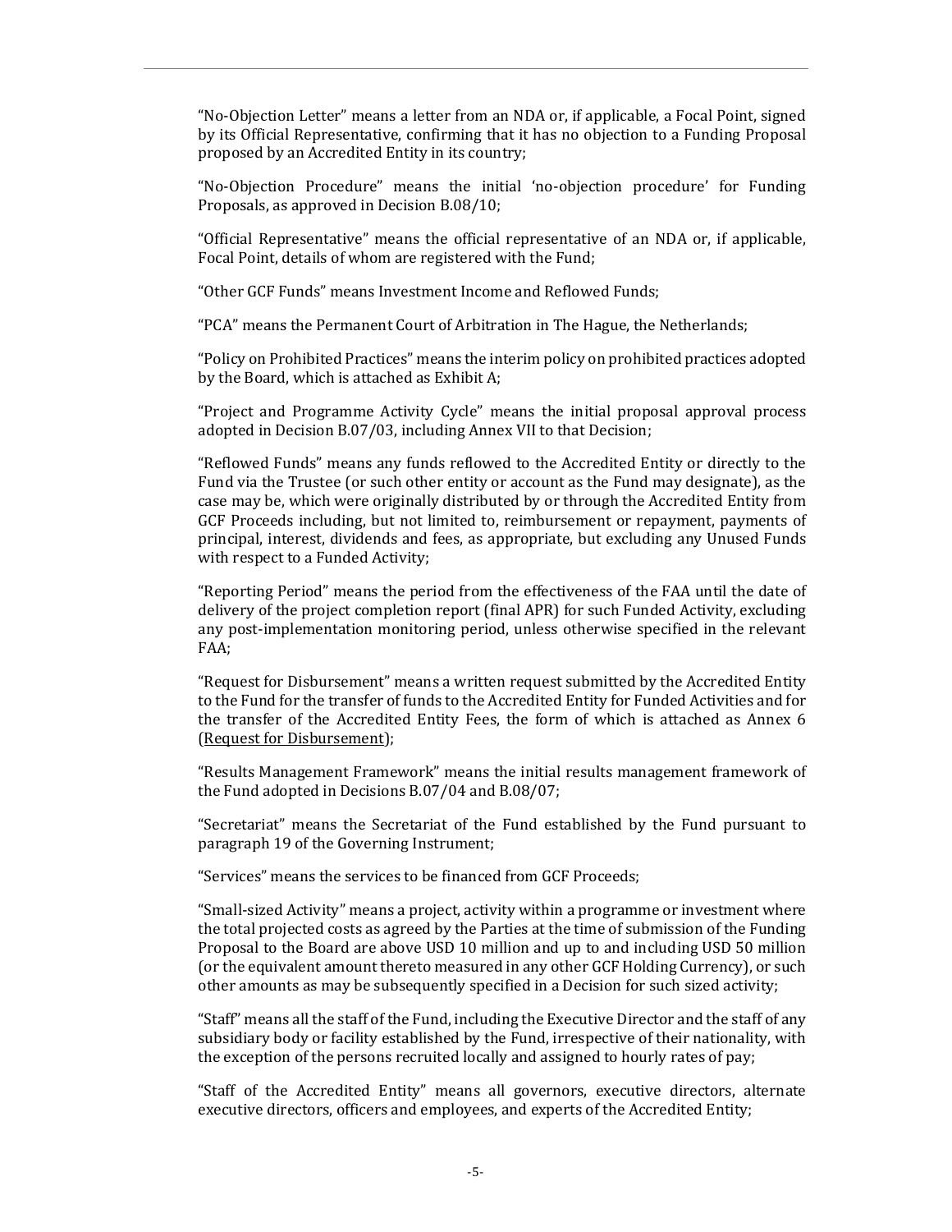"No-Objection Letter" means a letter from an NDA or, if applicable, a Focal Point, signed by its Official Representative, confirming that it has no objection to a Funding Proposal proposed by an Accredited Entity in its country;

"No-Objection Procedure" means the initial 'no-objection procedure' for Funding Proposals, as approved in Decision B.08/10;

"Official Representative" means the official representative of an NDA or, if applicable, Focal Point, details of whom are registered with the Fund;

"Other GCF Funds" means Investment Income and Reflowed Funds;

"PCA" means the Permanent Court of Arbitration in The Hague, the Netherlands;

"Policy on Prohibited Practices" means the interim policy on prohibited practices adopted by the Board, which is attached as Exhibit A;

"Project and Programme Activity Cycle" means the initial proposal approval process adopted in Decision B.07/03, including Annex VII to that Decision;

"Reflowed Funds" means any funds reflowed to the Accredited Entity or directly to the Fund via the Trustee (or such other entity or account as the Fund may designate), as the case may be, which were originally distributed by or through the Accredited Entity from GCF Proceeds including, but not limited to, reimbursement or repayment, payments of principal, interest, dividends and fees, as appropriate, but excluding any Unused Funds with respect to a Funded Activity;

"Reporting Period" means the period from the effectiveness of the FAA until the date of delivery of the project completion report (final APR) for such Funded Activity, excluding any post-implementation monitoring period, unless otherwise specified in the relevant FAA;

"Request for Disbursement" means a written request submitted by the Accredited Entity to the Fund for the transfer of funds to the Accredited Entity for Funded Activities and for the transfer of the Accredited Entity Fees, the form of which is attached as Annex 6 (Request for Disbursement);

"Results Management Framework" means the initial results management framework of the Fund adopted in Decisions B.07/04 and B.08/07;

"Secretariat" means the Secretariat of the Fund established by the Fund pursuant to paragraph 19 of the Governing Instrument;

"Services" means the services to be financed from GCF Proceeds;

"Small-sized Activity" means a project, activity within a programme or investment where the total projected costs as agreed by the Parties at the time of submission of the Funding Proposal to the Board are above USD 10 million and up to and including USD 50 million (or the equivalent amount thereto measured in any other GCF Holding Currency), or such other amounts as may be subsequently specified in a Decision for such sized activity;

"Staff" means all the staff of the Fund, including the Executive Director and the staff of any subsidiary body or facility established by the Fund, irrespective of their nationality, with the exception of the persons recruited locally and assigned to hourly rates of pay;

"Staff of the Accredited Entity" means all governors, executive directors, alternate executive directors, officers and employees, and experts of the Accredited Entity;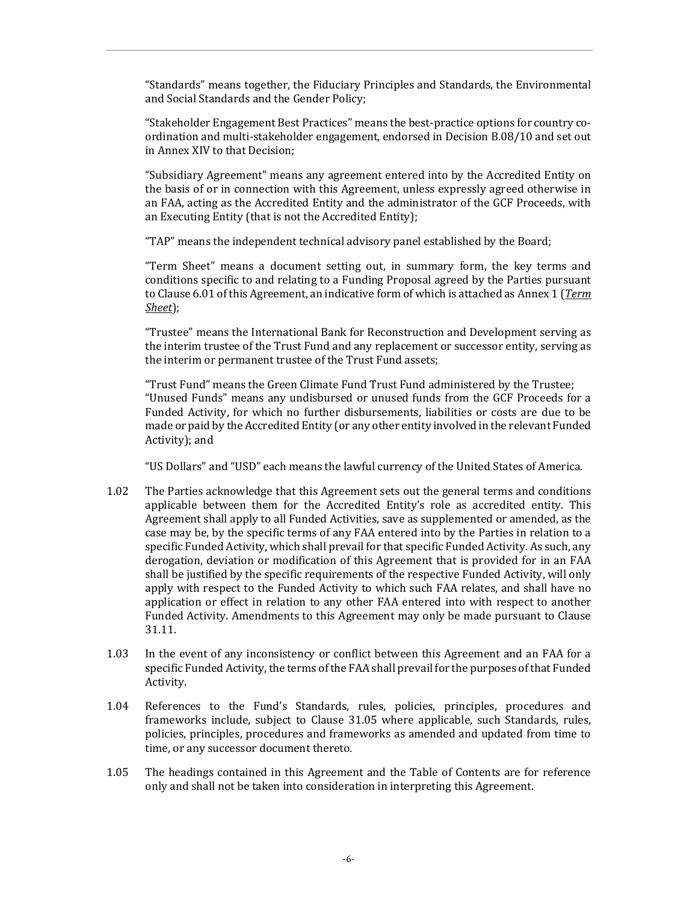"Standards" means together, the Fiduciary Principles and Standards, the Environmental and Social Standards and the Gender Policy;

"Stakeholder Engagement Best Practices" means the best-practice options for country co-ordination and multi-stakeholder engagement, endorsed in Decision B.08/10 and set out in Annex XIV to that Decision;

"Subsidiary Agreement" means any agreement entered into by the Accredited Entity on the basis of or in connection with this Agreement, unless expressly agreed otherwise in an FAA, acting as the Accredited Entity and the administrator of the GCF Proceeds, with an Executing Entity (that is not the Accredited Entity);

"TAP" means the independent technical advisory panel established by the Board;

"Term Sheet" means a document setting out, in summary form, the key terms and conditions specific to and relating to a Funding Proposal agreed by the Parties pursuant to Clause 6.01 of this Agreement, an indicative form of which is attached as Annex 1 (*Term Sheet*);

"Trustee" means the International Bank for Reconstruction and Development serving as the interim trustee of the Trust Fund and any replacement or successor entity, serving as the interim or permanent trustee of the Trust Fund assets;

"Trust Fund" means the Green Climate Fund Trust Fund administered by the Trustee;

"Unused Funds" means any undisbursed or unused funds from the GCF Proceeds for a Funded Activity, for which no further disbursements, liabilities or costs are due to be made or paid by the Accredited Entity (or any other entity involved in the relevant Funded Activity); and

"US Dollars" and "USD" each means the lawful currency of the United States of America.

1.02 The Parties acknowledge that this Agreement sets out the general terms and conditions applicable between them for the Accredited Entity's role as accredited entity. This Agreement shall apply to all Funded Activities, save as supplemented or amended, as the case may be, by the specific terms of any FAA entered into by the Parties in relation to a specific Funded Activity, which shall prevail for that specific Funded Activity. As such, any derogation, deviation or modification of this Agreement that is provided for in an FAA shall be justified by the specific requirements of the respective Funded Activity, will only apply with respect to the Funded Activity to which such FAA relates, and shall have no application or effect in relation to any other FAA entered into with respect to another Funded Activity. Amendments to this Agreement may only be made pursuant to Clause 31.11.

1.03 In the event of any inconsistency or conflict between this Agreement and an FAA for a specific Funded Activity, the terms of the FAA shall prevail for the purposes of that Funded Activity.

1.04 References to the Fund's Standards, rules, policies, principles, procedures and frameworks include, subject to Clause 31.05 where applicable, such Standards, rules, policies, principles, procedures and frameworks as amended and updated from time to time, or any successor document thereto.

1.05 The headings contained in this Agreement and the Table of Contents are for reference only and shall not be taken into consideration in interpreting this Agreement.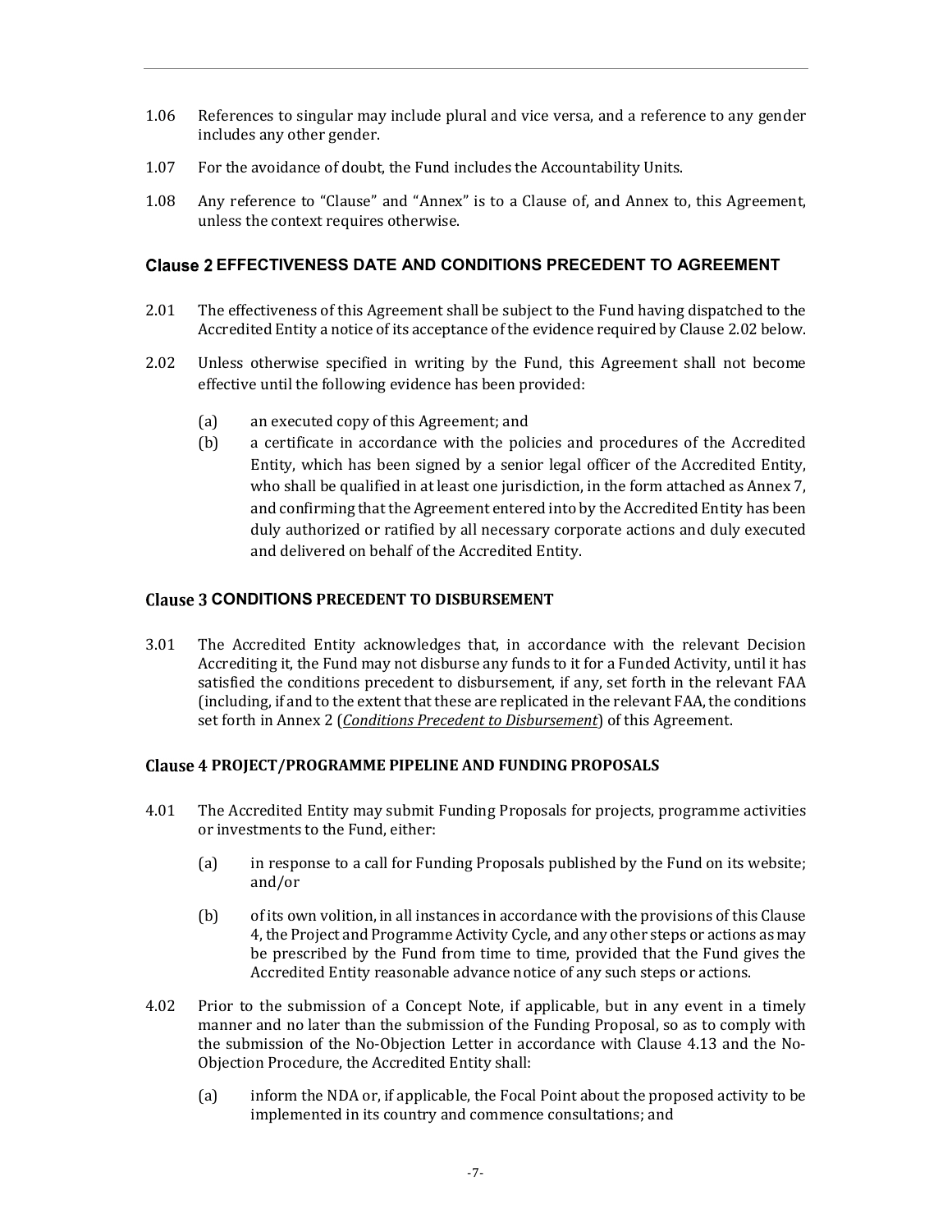1.06 References to singular may include plural and vice versa, and a reference to any gender includes any other gender.

1.07 For the avoidance of doubt, the Fund includes the Accountability Units.

1.08 Any reference to "Clause" and "Annex" is to a Clause of, and Annex to, this Agreement, unless the context requires otherwise.

## Clause 2 EFFECTIVENESS DATE AND CONDITIONS PRECEDENT TO AGREEMENT

2.01 The effectiveness of this Agreement shall be subject to the Fund having dispatched to the Accredited Entity a notice of its acceptance of the evidence required by Clause 2.02 below.

2.02 Unless otherwise specified in writing by the Fund, this Agreement shall not become effective until the following evidence has been provided:

(a) an executed copy of this Agreement; and

(b) a certificate in accordance with the policies and procedures of the Accredited Entity, which has been signed by a senior legal officer of the Accredited Entity, who shall be qualified in at least one jurisdiction, in the form attached as Annex 7, and confirming that the Agreement entered into by the Accredited Entity has been duly authorized or ratified by all necessary corporate actions and duly executed and delivered on behalf of the Accredited Entity.

## Clause 3 CONDITIONS PRECEDENT TO DISBURSEMENT

3.01 The Accredited Entity acknowledges that, in accordance with the relevant Decision Accrediting it, the Fund may not disburse any funds to it for a Funded Activity, until it has satisfied the conditions precedent to disbursement, if any, set forth in the relevant FAA (including, if and to the extent that these are replicated in the relevant FAA, the conditions set forth in Annex 2 (*<u>Conditions Precedent to Disbursement</u>*) of this Agreement.

## Clause 4 PROJECT/PROGRAMME PIPELINE AND FUNDING PROPOSALS

4.01 The Accredited Entity may submit Funding Proposals for projects, programme activities or investments to the Fund, either:

(a) in response to a call for Funding Proposals published by the Fund on its website; and/or

(b) of its own volition, in all instances in accordance with the provisions of this Clause 4, the Project and Programme Activity Cycle, and any other steps or actions as may be prescribed by the Fund from time to time, provided that the Fund gives the Accredited Entity reasonable advance notice of any such steps or actions.

4.02 Prior to the submission of a Concept Note, if applicable, but in any event in a timely manner and no later than the submission of the Funding Proposal, so as to comply with the submission of the No-Objection Letter in accordance with Clause 4.13 and the No-Objection Procedure, the Accredited Entity shall:

(a) inform the NDA or, if applicable, the Focal Point about the proposed activity to be implemented in its country and commence consultations; and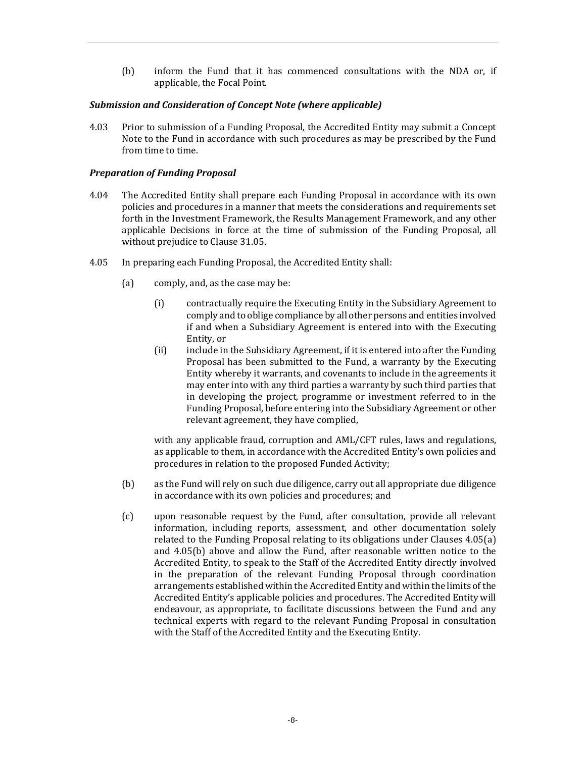(b) inform the Fund that it has commenced consultations with the NDA or, if applicable, the Focal Point.

***Submission and Consideration of Concept Note (where applicable)***

4.03 Prior to submission of a Funding Proposal, the Accredited Entity may submit a Concept Note to the Fund in accordance with such procedures as may be prescribed by the Fund from time to time.

***Preparation of Funding Proposal***

4.04 The Accredited Entity shall prepare each Funding Proposal in accordance with its own policies and procedures in a manner that meets the considerations and requirements set forth in the Investment Framework, the Results Management Framework, and any other applicable Decisions in force at the time of submission of the Funding Proposal, all without prejudice to Clause 31.05.

4.05 In preparing each Funding Proposal, the Accredited Entity shall:

(a) comply, and, as the case may be:

(i) contractually require the Executing Entity in the Subsidiary Agreement to comply and to oblige compliance by all other persons and entities involved if and when a Subsidiary Agreement is entered into with the Executing Entity, or

(ii) include in the Subsidiary Agreement, if it is entered into after the Funding Proposal has been submitted to the Fund, a warranty by the Executing Entity whereby it warrants, and covenants to include in the agreements it may enter into with any third parties a warranty by such third parties that in developing the project, programme or investment referred to in the Funding Proposal, before entering into the Subsidiary Agreement or other relevant agreement, they have complied,

with any applicable fraud, corruption and AML/CFT rules, laws and regulations, as applicable to them, in accordance with the Accredited Entity's own policies and procedures in relation to the proposed Funded Activity;

(b) as the Fund will rely on such due diligence, carry out all appropriate due diligence in accordance with its own policies and procedures; and

(c) upon reasonable request by the Fund, after consultation, provide all relevant information, including reports, assessment, and other documentation solely related to the Funding Proposal relating to its obligations under Clauses 4.05(a) and 4.05(b) above and allow the Fund, after reasonable written notice to the Accredited Entity, to speak to the Staff of the Accredited Entity directly involved in the preparation of the relevant Funding Proposal through coordination arrangements established within the Accredited Entity and within the limits of the Accredited Entity's applicable policies and procedures. The Accredited Entity will endeavour, as appropriate, to facilitate discussions between the Fund and any technical experts with regard to the relevant Funding Proposal in consultation with the Staff of the Accredited Entity and the Executing Entity.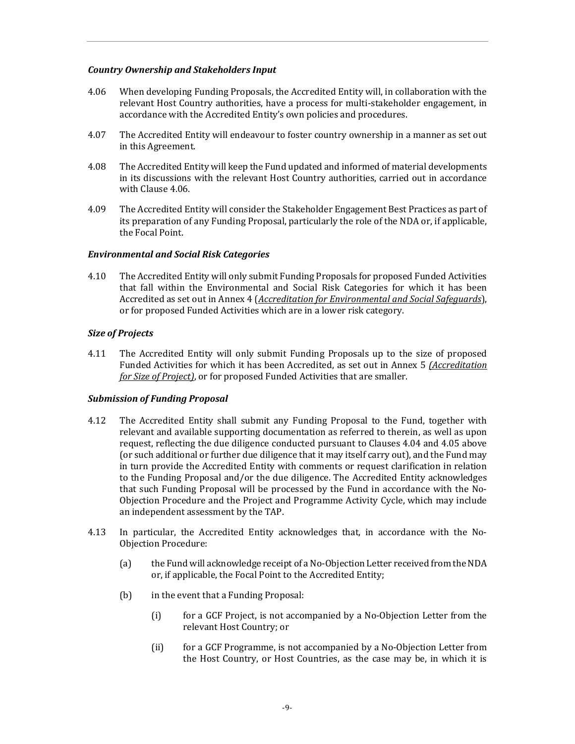***Country Ownership and Stakeholders Input***

4.06 When developing Funding Proposals, the Accredited Entity will, in collaboration with the relevant Host Country authorities, have a process for multi-stakeholder engagement, in accordance with the Accredited Entity's own policies and procedures.

4.07 The Accredited Entity will endeavour to foster country ownership in a manner as set out in this Agreement.

4.08 The Accredited Entity will keep the Fund updated and informed of material developments in its discussions with the relevant Host Country authorities, carried out in accordance with Clause 4.06.

4.09 The Accredited Entity will consider the Stakeholder Engagement Best Practices as part of its preparation of any Funding Proposal, particularly the role of the NDA or, if applicable, the Focal Point.

***Environmental and Social Risk Categories***

4.10 The Accredited Entity will only submit Funding Proposals for proposed Funded Activities that fall within the Environmental and Social Risk Categories for which it has been Accredited as set out in Annex 4 (*Accreditation for Environmental and Social Safeguards*), or for proposed Funded Activities which are in a lower risk category.

***Size of Projects***

4.11 The Accredited Entity will only submit Funding Proposals up to the size of proposed Funded Activities for which it has been Accredited, as set out in Annex 5 *(Accreditation for Size of Project)*, or for proposed Funded Activities that are smaller.

***Submission of Funding Proposal***

4.12 The Accredited Entity shall submit any Funding Proposal to the Fund, together with relevant and available supporting documentation as referred to therein, as well as upon request, reflecting the due diligence conducted pursuant to Clauses 4.04 and 4.05 above (or such additional or further due diligence that it may itself carry out), and the Fund may in turn provide the Accredited Entity with comments or request clarification in relation to the Funding Proposal and/or the due diligence. The Accredited Entity acknowledges that such Funding Proposal will be processed by the Fund in accordance with the No-Objection Procedure and the Project and Programme Activity Cycle, which may include an independent assessment by the TAP.

4.13 In particular, the Accredited Entity acknowledges that, in accordance with the No-Objection Procedure:

(a) the Fund will acknowledge receipt of a No-Objection Letter received from the NDA or, if applicable, the Focal Point to the Accredited Entity;

(b) in the event that a Funding Proposal:

(i) for a GCF Project, is not accompanied by a No-Objection Letter from the relevant Host Country; or

(ii) for a GCF Programme, is not accompanied by a No-Objection Letter from the Host Country, or Host Countries, as the case may be, in which it is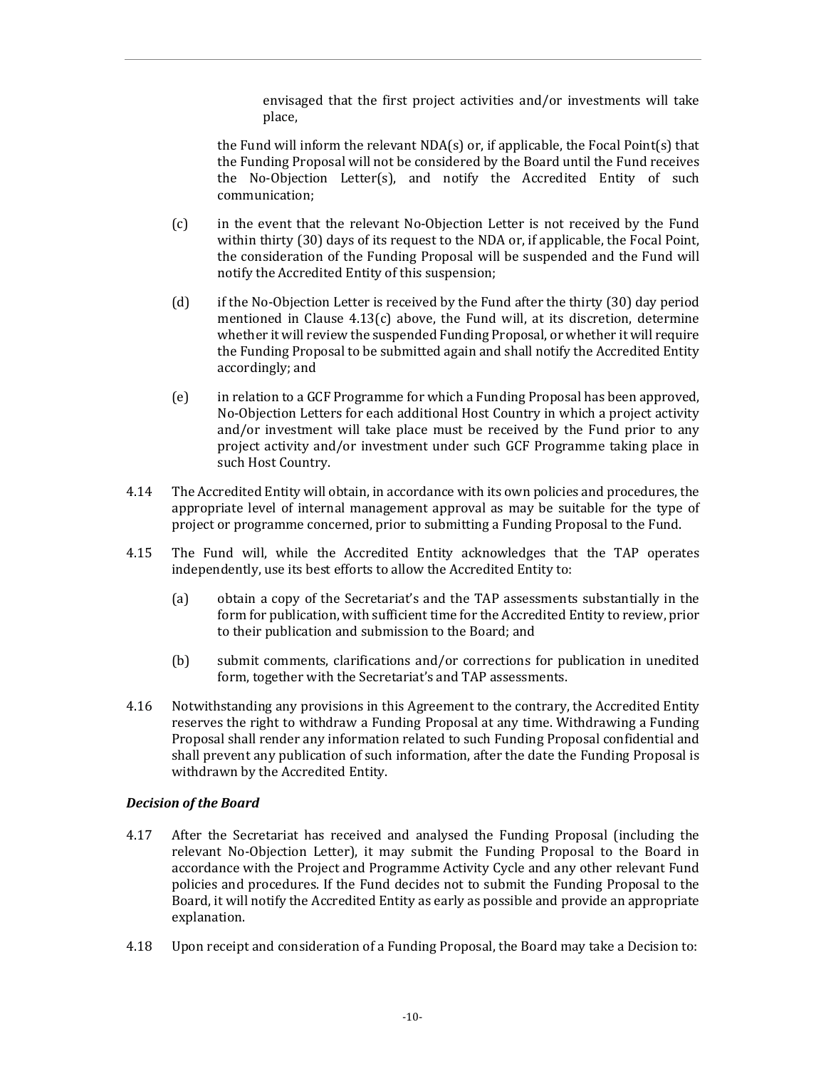envisaged that the first project activities and/or investments will take place,

the Fund will inform the relevant NDA(s) or, if applicable, the Focal Point(s) that the Funding Proposal will not be considered by the Board until the Fund receives the No-Objection Letter(s), and notify the Accredited Entity of such communication;

(c) in the event that the relevant No-Objection Letter is not received by the Fund within thirty (30) days of its request to the NDA or, if applicable, the Focal Point, the consideration of the Funding Proposal will be suspended and the Fund will notify the Accredited Entity of this suspension;

(d) if the No-Objection Letter is received by the Fund after the thirty (30) day period mentioned in Clause 4.13(c) above, the Fund will, at its discretion, determine whether it will review the suspended Funding Proposal, or whether it will require the Funding Proposal to be submitted again and shall notify the Accredited Entity accordingly; and

(e) in relation to a GCF Programme for which a Funding Proposal has been approved, No-Objection Letters for each additional Host Country in which a project activity and/or investment will take place must be received by the Fund prior to any project activity and/or investment under such GCF Programme taking place in such Host Country.

4.14 The Accredited Entity will obtain, in accordance with its own policies and procedures, the appropriate level of internal management approval as may be suitable for the type of project or programme concerned, prior to submitting a Funding Proposal to the Fund.

4.15 The Fund will, while the Accredited Entity acknowledges that the TAP operates independently, use its best efforts to allow the Accredited Entity to:

(a) obtain a copy of the Secretariat's and the TAP assessments substantially in the form for publication, with sufficient time for the Accredited Entity to review, prior to their publication and submission to the Board; and

(b) submit comments, clarifications and/or corrections for publication in unedited form, together with the Secretariat's and TAP assessments.

4.16 Notwithstanding any provisions in this Agreement to the contrary, the Accredited Entity reserves the right to withdraw a Funding Proposal at any time. Withdrawing a Funding Proposal shall render any information related to such Funding Proposal confidential and shall prevent any publication of such information, after the date the Funding Proposal is withdrawn by the Accredited Entity.

***Decision of the Board***

4.17 After the Secretariat has received and analysed the Funding Proposal (including the relevant No-Objection Letter), it may submit the Funding Proposal to the Board in accordance with the Project and Programme Activity Cycle and any other relevant Fund policies and procedures. If the Fund decides not to submit the Funding Proposal to the Board, it will notify the Accredited Entity as early as possible and provide an appropriate explanation.

4.18 Upon receipt and consideration of a Funding Proposal, the Board may take a Decision to: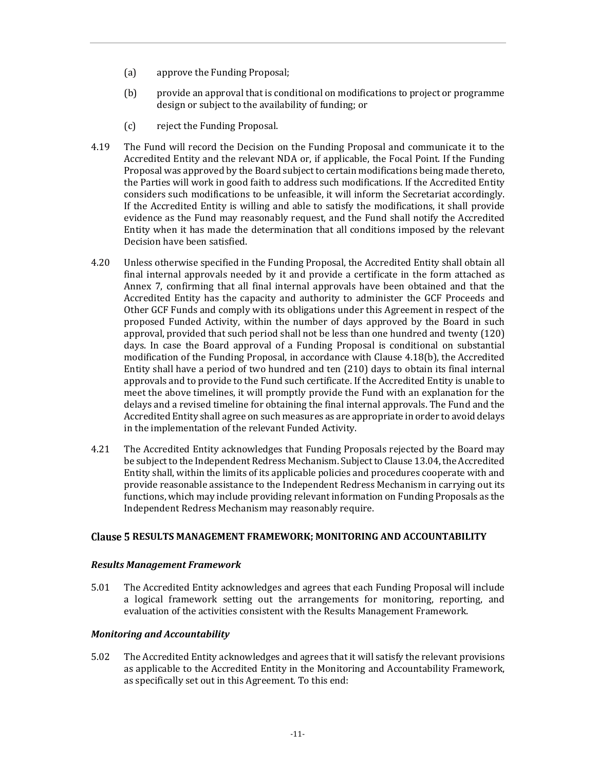(a) approve the Funding Proposal;

(b) provide an approval that is conditional on modifications to project or programme design or subject to the availability of funding; or

(c) reject the Funding Proposal.

4.19 The Fund will record the Decision on the Funding Proposal and communicate it to the Accredited Entity and the relevant NDA or, if applicable, the Focal Point. If the Funding Proposal was approved by the Board subject to certain modifications being made thereto, the Parties will work in good faith to address such modifications. If the Accredited Entity considers such modifications to be unfeasible, it will inform the Secretariat accordingly. If the Accredited Entity is willing and able to satisfy the modifications, it shall provide evidence as the Fund may reasonably request, and the Fund shall notify the Accredited Entity when it has made the determination that all conditions imposed by the relevant Decision have been satisfied.

4.20 Unless otherwise specified in the Funding Proposal, the Accredited Entity shall obtain all final internal approvals needed by it and provide a certificate in the form attached as Annex 7, confirming that all final internal approvals have been obtained and that the Accredited Entity has the capacity and authority to administer the GCF Proceeds and Other GCF Funds and comply with its obligations under this Agreement in respect of the proposed Funded Activity, within the number of days approved by the Board in such approval, provided that such period shall not be less than one hundred and twenty (120) days. In case the Board approval of a Funding Proposal is conditional on substantial modification of the Funding Proposal, in accordance with Clause 4.18(b), the Accredited Entity shall have a period of two hundred and ten (210) days to obtain its final internal approvals and to provide to the Fund such certificate. If the Accredited Entity is unable to meet the above timelines, it will promptly provide the Fund with an explanation for the delays and a revised timeline for obtaining the final internal approvals. The Fund and the Accredited Entity shall agree on such measures as are appropriate in order to avoid delays in the implementation of the relevant Funded Activity.

4.21 The Accredited Entity acknowledges that Funding Proposals rejected by the Board may be subject to the Independent Redress Mechanism. Subject to Clause 13.04, the Accredited Entity shall, within the limits of its applicable policies and procedures cooperate with and provide reasonable assistance to the Independent Redress Mechanism in carrying out its functions, which may include providing relevant information on Funding Proposals as the Independent Redress Mechanism may reasonably require.

## Clause 5 RESULTS MANAGEMENT FRAMEWORK; MONITORING AND ACCOUNTABILITY

### *Results Management Framework*

5.01 The Accredited Entity acknowledges and agrees that each Funding Proposal will include a logical framework setting out the arrangements for monitoring, reporting, and evaluation of the activities consistent with the Results Management Framework.

### *Monitoring and Accountability*

5.02 The Accredited Entity acknowledges and agrees that it will satisfy the relevant provisions as applicable to the Accredited Entity in the Monitoring and Accountability Framework, as specifically set out in this Agreement. To this end: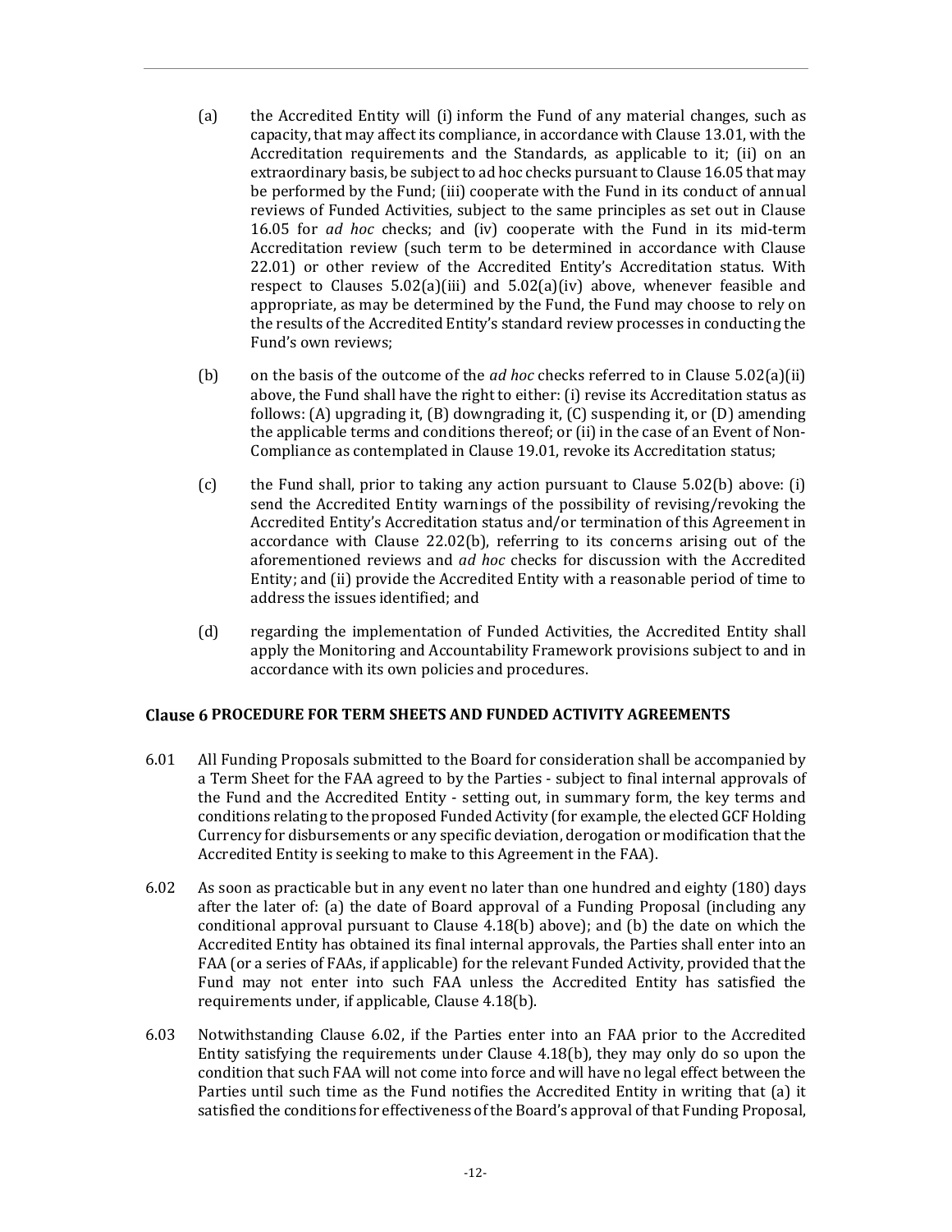(a) the Accredited Entity will (i) inform the Fund of any material changes, such as capacity, that may affect its compliance, in accordance with Clause 13.01, with the Accreditation requirements and the Standards, as applicable to it; (ii) on an extraordinary basis, be subject to ad hoc checks pursuant to Clause 16.05 that may be performed by the Fund; (iii) cooperate with the Fund in its conduct of annual reviews of Funded Activities, subject to the same principles as set out in Clause 16.05 for *ad hoc* checks; and (iv) cooperate with the Fund in its mid-term Accreditation review (such term to be determined in accordance with Clause 22.01) or other review of the Accredited Entity's Accreditation status. With respect to Clauses 5.02(a)(iii) and 5.02(a)(iv) above, whenever feasible and appropriate, as may be determined by the Fund, the Fund may choose to rely on the results of the Accredited Entity's standard review processes in conducting the Fund's own reviews;

(b) on the basis of the outcome of the *ad hoc* checks referred to in Clause 5.02(a)(ii) above, the Fund shall have the right to either: (i) revise its Accreditation status as follows: (A) upgrading it, (B) downgrading it, (C) suspending it, or (D) amending the applicable terms and conditions thereof; or (ii) in the case of an Event of Non-Compliance as contemplated in Clause 19.01, revoke its Accreditation status;

(c) the Fund shall, prior to taking any action pursuant to Clause 5.02(b) above: (i) send the Accredited Entity warnings of the possibility of revising/revoking the Accredited Entity's Accreditation status and/or termination of this Agreement in accordance with Clause 22.02(b), referring to its concerns arising out of the aforementioned reviews and *ad hoc* checks for discussion with the Accredited Entity; and (ii) provide the Accredited Entity with a reasonable period of time to address the issues identified; and

(d) regarding the implementation of Funded Activities, the Accredited Entity shall apply the Monitoring and Accountability Framework provisions subject to and in accordance with its own policies and procedures.

## Clause 6 PROCEDURE FOR TERM SHEETS AND FUNDED ACTIVITY AGREEMENTS

6.01 All Funding Proposals submitted to the Board for consideration shall be accompanied by a Term Sheet for the FAA agreed to by the Parties - subject to final internal approvals of the Fund and the Accredited Entity - setting out, in summary form, the key terms and conditions relating to the proposed Funded Activity (for example, the elected GCF Holding Currency for disbursements or any specific deviation, derogation or modification that the Accredited Entity is seeking to make to this Agreement in the FAA).

6.02 As soon as practicable but in any event no later than one hundred and eighty (180) days after the later of: (a) the date of Board approval of a Funding Proposal (including any conditional approval pursuant to Clause 4.18(b) above); and (b) the date on which the Accredited Entity has obtained its final internal approvals, the Parties shall enter into an FAA (or a series of FAAs, if applicable) for the relevant Funded Activity, provided that the Fund may not enter into such FAA unless the Accredited Entity has satisfied the requirements under, if applicable, Clause 4.18(b).

6.03 Notwithstanding Clause 6.02, if the Parties enter into an FAA prior to the Accredited Entity satisfying the requirements under Clause 4.18(b), they may only do so upon the condition that such FAA will not come into force and will have no legal effect between the Parties until such time as the Fund notifies the Accredited Entity in writing that (a) it satisfied the conditions for effectiveness of the Board's approval of that Funding Proposal,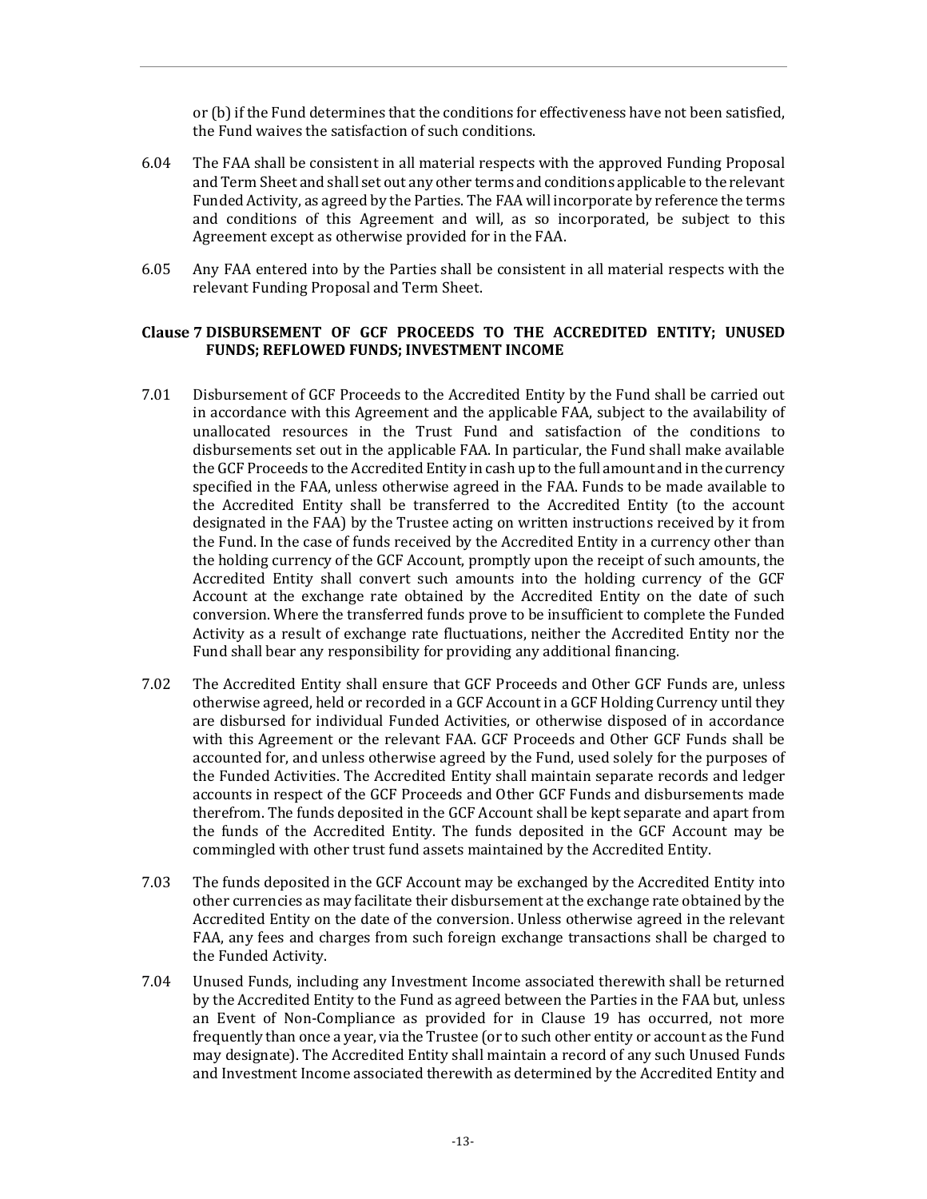or (b) if the Fund determines that the conditions for effectiveness have not been satisfied, the Fund waives the satisfaction of such conditions.

6.04 The FAA shall be consistent in all material respects with the approved Funding Proposal and Term Sheet and shall set out any other terms and conditions applicable to the relevant Funded Activity, as agreed by the Parties. The FAA will incorporate by reference the terms and conditions of this Agreement and will, as so incorporated, be subject to this Agreement except as otherwise provided for in the FAA.

6.05 Any FAA entered into by the Parties shall be consistent in all material respects with the relevant Funding Proposal and Term Sheet.

### Clause 7 DISBURSEMENT OF GCF PROCEEDS TO THE ACCREDITED ENTITY; UNUSED FUNDS; REFLOWED FUNDS; INVESTMENT INCOME

7.01 Disbursement of GCF Proceeds to the Accredited Entity by the Fund shall be carried out in accordance with this Agreement and the applicable FAA, subject to the availability of unallocated resources in the Trust Fund and satisfaction of the conditions to disbursements set out in the applicable FAA. In particular, the Fund shall make available the GCF Proceeds to the Accredited Entity in cash up to the full amount and in the currency specified in the FAA, unless otherwise agreed in the FAA. Funds to be made available to the Accredited Entity shall be transferred to the Accredited Entity (to the account designated in the FAA) by the Trustee acting on written instructions received by it from the Fund. In the case of funds received by the Accredited Entity in a currency other than the holding currency of the GCF Account, promptly upon the receipt of such amounts, the Accredited Entity shall convert such amounts into the holding currency of the GCF Account at the exchange rate obtained by the Accredited Entity on the date of such conversion. Where the transferred funds prove to be insufficient to complete the Funded Activity as a result of exchange rate fluctuations, neither the Accredited Entity nor the Fund shall bear any responsibility for providing any additional financing.

7.02 The Accredited Entity shall ensure that GCF Proceeds and Other GCF Funds are, unless otherwise agreed, held or recorded in a GCF Account in a GCF Holding Currency until they are disbursed for individual Funded Activities, or otherwise disposed of in accordance with this Agreement or the relevant FAA. GCF Proceeds and Other GCF Funds shall be accounted for, and unless otherwise agreed by the Fund, used solely for the purposes of the Funded Activities. The Accredited Entity shall maintain separate records and ledger accounts in respect of the GCF Proceeds and Other GCF Funds and disbursements made therefrom. The funds deposited in the GCF Account shall be kept separate and apart from the funds of the Accredited Entity. The funds deposited in the GCF Account may be commingled with other trust fund assets maintained by the Accredited Entity.

7.03 The funds deposited in the GCF Account may be exchanged by the Accredited Entity into other currencies as may facilitate their disbursement at the exchange rate obtained by the Accredited Entity on the date of the conversion. Unless otherwise agreed in the relevant FAA, any fees and charges from such foreign exchange transactions shall be charged to the Funded Activity.

7.04 Unused Funds, including any Investment Income associated therewith shall be returned by the Accredited Entity to the Fund as agreed between the Parties in the FAA but, unless an Event of Non-Compliance as provided for in Clause 19 has occurred, not more frequently than once a year, via the Trustee (or to such other entity or account as the Fund may designate). The Accredited Entity shall maintain a record of any such Unused Funds and Investment Income associated therewith as determined by the Accredited Entity and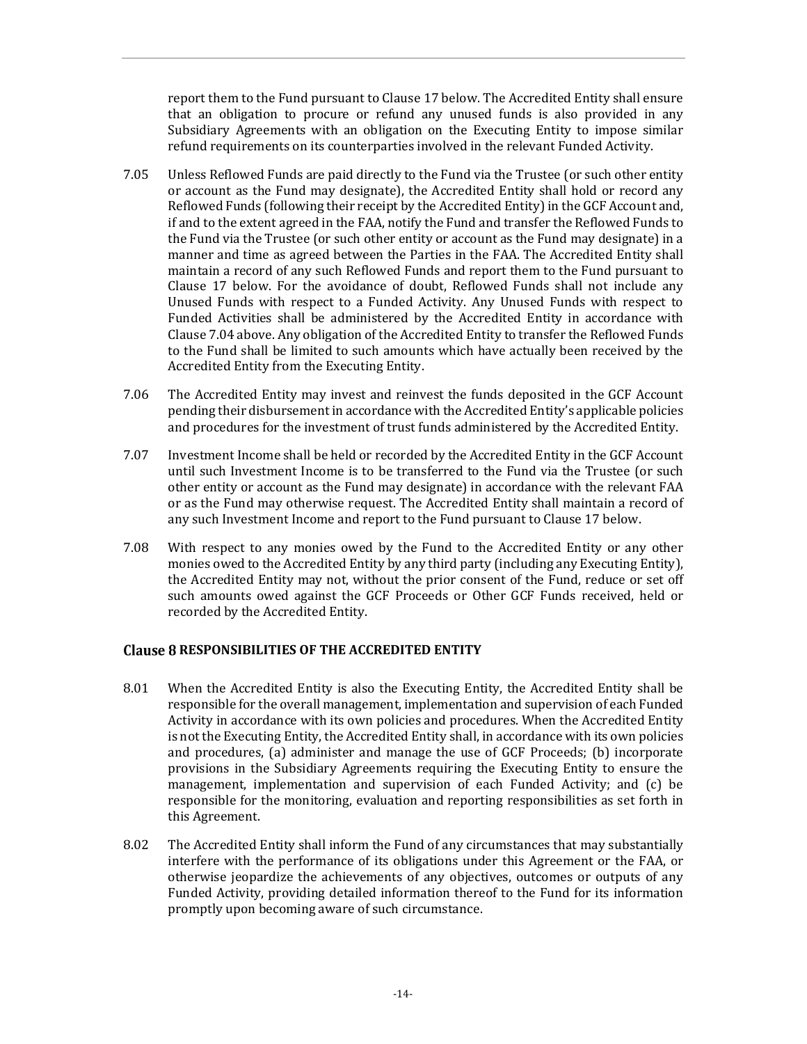report them to the Fund pursuant to Clause 17 below. The Accredited Entity shall ensure that an obligation to procure or refund any unused funds is also provided in any Subsidiary Agreements with an obligation on the Executing Entity to impose similar refund requirements on its counterparties involved in the relevant Funded Activity.

7.05 Unless Reflowed Funds are paid directly to the Fund via the Trustee (or such other entity or account as the Fund may designate), the Accredited Entity shall hold or record any Reflowed Funds (following their receipt by the Accredited Entity) in the GCF Account and, if and to the extent agreed in the FAA, notify the Fund and transfer the Reflowed Funds to the Fund via the Trustee (or such other entity or account as the Fund may designate) in a manner and time as agreed between the Parties in the FAA. The Accredited Entity shall maintain a record of any such Reflowed Funds and report them to the Fund pursuant to Clause 17 below. For the avoidance of doubt, Reflowed Funds shall not include any Unused Funds with respect to a Funded Activity. Any Unused Funds with respect to Funded Activities shall be administered by the Accredited Entity in accordance with Clause 7.04 above. Any obligation of the Accredited Entity to transfer the Reflowed Funds to the Fund shall be limited to such amounts which have actually been received by the Accredited Entity from the Executing Entity.

7.06 The Accredited Entity may invest and reinvest the funds deposited in the GCF Account pending their disbursement in accordance with the Accredited Entity's applicable policies and procedures for the investment of trust funds administered by the Accredited Entity.

7.07 Investment Income shall be held or recorded by the Accredited Entity in the GCF Account until such Investment Income is to be transferred to the Fund via the Trustee (or such other entity or account as the Fund may designate) in accordance with the relevant FAA or as the Fund may otherwise request. The Accredited Entity shall maintain a record of any such Investment Income and report to the Fund pursuant to Clause 17 below.

7.08 With respect to any monies owed by the Fund to the Accredited Entity or any other monies owed to the Accredited Entity by any third party (including any Executing Entity), the Accredited Entity may not, without the prior consent of the Fund, reduce or set off such amounts owed against the GCF Proceeds or Other GCF Funds received, held or recorded by the Accredited Entity.

## Clause 8 RESPONSIBILITIES OF THE ACCREDITED ENTITY

8.01 When the Accredited Entity is also the Executing Entity, the Accredited Entity shall be responsible for the overall management, implementation and supervision of each Funded Activity in accordance with its own policies and procedures. When the Accredited Entity is not the Executing Entity, the Accredited Entity shall, in accordance with its own policies and procedures, (a) administer and manage the use of GCF Proceeds; (b) incorporate provisions in the Subsidiary Agreements requiring the Executing Entity to ensure the management, implementation and supervision of each Funded Activity; and (c) be responsible for the monitoring, evaluation and reporting responsibilities as set forth in this Agreement.

8.02 The Accredited Entity shall inform the Fund of any circumstances that may substantially interfere with the performance of its obligations under this Agreement or the FAA, or otherwise jeopardize the achievements of any objectives, outcomes or outputs of any Funded Activity, providing detailed information thereof to the Fund for its information promptly upon becoming aware of such circumstance.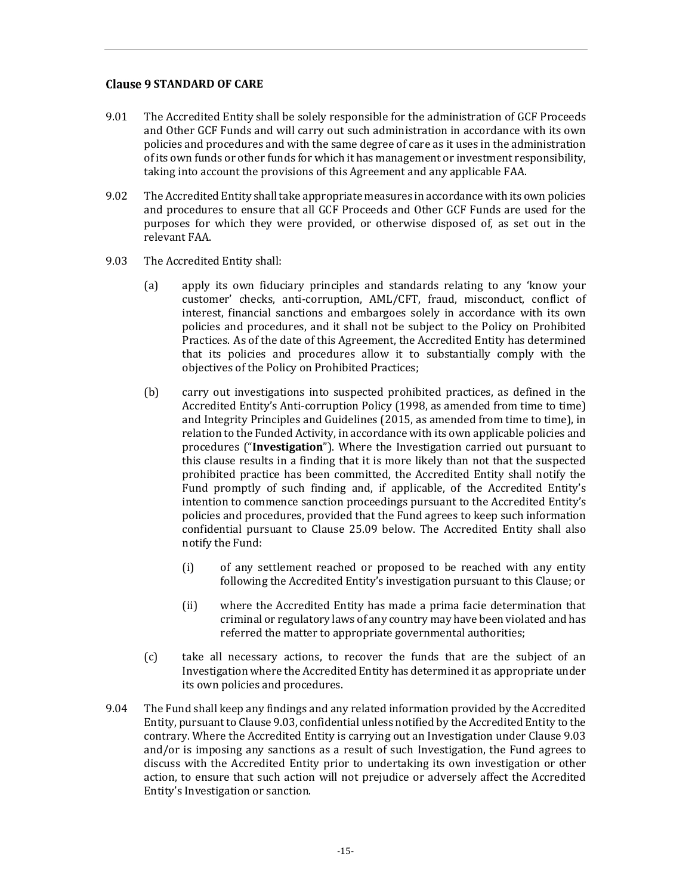## Clause 9 STANDARD OF CARE

9.01 The Accredited Entity shall be solely responsible for the administration of GCF Proceeds and Other GCF Funds and will carry out such administration in accordance with its own policies and procedures and with the same degree of care as it uses in the administration of its own funds or other funds for which it has management or investment responsibility, taking into account the provisions of this Agreement and any applicable FAA.

9.02 The Accredited Entity shall take appropriate measures in accordance with its own policies and procedures to ensure that all GCF Proceeds and Other GCF Funds are used for the purposes for which they were provided, or otherwise disposed of, as set out in the relevant FAA.

9.03 The Accredited Entity shall:

(a) apply its own fiduciary principles and standards relating to any 'know your customer' checks, anti-corruption, AML/CFT, fraud, misconduct, conflict of interest, financial sanctions and embargoes solely in accordance with its own policies and procedures, and it shall not be subject to the Policy on Prohibited Practices. As of the date of this Agreement, the Accredited Entity has determined that its policies and procedures allow it to substantially comply with the objectives of the Policy on Prohibited Practices;

(b) carry out investigations into suspected prohibited practices, as defined in the Accredited Entity's Anti-corruption Policy (1998, as amended from time to time) and Integrity Principles and Guidelines (2015, as amended from time to time), in relation to the Funded Activity, in accordance with its own applicable policies and procedures ("**Investigation**"). Where the Investigation carried out pursuant to this clause results in a finding that it is more likely than not that the suspected prohibited practice has been committed, the Accredited Entity shall notify the Fund promptly of such finding and, if applicable, of the Accredited Entity's intention to commence sanction proceedings pursuant to the Accredited Entity's policies and procedures, provided that the Fund agrees to keep such information confidential pursuant to Clause 25.09 below. The Accredited Entity shall also notify the Fund:

(i) of any settlement reached or proposed to be reached with any entity following the Accredited Entity's investigation pursuant to this Clause; or

(ii) where the Accredited Entity has made a prima facie determination that criminal or regulatory laws of any country may have been violated and has referred the matter to appropriate governmental authorities;

(c) take all necessary actions, to recover the funds that are the subject of an Investigation where the Accredited Entity has determined it as appropriate under its own policies and procedures.

9.04 The Fund shall keep any findings and any related information provided by the Accredited Entity, pursuant to Clause 9.03, confidential unless notified by the Accredited Entity to the contrary. Where the Accredited Entity is carrying out an Investigation under Clause 9.03 and/or is imposing any sanctions as a result of such Investigation, the Fund agrees to discuss with the Accredited Entity prior to undertaking its own investigation or other action, to ensure that such action will not prejudice or adversely affect the Accredited Entity's Investigation or sanction.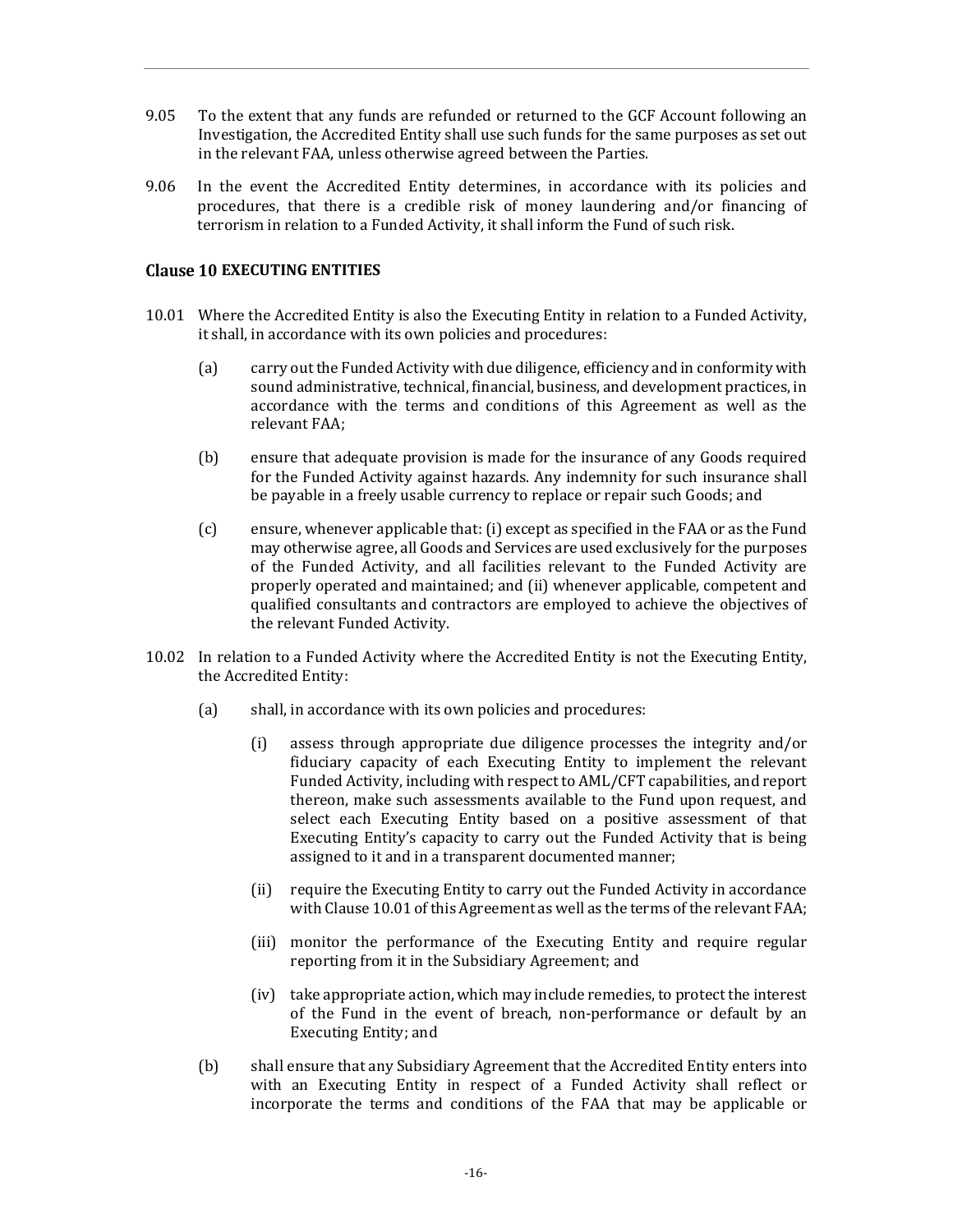9.05 To the extent that any funds are refunded or returned to the GCF Account following an Investigation, the Accredited Entity shall use such funds for the same purposes as set out in the relevant FAA, unless otherwise agreed between the Parties.

9.06 In the event the Accredited Entity determines, in accordance with its policies and procedures, that there is a credible risk of money laundering and/or financing of terrorism in relation to a Funded Activity, it shall inform the Fund of such risk.

## Clause 10 EXECUTING ENTITIES

10.01 Where the Accredited Entity is also the Executing Entity in relation to a Funded Activity, it shall, in accordance with its own policies and procedures:

(a) carry out the Funded Activity with due diligence, efficiency and in conformity with sound administrative, technical, financial, business, and development practices, in accordance with the terms and conditions of this Agreement as well as the relevant FAA;

(b) ensure that adequate provision is made for the insurance of any Goods required for the Funded Activity against hazards. Any indemnity for such insurance shall be payable in a freely usable currency to replace or repair such Goods; and

(c) ensure, whenever applicable that: (i) except as specified in the FAA or as the Fund may otherwise agree, all Goods and Services are used exclusively for the purposes of the Funded Activity, and all facilities relevant to the Funded Activity are properly operated and maintained; and (ii) whenever applicable, competent and qualified consultants and contractors are employed to achieve the objectives of the relevant Funded Activity.

10.02 In relation to a Funded Activity where the Accredited Entity is not the Executing Entity, the Accredited Entity:

(a) shall, in accordance with its own policies and procedures:

(i) assess through appropriate due diligence processes the integrity and/or fiduciary capacity of each Executing Entity to implement the relevant Funded Activity, including with respect to AML/CFT capabilities, and report thereon, make such assessments available to the Fund upon request, and select each Executing Entity based on a positive assessment of that Executing Entity's capacity to carry out the Funded Activity that is being assigned to it and in a transparent documented manner;

(ii) require the Executing Entity to carry out the Funded Activity in accordance with Clause 10.01 of this Agreement as well as the terms of the relevant FAA;

(iii) monitor the performance of the Executing Entity and require regular reporting from it in the Subsidiary Agreement; and

(iv) take appropriate action, which may include remedies, to protect the interest of the Fund in the event of breach, non-performance or default by an Executing Entity; and

(b) shall ensure that any Subsidiary Agreement that the Accredited Entity enters into with an Executing Entity in respect of a Funded Activity shall reflect or incorporate the terms and conditions of the FAA that may be applicable or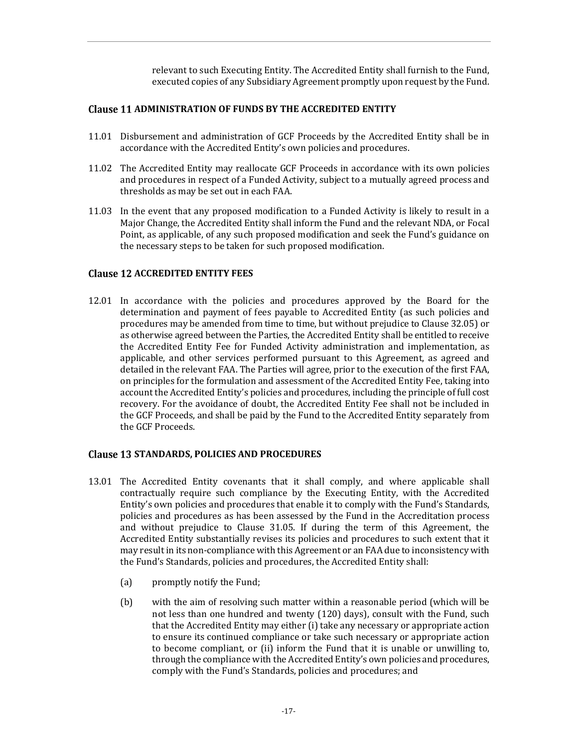relevant to such Executing Entity. The Accredited Entity shall furnish to the Fund, executed copies of any Subsidiary Agreement promptly upon request by the Fund.

## Clause 11 ADMINISTRATION OF FUNDS BY THE ACCREDITED ENTITY

11.01 Disbursement and administration of GCF Proceeds by the Accredited Entity shall be in accordance with the Accredited Entity's own policies and procedures.

11.02 The Accredited Entity may reallocate GCF Proceeds in accordance with its own policies and procedures in respect of a Funded Activity, subject to a mutually agreed process and thresholds as may be set out in each FAA.

11.03 In the event that any proposed modification to a Funded Activity is likely to result in a Major Change, the Accredited Entity shall inform the Fund and the relevant NDA, or Focal Point, as applicable, of any such proposed modification and seek the Fund's guidance on the necessary steps to be taken for such proposed modification.

## Clause 12 ACCREDITED ENTITY FEES

12.01 In accordance with the policies and procedures approved by the Board for the determination and payment of fees payable to Accredited Entity (as such policies and procedures may be amended from time to time, but without prejudice to Clause 32.05) or as otherwise agreed between the Parties, the Accredited Entity shall be entitled to receive the Accredited Entity Fee for Funded Activity administration and implementation, as applicable, and other services performed pursuant to this Agreement, as agreed and detailed in the relevant FAA. The Parties will agree, prior to the execution of the first FAA, on principles for the formulation and assessment of the Accredited Entity Fee, taking into account the Accredited Entity's policies and procedures, including the principle of full cost recovery. For the avoidance of doubt, the Accredited Entity Fee shall not be included in the GCF Proceeds, and shall be paid by the Fund to the Accredited Entity separately from the GCF Proceeds.

## Clause 13 STANDARDS, POLICIES AND PROCEDURES

13.01 The Accredited Entity covenants that it shall comply, and where applicable shall contractually require such compliance by the Executing Entity, with the Accredited Entity's own policies and procedures that enable it to comply with the Fund's Standards, policies and procedures as has been assessed by the Fund in the Accreditation process and without prejudice to Clause 31.05. If during the term of this Agreement, the Accredited Entity substantially revises its policies and procedures to such extent that it may result in its non-compliance with this Agreement or an FAA due to inconsistency with the Fund's Standards, policies and procedures, the Accredited Entity shall:

(a) promptly notify the Fund;

(b) with the aim of resolving such matter within a reasonable period (which will be not less than one hundred and twenty (120) days), consult with the Fund, such that the Accredited Entity may either (i) take any necessary or appropriate action to ensure its continued compliance or take such necessary or appropriate action to become compliant, or (ii) inform the Fund that it is unable or unwilling to, through the compliance with the Accredited Entity's own policies and procedures, comply with the Fund's Standards, policies and procedures; and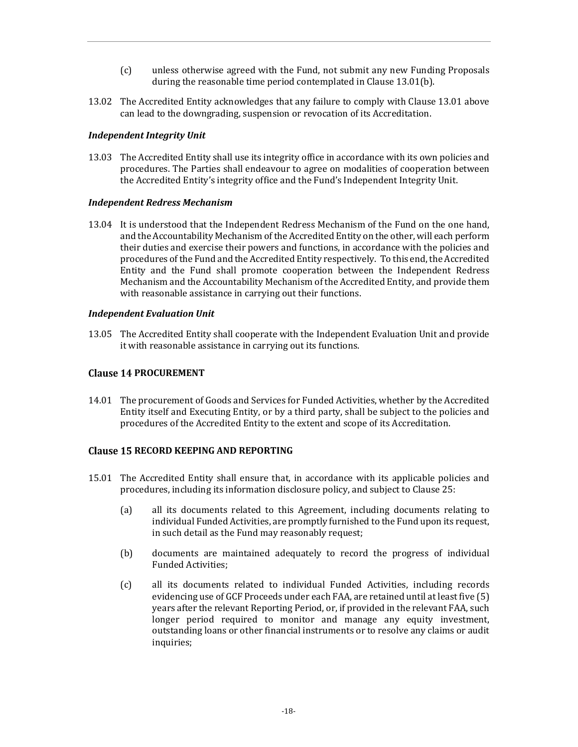(c) unless otherwise agreed with the Fund, not submit any new Funding Proposals during the reasonable time period contemplated in Clause 13.01(b).

13.02 The Accredited Entity acknowledges that any failure to comply with Clause 13.01 above can lead to the downgrading, suspension or revocation of its Accreditation.

***Independent Integrity Unit***

13.03 The Accredited Entity shall use its integrity office in accordance with its own policies and procedures. The Parties shall endeavour to agree on modalities of cooperation between the Accredited Entity's integrity office and the Fund's Independent Integrity Unit.

***Independent Redress Mechanism***

13.04 It is understood that the Independent Redress Mechanism of the Fund on the one hand, and the Accountability Mechanism of the Accredited Entity on the other, will each perform their duties and exercise their powers and functions, in accordance with the policies and procedures of the Fund and the Accredited Entity respectively. To this end, the Accredited Entity and the Fund shall promote cooperation between the Independent Redress Mechanism and the Accountability Mechanism of the Accredited Entity, and provide them with reasonable assistance in carrying out their functions.

***Independent Evaluation Unit***

13.05 The Accredited Entity shall cooperate with the Independent Evaluation Unit and provide it with reasonable assistance in carrying out its functions.

## Clause 14 PROCUREMENT

14.01 The procurement of Goods and Services for Funded Activities, whether by the Accredited Entity itself and Executing Entity, or by a third party, shall be subject to the policies and procedures of the Accredited Entity to the extent and scope of its Accreditation.

## Clause 15 RECORD KEEPING AND REPORTING

15.01 The Accredited Entity shall ensure that, in accordance with its applicable policies and procedures, including its information disclosure policy, and subject to Clause 25:

(a) all its documents related to this Agreement, including documents relating to individual Funded Activities, are promptly furnished to the Fund upon its request, in such detail as the Fund may reasonably request;

(b) documents are maintained adequately to record the progress of individual Funded Activities;

(c) all its documents related to individual Funded Activities, including records evidencing use of GCF Proceeds under each FAA, are retained until at least five (5) years after the relevant Reporting Period, or, if provided in the relevant FAA, such longer period required to monitor and manage any equity investment, outstanding loans or other financial instruments or to resolve any claims or audit inquiries;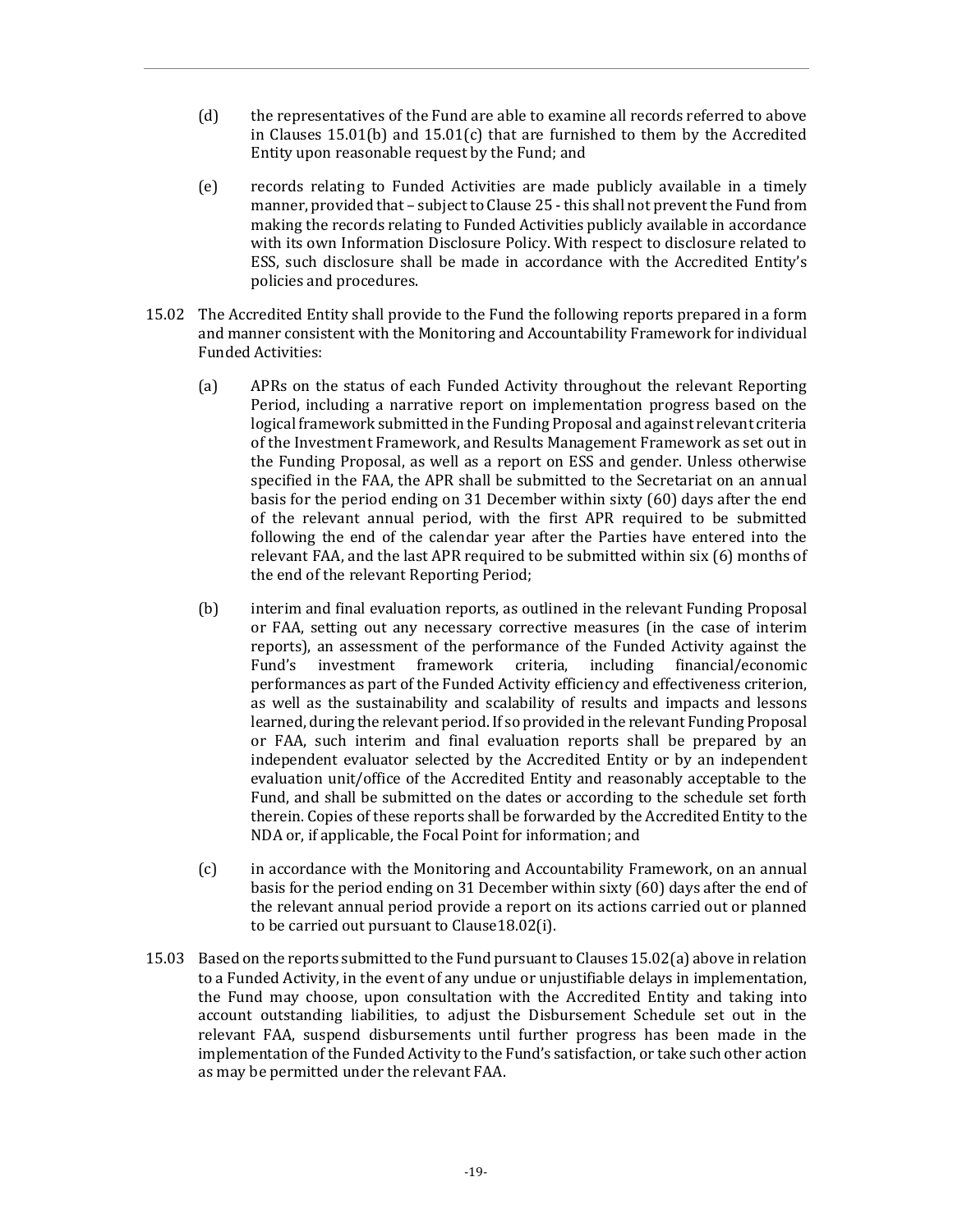(d) the representatives of the Fund are able to examine all records referred to above in Clauses 15.01(b) and 15.01(c) that are furnished to them by the Accredited Entity upon reasonable request by the Fund; and

(e) records relating to Funded Activities are made publicly available in a timely manner, provided that – subject to Clause 25 - this shall not prevent the Fund from making the records relating to Funded Activities publicly available in accordance with its own Information Disclosure Policy. With respect to disclosure related to ESS, such disclosure shall be made in accordance with the Accredited Entity's policies and procedures.

15.02 The Accredited Entity shall provide to the Fund the following reports prepared in a form and manner consistent with the Monitoring and Accountability Framework for individual Funded Activities:

(a) APRs on the status of each Funded Activity throughout the relevant Reporting Period, including a narrative report on implementation progress based on the logical framework submitted in the Funding Proposal and against relevant criteria of the Investment Framework, and Results Management Framework as set out in the Funding Proposal, as well as a report on ESS and gender. Unless otherwise specified in the FAA, the APR shall be submitted to the Secretariat on an annual basis for the period ending on 31 December within sixty (60) days after the end of the relevant annual period, with the first APR required to be submitted following the end of the calendar year after the Parties have entered into the relevant FAA, and the last APR required to be submitted within six (6) months of the end of the relevant Reporting Period;

(b) interim and final evaluation reports, as outlined in the relevant Funding Proposal or FAA, setting out any necessary corrective measures (in the case of interim reports), an assessment of the performance of the Funded Activity against the Fund's investment framework criteria, including financial/economic performances as part of the Funded Activity efficiency and effectiveness criterion, as well as the sustainability and scalability of results and impacts and lessons learned, during the relevant period. If so provided in the relevant Funding Proposal or FAA, such interim and final evaluation reports shall be prepared by an independent evaluator selected by the Accredited Entity or by an independent evaluation unit/office of the Accredited Entity and reasonably acceptable to the Fund, and shall be submitted on the dates or according to the schedule set forth therein. Copies of these reports shall be forwarded by the Accredited Entity to the NDA or, if applicable, the Focal Point for information; and

(c) in accordance with the Monitoring and Accountability Framework, on an annual basis for the period ending on 31 December within sixty (60) days after the end of the relevant annual period provide a report on its actions carried out or planned to be carried out pursuant to Clause18.02(i).

15.03 Based on the reports submitted to the Fund pursuant to Clauses 15.02(a) above in relation to a Funded Activity, in the event of any undue or unjustifiable delays in implementation, the Fund may choose, upon consultation with the Accredited Entity and taking into account outstanding liabilities, to adjust the Disbursement Schedule set out in the relevant FAA, suspend disbursements until further progress has been made in the implementation of the Funded Activity to the Fund's satisfaction, or take such other action as may be permitted under the relevant FAA.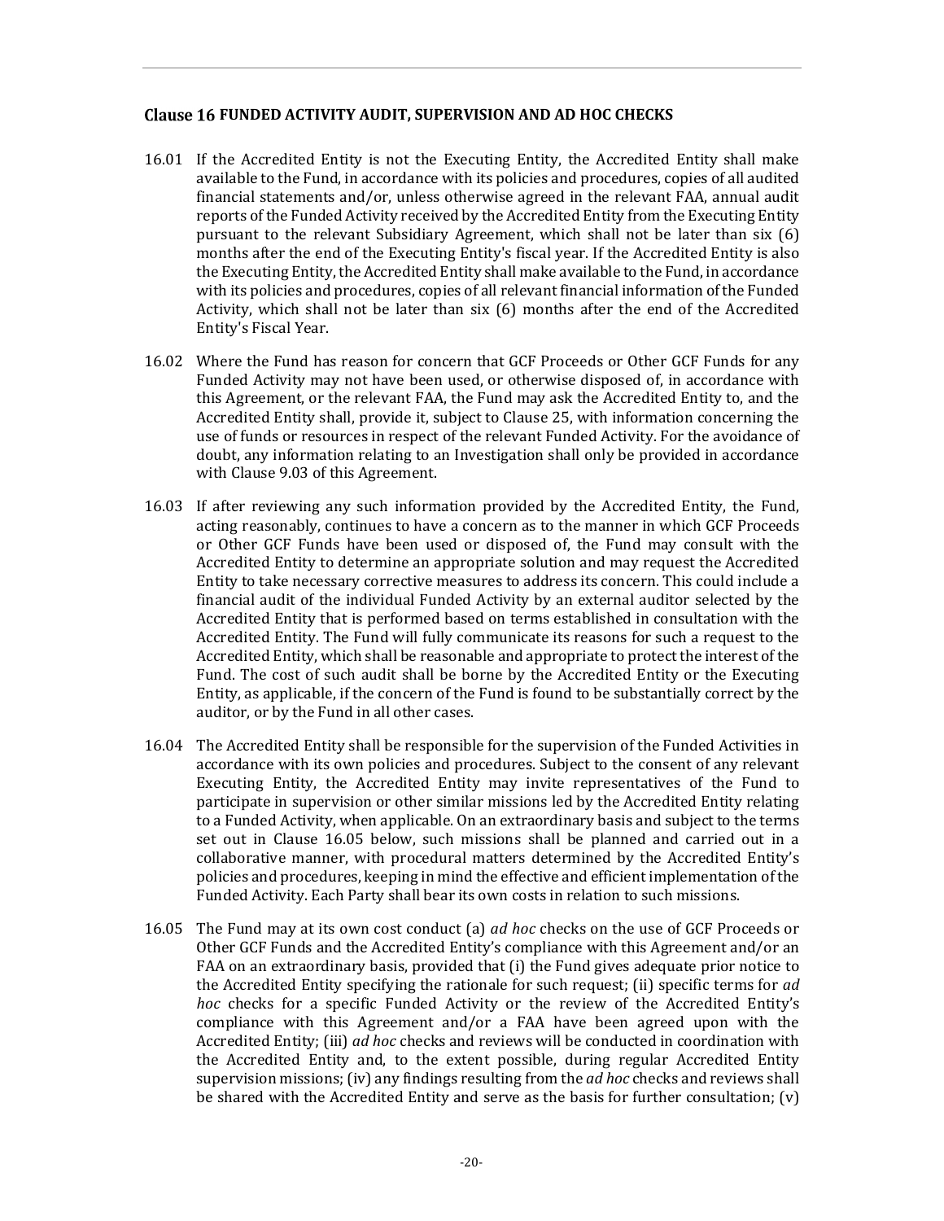## Clause 16 FUNDED ACTIVITY AUDIT, SUPERVISION AND AD HOC CHECKS

16.01 If the Accredited Entity is not the Executing Entity, the Accredited Entity shall make available to the Fund, in accordance with its policies and procedures, copies of all audited financial statements and/or, unless otherwise agreed in the relevant FAA, annual audit reports of the Funded Activity received by the Accredited Entity from the Executing Entity pursuant to the relevant Subsidiary Agreement, which shall not be later than six (6) months after the end of the Executing Entity's fiscal year. If the Accredited Entity is also the Executing Entity, the Accredited Entity shall make available to the Fund, in accordance with its policies and procedures, copies of all relevant financial information of the Funded Activity, which shall not be later than six (6) months after the end of the Accredited Entity's Fiscal Year.

16.02 Where the Fund has reason for concern that GCF Proceeds or Other GCF Funds for any Funded Activity may not have been used, or otherwise disposed of, in accordance with this Agreement, or the relevant FAA, the Fund may ask the Accredited Entity to, and the Accredited Entity shall, provide it, subject to Clause 25, with information concerning the use of funds or resources in respect of the relevant Funded Activity. For the avoidance of doubt, any information relating to an Investigation shall only be provided in accordance with Clause 9.03 of this Agreement.

16.03 If after reviewing any such information provided by the Accredited Entity, the Fund, acting reasonably, continues to have a concern as to the manner in which GCF Proceeds or Other GCF Funds have been used or disposed of, the Fund may consult with the Accredited Entity to determine an appropriate solution and may request the Accredited Entity to take necessary corrective measures to address its concern. This could include a financial audit of the individual Funded Activity by an external auditor selected by the Accredited Entity that is performed based on terms established in consultation with the Accredited Entity. The Fund will fully communicate its reasons for such a request to the Accredited Entity, which shall be reasonable and appropriate to protect the interest of the Fund. The cost of such audit shall be borne by the Accredited Entity or the Executing Entity, as applicable, if the concern of the Fund is found to be substantially correct by the auditor, or by the Fund in all other cases.

16.04 The Accredited Entity shall be responsible for the supervision of the Funded Activities in accordance with its own policies and procedures. Subject to the consent of any relevant Executing Entity, the Accredited Entity may invite representatives of the Fund to participate in supervision or other similar missions led by the Accredited Entity relating to a Funded Activity, when applicable. On an extraordinary basis and subject to the terms set out in Clause 16.05 below, such missions shall be planned and carried out in a collaborative manner, with procedural matters determined by the Accredited Entity's policies and procedures, keeping in mind the effective and efficient implementation of the Funded Activity. Each Party shall bear its own costs in relation to such missions.

16.05 The Fund may at its own cost conduct (a) *ad hoc* checks on the use of GCF Proceeds or Other GCF Funds and the Accredited Entity's compliance with this Agreement and/or an FAA on an extraordinary basis, provided that (i) the Fund gives adequate prior notice to the Accredited Entity specifying the rationale for such request; (ii) specific terms for *ad hoc* checks for a specific Funded Activity or the review of the Accredited Entity's compliance with this Agreement and/or a FAA have been agreed upon with the Accredited Entity; (iii) *ad hoc* checks and reviews will be conducted in coordination with the Accredited Entity and, to the extent possible, during regular Accredited Entity supervision missions; (iv) any findings resulting from the *ad hoc* checks and reviews shall be shared with the Accredited Entity and serve as the basis for further consultation; (v)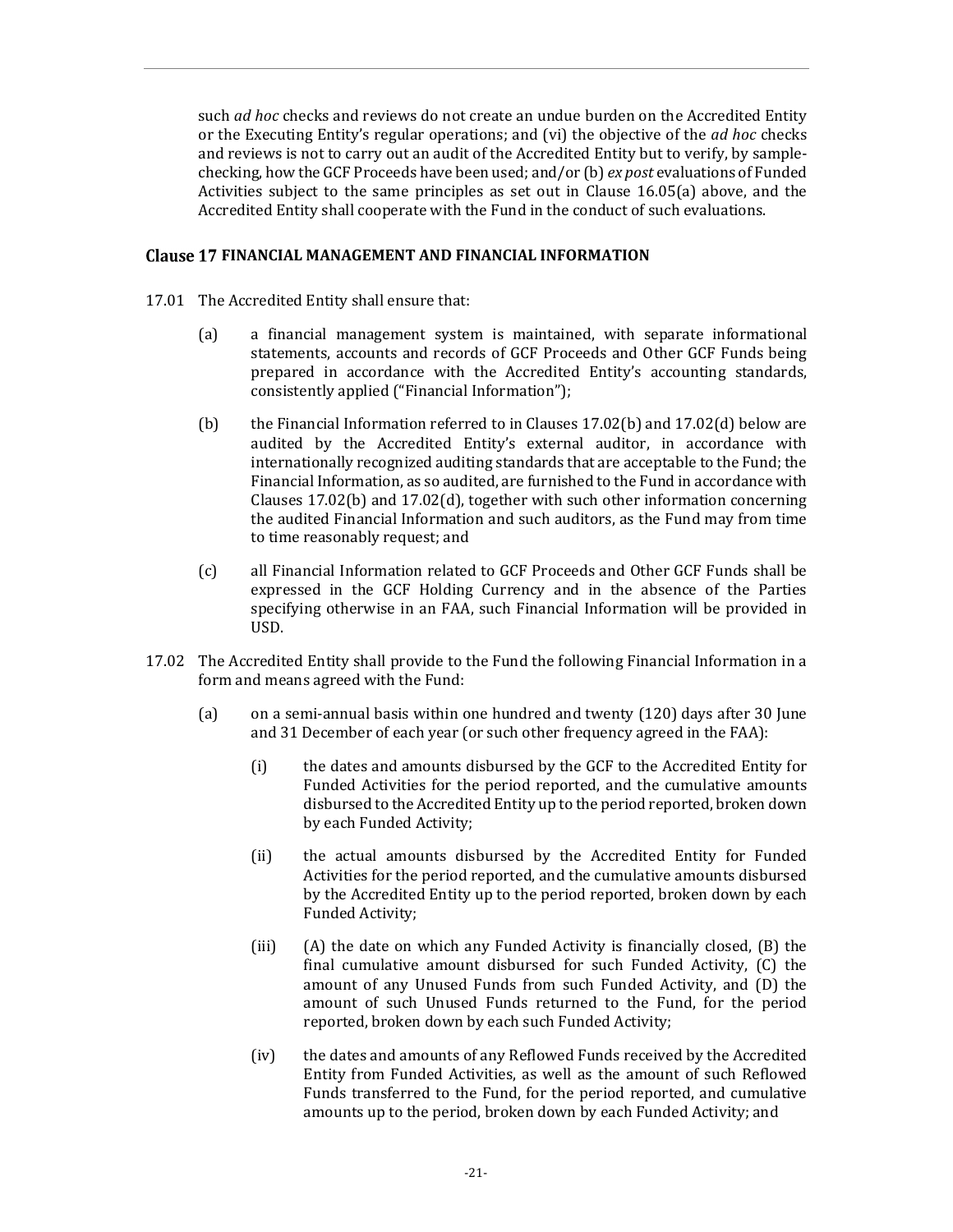such *ad hoc* checks and reviews do not create an undue burden on the Accredited Entity or the Executing Entity's regular operations; and (vi) the objective of the *ad hoc* checks and reviews is not to carry out an audit of the Accredited Entity but to verify, by sample-checking, how the GCF Proceeds have been used; and/or (b) *ex post* evaluations of Funded Activities subject to the same principles as set out in Clause 16.05(a) above, and the Accredited Entity shall cooperate with the Fund in the conduct of such evaluations.

## Clause 17 FINANCIAL MANAGEMENT AND FINANCIAL INFORMATION

17.01 The Accredited Entity shall ensure that:

(a) a financial management system is maintained, with separate informational statements, accounts and records of GCF Proceeds and Other GCF Funds being prepared in accordance with the Accredited Entity's accounting standards, consistently applied ("Financial Information");

(b) the Financial Information referred to in Clauses 17.02(b) and 17.02(d) below are audited by the Accredited Entity's external auditor, in accordance with internationally recognized auditing standards that are acceptable to the Fund; the Financial Information, as so audited, are furnished to the Fund in accordance with Clauses 17.02(b) and 17.02(d), together with such other information concerning the audited Financial Information and such auditors, as the Fund may from time to time reasonably request; and

(c) all Financial Information related to GCF Proceeds and Other GCF Funds shall be expressed in the GCF Holding Currency and in the absence of the Parties specifying otherwise in an FAA, such Financial Information will be provided in USD.

17.02 The Accredited Entity shall provide to the Fund the following Financial Information in a form and means agreed with the Fund:

(a) on a semi-annual basis within one hundred and twenty (120) days after 30 June and 31 December of each year (or such other frequency agreed in the FAA):

(i) the dates and amounts disbursed by the GCF to the Accredited Entity for Funded Activities for the period reported, and the cumulative amounts disbursed to the Accredited Entity up to the period reported, broken down by each Funded Activity;

(ii) the actual amounts disbursed by the Accredited Entity for Funded Activities for the period reported, and the cumulative amounts disbursed by the Accredited Entity up to the period reported, broken down by each Funded Activity;

(iii) (A) the date on which any Funded Activity is financially closed, (B) the final cumulative amount disbursed for such Funded Activity, (C) the amount of any Unused Funds from such Funded Activity, and (D) the amount of such Unused Funds returned to the Fund, for the period reported, broken down by each such Funded Activity;

(iv) the dates and amounts of any Reflowed Funds received by the Accredited Entity from Funded Activities, as well as the amount of such Reflowed Funds transferred to the Fund, for the period reported, and cumulative amounts up to the period, broken down by each Funded Activity; and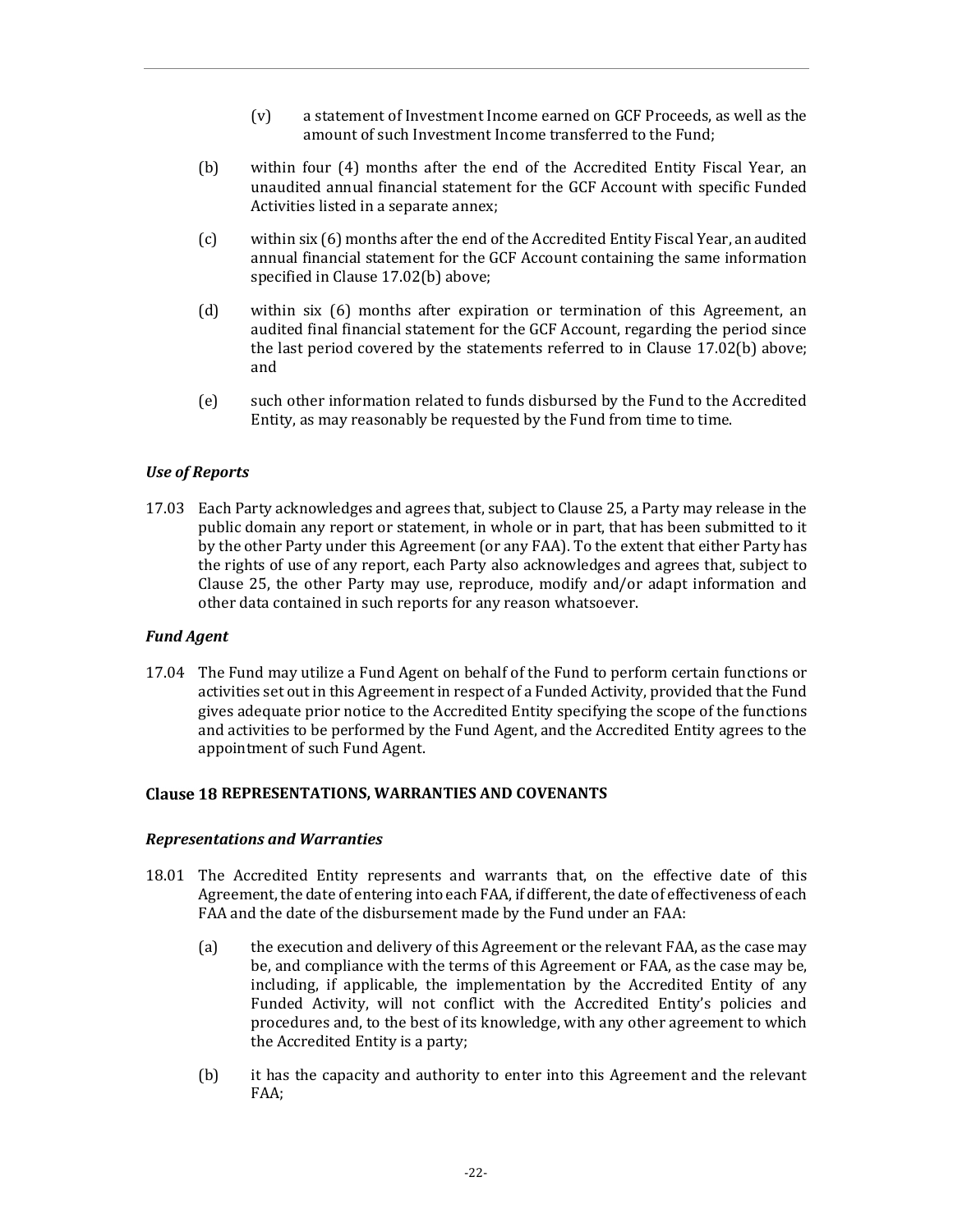(v) a statement of Investment Income earned on GCF Proceeds, as well as the amount of such Investment Income transferred to the Fund;

(b) within four (4) months after the end of the Accredited Entity Fiscal Year, an unaudited annual financial statement for the GCF Account with specific Funded Activities listed in a separate annex;

(c) within six (6) months after the end of the Accredited Entity Fiscal Year, an audited annual financial statement for the GCF Account containing the same information specified in Clause 17.02(b) above;

(d) within six (6) months after expiration or termination of this Agreement, an audited final financial statement for the GCF Account, regarding the period since the last period covered by the statements referred to in Clause 17.02(b) above; and

(e) such other information related to funds disbursed by the Fund to the Accredited Entity, as may reasonably be requested by the Fund from time to time.

### *Use of Reports*

17.03 Each Party acknowledges and agrees that, subject to Clause 25, a Party may release in the public domain any report or statement, in whole or in part, that has been submitted to it by the other Party under this Agreement (or any FAA). To the extent that either Party has the rights of use of any report, each Party also acknowledges and agrees that, subject to Clause 25, the other Party may use, reproduce, modify and/or adapt information and other data contained in such reports for any reason whatsoever.

### *Fund Agent*

17.04 The Fund may utilize a Fund Agent on behalf of the Fund to perform certain functions or activities set out in this Agreement in respect of a Funded Activity, provided that the Fund gives adequate prior notice to the Accredited Entity specifying the scope of the functions and activities to be performed by the Fund Agent, and the Accredited Entity agrees to the appointment of such Fund Agent.

## Clause 18 REPRESENTATIONS, WARRANTIES AND COVENANTS

### *Representations and Warranties*

18.01 The Accredited Entity represents and warrants that, on the effective date of this Agreement, the date of entering into each FAA, if different, the date of effectiveness of each FAA and the date of the disbursement made by the Fund under an FAA:

(a) the execution and delivery of this Agreement or the relevant FAA, as the case may be, and compliance with the terms of this Agreement or FAA, as the case may be, including, if applicable, the implementation by the Accredited Entity of any Funded Activity, will not conflict with the Accredited Entity's policies and procedures and, to the best of its knowledge, with any other agreement to which the Accredited Entity is a party;

(b) it has the capacity and authority to enter into this Agreement and the relevant FAA;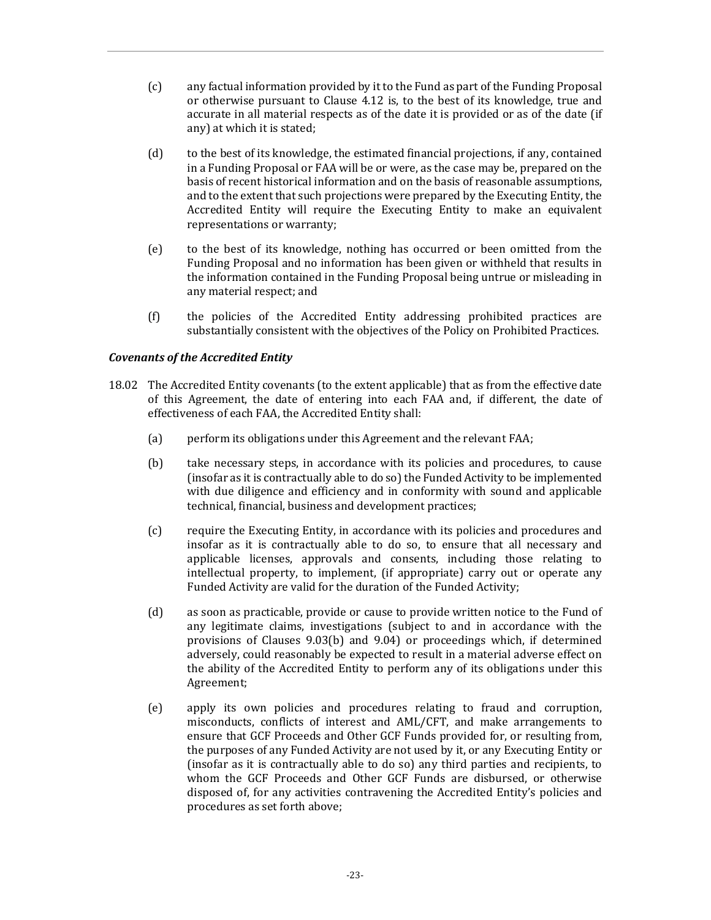(c) any factual information provided by it to the Fund as part of the Funding Proposal or otherwise pursuant to Clause 4.12 is, to the best of its knowledge, true and accurate in all material respects as of the date it is provided or as of the date (if any) at which it is stated;

(d) to the best of its knowledge, the estimated financial projections, if any, contained in a Funding Proposal or FAA will be or were, as the case may be, prepared on the basis of recent historical information and on the basis of reasonable assumptions, and to the extent that such projections were prepared by the Executing Entity, the Accredited Entity will require the Executing Entity to make an equivalent representations or warranty;

(e) to the best of its knowledge, nothing has occurred or been omitted from the Funding Proposal and no information has been given or withheld that results in the information contained in the Funding Proposal being untrue or misleading in any material respect; and

(f) the policies of the Accredited Entity addressing prohibited practices are substantially consistent with the objectives of the Policy on Prohibited Practices.

***Covenants of the Accredited Entity***

18.02 The Accredited Entity covenants (to the extent applicable) that as from the effective date of this Agreement, the date of entering into each FAA and, if different, the date of effectiveness of each FAA, the Accredited Entity shall:

(a) perform its obligations under this Agreement and the relevant FAA;

(b) take necessary steps, in accordance with its policies and procedures, to cause (insofar as it is contractually able to do so) the Funded Activity to be implemented with due diligence and efficiency and in conformity with sound and applicable technical, financial, business and development practices;

(c) require the Executing Entity, in accordance with its policies and procedures and insofar as it is contractually able to do so, to ensure that all necessary and applicable licenses, approvals and consents, including those relating to intellectual property, to implement, (if appropriate) carry out or operate any Funded Activity are valid for the duration of the Funded Activity;

(d) as soon as practicable, provide or cause to provide written notice to the Fund of any legitimate claims, investigations (subject to and in accordance with the provisions of Clauses 9.03(b) and 9.04) or proceedings which, if determined adversely, could reasonably be expected to result in a material adverse effect on the ability of the Accredited Entity to perform any of its obligations under this Agreement;

(e) apply its own policies and procedures relating to fraud and corruption, misconducts, conflicts of interest and AML/CFT, and make arrangements to ensure that GCF Proceeds and Other GCF Funds provided for, or resulting from, the purposes of any Funded Activity are not used by it, or any Executing Entity or (insofar as it is contractually able to do so) any third parties and recipients, to whom the GCF Proceeds and Other GCF Funds are disbursed, or otherwise disposed of, for any activities contravening the Accredited Entity's policies and procedures as set forth above;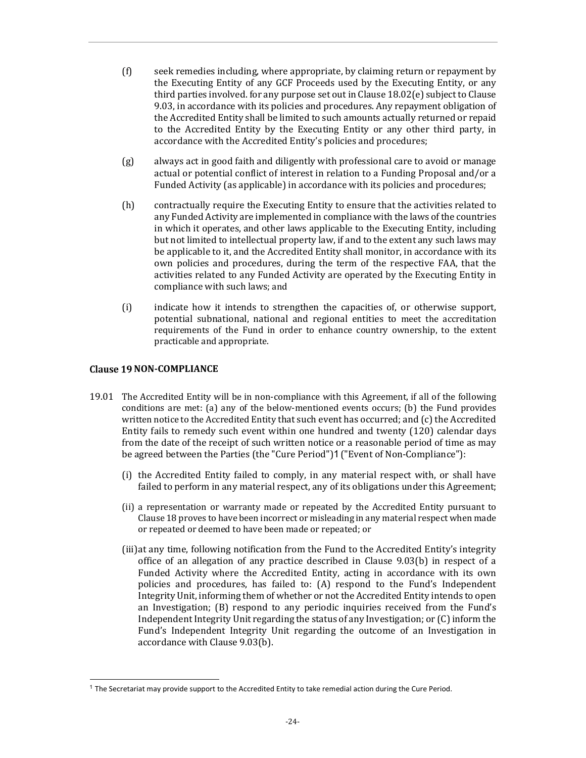(f) seek remedies including, where appropriate, by claiming return or repayment by the Executing Entity of any GCF Proceeds used by the Executing Entity, or any third parties involved. for any purpose set out in Clause 18.02(e) subject to Clause 9.03, in accordance with its policies and procedures. Any repayment obligation of the Accredited Entity shall be limited to such amounts actually returned or repaid to the Accredited Entity by the Executing Entity or any other third party, in accordance with the Accredited Entity's policies and procedures;

(g) always act in good faith and diligently with professional care to avoid or manage actual or potential conflict of interest in relation to a Funding Proposal and/or a Funded Activity (as applicable) in accordance with its policies and procedures;

(h) contractually require the Executing Entity to ensure that the activities related to any Funded Activity are implemented in compliance with the laws of the countries in which it operates, and other laws applicable to the Executing Entity, including but not limited to intellectual property law, if and to the extent any such laws may be applicable to it, and the Accredited Entity shall monitor, in accordance with its own policies and procedures, during the term of the respective FAA, that the activities related to any Funded Activity are operated by the Executing Entity in compliance with such laws; and

(i) indicate how it intends to strengthen the capacities of, or otherwise support, potential subnational, national and regional entities to meet the accreditation requirements of the Fund in order to enhance country ownership, to the extent practicable and appropriate.

## Clause 19 NON-COMPLIANCE

19.01 The Accredited Entity will be in non-compliance with this Agreement, if all of the following conditions are met: (a) any of the below-mentioned events occurs; (b) the Fund provides written notice to the Accredited Entity that such event has occurred; and (c) the Accredited Entity fails to remedy such event within one hundred and twenty (120) calendar days from the date of the receipt of such written notice or a reasonable period of time as may be agreed between the Parties (the "Cure Period")[1] ("Event of Non-Compliance"):

(i) the Accredited Entity failed to comply, in any material respect with, or shall have failed to perform in any material respect, any of its obligations under this Agreement;

(ii) a representation or warranty made or repeated by the Accredited Entity pursuant to Clause 18 proves to have been incorrect or misleading in any material respect when made or repeated or deemed to have been made or repeated; or

(iii) at any time, following notification from the Fund to the Accredited Entity's integrity office of an allegation of any practice described in Clause 9.03(b) in respect of a Funded Activity where the Accredited Entity, acting in accordance with its own policies and procedures, has failed to: (A) respond to the Fund's Independent Integrity Unit, informing them of whether or not the Accredited Entity intends to open an Investigation; (B) respond to any periodic inquiries received from the Fund's Independent Integrity Unit regarding the status of any Investigation; or (C) inform the Fund's Independent Integrity Unit regarding the outcome of an Investigation in accordance with Clause 9.03(b).

---

[1] The Secretariat may provide support to the Accredited Entity to take remedial action during the Cure Period.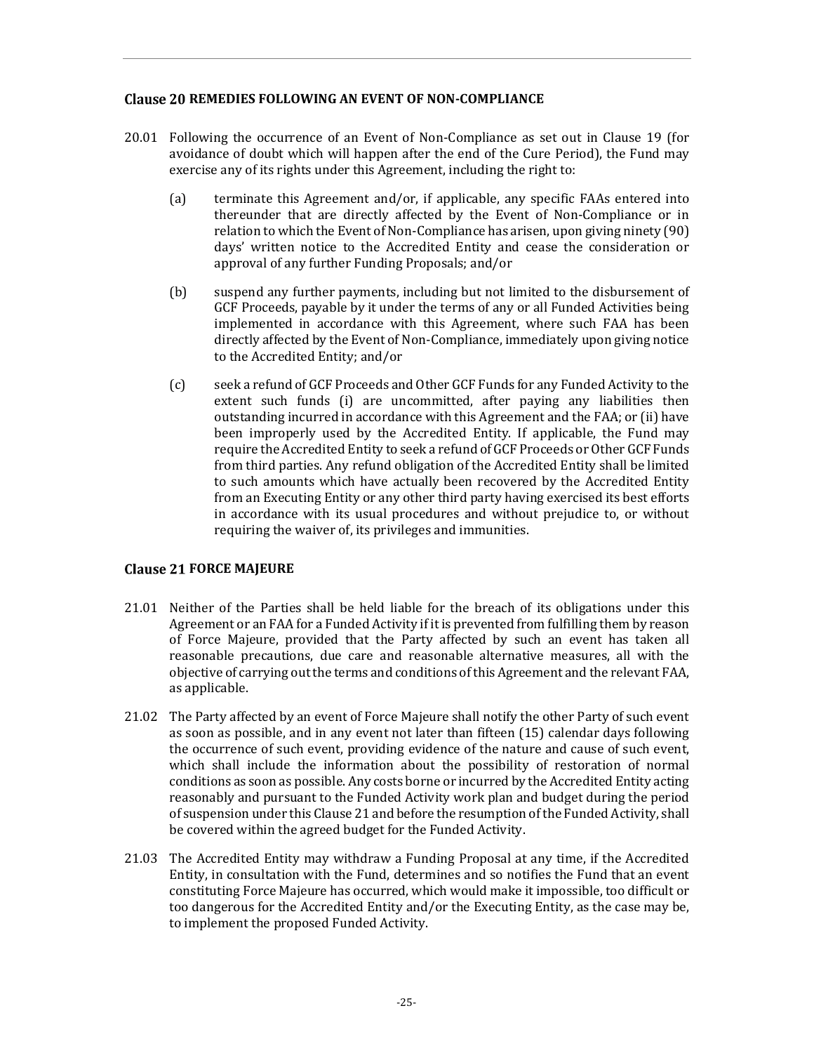## Clause 20 REMEDIES FOLLOWING AN EVENT OF NON-COMPLIANCE

20.01 Following the occurrence of an Event of Non-Compliance as set out in Clause 19 (for avoidance of doubt which will happen after the end of the Cure Period), the Fund may exercise any of its rights under this Agreement, including the right to:

(a) terminate this Agreement and/or, if applicable, any specific FAAs entered into thereunder that are directly affected by the Event of Non-Compliance or in relation to which the Event of Non-Compliance has arisen, upon giving ninety (90) days' written notice to the Accredited Entity and cease the consideration or approval of any further Funding Proposals; and/or

(b) suspend any further payments, including but not limited to the disbursement of GCF Proceeds, payable by it under the terms of any or all Funded Activities being implemented in accordance with this Agreement, where such FAA has been directly affected by the Event of Non-Compliance, immediately upon giving notice to the Accredited Entity; and/or

(c) seek a refund of GCF Proceeds and Other GCF Funds for any Funded Activity to the extent such funds (i) are uncommitted, after paying any liabilities then outstanding incurred in accordance with this Agreement and the FAA; or (ii) have been improperly used by the Accredited Entity. If applicable, the Fund may require the Accredited Entity to seek a refund of GCF Proceeds or Other GCF Funds from third parties. Any refund obligation of the Accredited Entity shall be limited to such amounts which have actually been recovered by the Accredited Entity from an Executing Entity or any other third party having exercised its best efforts in accordance with its usual procedures and without prejudice to, or without requiring the waiver of, its privileges and immunities.

## Clause 21 FORCE MAJEURE

21.01 Neither of the Parties shall be held liable for the breach of its obligations under this Agreement or an FAA for a Funded Activity if it is prevented from fulfilling them by reason of Force Majeure, provided that the Party affected by such an event has taken all reasonable precautions, due care and reasonable alternative measures, all with the objective of carrying out the terms and conditions of this Agreement and the relevant FAA, as applicable.

21.02 The Party affected by an event of Force Majeure shall notify the other Party of such event as soon as possible, and in any event not later than fifteen (15) calendar days following the occurrence of such event, providing evidence of the nature and cause of such event, which shall include the information about the possibility of restoration of normal conditions as soon as possible. Any costs borne or incurred by the Accredited Entity acting reasonably and pursuant to the Funded Activity work plan and budget during the period of suspension under this Clause 21 and before the resumption of the Funded Activity, shall be covered within the agreed budget for the Funded Activity.

21.03 The Accredited Entity may withdraw a Funding Proposal at any time, if the Accredited Entity, in consultation with the Fund, determines and so notifies the Fund that an event constituting Force Majeure has occurred, which would make it impossible, too difficult or too dangerous for the Accredited Entity and/or the Executing Entity, as the case may be, to implement the proposed Funded Activity.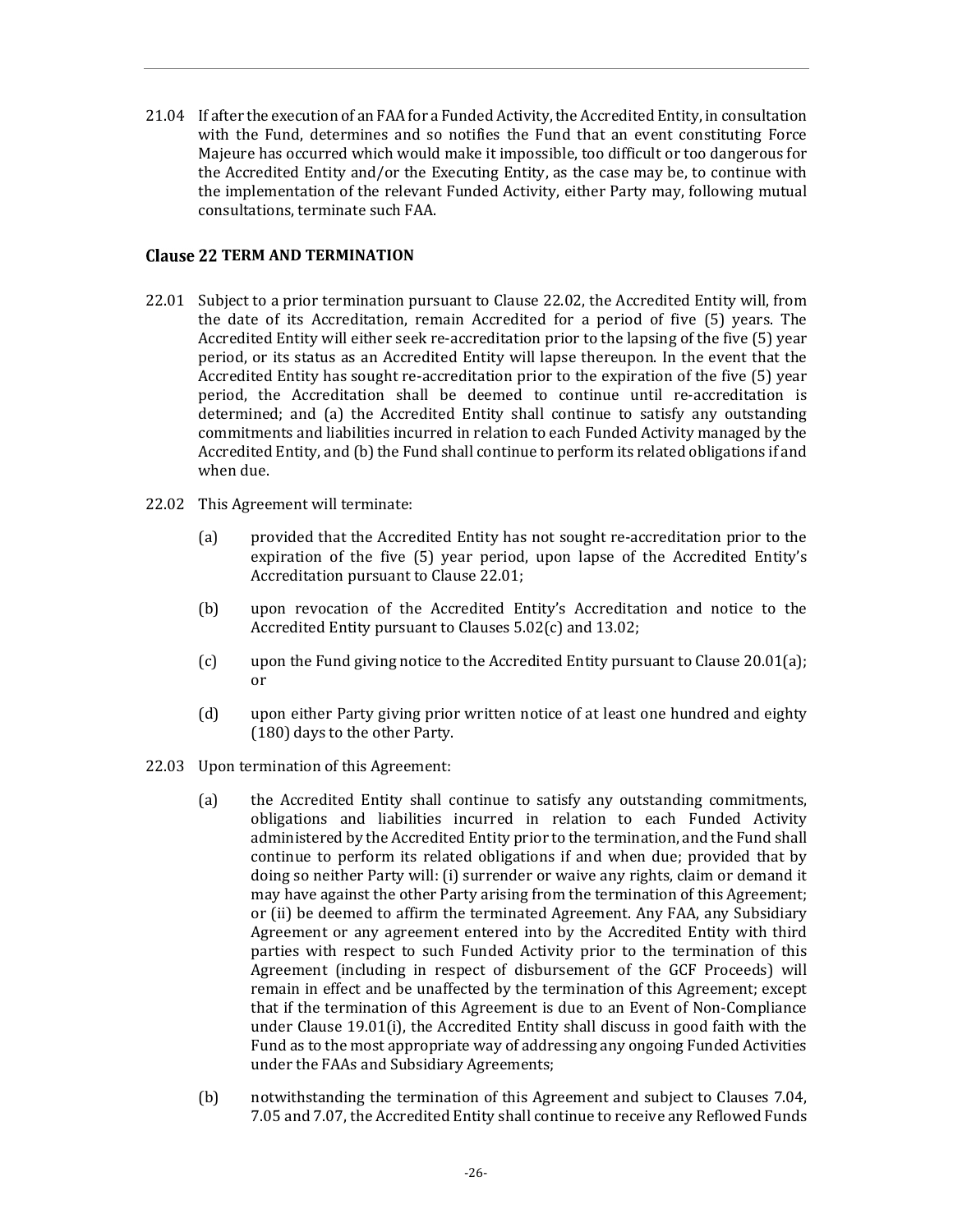21.04 If after the execution of an FAA for a Funded Activity, the Accredited Entity, in consultation with the Fund, determines and so notifies the Fund that an event constituting Force Majeure has occurred which would make it impossible, too difficult or too dangerous for the Accredited Entity and/or the Executing Entity, as the case may be, to continue with the implementation of the relevant Funded Activity, either Party may, following mutual consultations, terminate such FAA.

## Clause 22 TERM AND TERMINATION

22.01 Subject to a prior termination pursuant to Clause 22.02, the Accredited Entity will, from the date of its Accreditation, remain Accredited for a period of five (5) years. The Accredited Entity will either seek re-accreditation prior to the lapsing of the five (5) year period, or its status as an Accredited Entity will lapse thereupon. In the event that the Accredited Entity has sought re-accreditation prior to the expiration of the five (5) year period, the Accreditation shall be deemed to continue until re-accreditation is determined; and (a) the Accredited Entity shall continue to satisfy any outstanding commitments and liabilities incurred in relation to each Funded Activity managed by the Accredited Entity, and (b) the Fund shall continue to perform its related obligations if and when due.

22.02 This Agreement will terminate:

(a) provided that the Accredited Entity has not sought re-accreditation prior to the expiration of the five (5) year period, upon lapse of the Accredited Entity's Accreditation pursuant to Clause 22.01;

(b) upon revocation of the Accredited Entity's Accreditation and notice to the Accredited Entity pursuant to Clauses 5.02(c) and 13.02;

(c) upon the Fund giving notice to the Accredited Entity pursuant to Clause 20.01(a); or

(d) upon either Party giving prior written notice of at least one hundred and eighty (180) days to the other Party.

22.03 Upon termination of this Agreement:

(a) the Accredited Entity shall continue to satisfy any outstanding commitments, obligations and liabilities incurred in relation to each Funded Activity administered by the Accredited Entity prior to the termination, and the Fund shall continue to perform its related obligations if and when due; provided that by doing so neither Party will: (i) surrender or waive any rights, claim or demand it may have against the other Party arising from the termination of this Agreement; or (ii) be deemed to affirm the terminated Agreement. Any FAA, any Subsidiary Agreement or any agreement entered into by the Accredited Entity with third parties with respect to such Funded Activity prior to the termination of this Agreement (including in respect of disbursement of the GCF Proceeds) will remain in effect and be unaffected by the termination of this Agreement; except that if the termination of this Agreement is due to an Event of Non-Compliance under Clause 19.01(i), the Accredited Entity shall discuss in good faith with the Fund as to the most appropriate way of addressing any ongoing Funded Activities under the FAAs and Subsidiary Agreements;

(b) notwithstanding the termination of this Agreement and subject to Clauses 7.04, 7.05 and 7.07, the Accredited Entity shall continue to receive any Reflowed Funds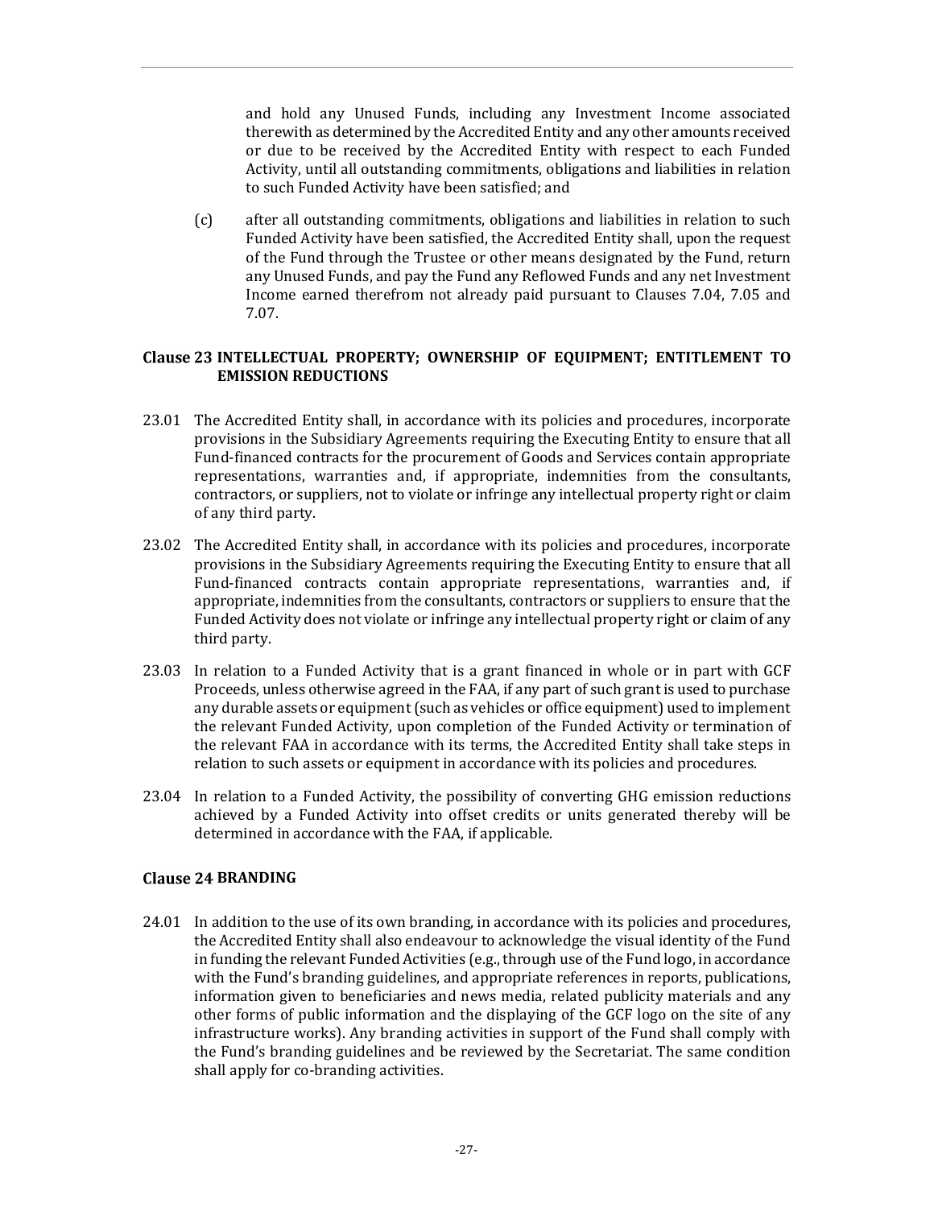and hold any Unused Funds, including any Investment Income associated therewith as determined by the Accredited Entity and any other amounts received or due to be received by the Accredited Entity with respect to each Funded Activity, until all outstanding commitments, obligations and liabilities in relation to such Funded Activity have been satisfied; and

(c) after all outstanding commitments, obligations and liabilities in relation to such Funded Activity have been satisfied, the Accredited Entity shall, upon the request of the Fund through the Trustee or other means designated by the Fund, return any Unused Funds, and pay the Fund any Reflowed Funds and any net Investment Income earned therefrom not already paid pursuant to Clauses 7.04, 7.05 and 7.07.

### Clause 23 INTELLECTUAL PROPERTY; OWNERSHIP OF EQUIPMENT; ENTITLEMENT TO EMISSION REDUCTIONS

23.01 The Accredited Entity shall, in accordance with its policies and procedures, incorporate provisions in the Subsidiary Agreements requiring the Executing Entity to ensure that all Fund-financed contracts for the procurement of Goods and Services contain appropriate representations, warranties and, if appropriate, indemnities from the consultants, contractors, or suppliers, not to violate or infringe any intellectual property right or claim of any third party.

23.02 The Accredited Entity shall, in accordance with its policies and procedures, incorporate provisions in the Subsidiary Agreements requiring the Executing Entity to ensure that all Fund-financed contracts contain appropriate representations, warranties and, if appropriate, indemnities from the consultants, contractors or suppliers to ensure that the Funded Activity does not violate or infringe any intellectual property right or claim of any third party.

23.03 In relation to a Funded Activity that is a grant financed in whole or in part with GCF Proceeds, unless otherwise agreed in the FAA, if any part of such grant is used to purchase any durable assets or equipment (such as vehicles or office equipment) used to implement the relevant Funded Activity, upon completion of the Funded Activity or termination of the relevant FAA in accordance with its terms, the Accredited Entity shall take steps in relation to such assets or equipment in accordance with its policies and procedures.

23.04 In relation to a Funded Activity, the possibility of converting GHG emission reductions achieved by a Funded Activity into offset credits or units generated thereby will be determined in accordance with the FAA, if applicable.

### Clause 24 BRANDING

24.01 In addition to the use of its own branding, in accordance with its policies and procedures, the Accredited Entity shall also endeavour to acknowledge the visual identity of the Fund in funding the relevant Funded Activities (e.g., through use of the Fund logo, in accordance with the Fund's branding guidelines, and appropriate references in reports, publications, information given to beneficiaries and news media, related publicity materials and any other forms of public information and the displaying of the GCF logo on the site of any infrastructure works). Any branding activities in support of the Fund shall comply with the Fund's branding guidelines and be reviewed by the Secretariat. The same condition shall apply for co-branding activities.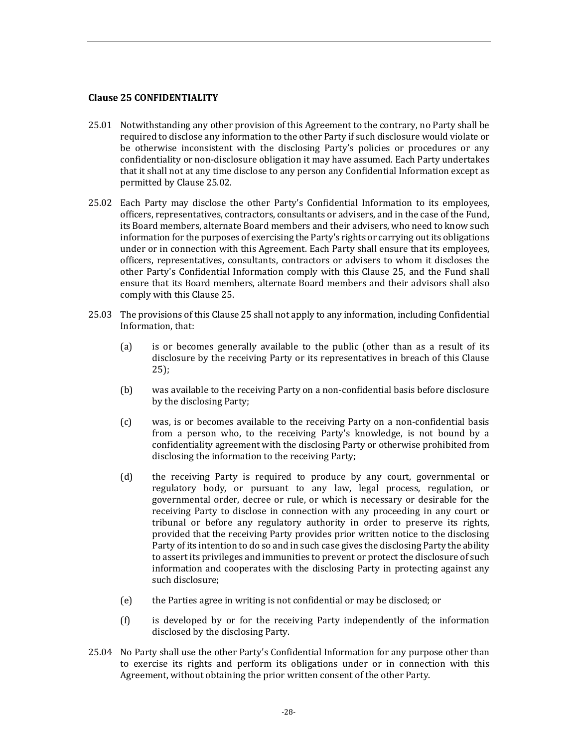## Clause 25 CONFIDENTIALITY

25.01 Notwithstanding any other provision of this Agreement to the contrary, no Party shall be required to disclose any information to the other Party if such disclosure would violate or be otherwise inconsistent with the disclosing Party's policies or procedures or any confidentiality or non-disclosure obligation it may have assumed. Each Party undertakes that it shall not at any time disclose to any person any Confidential Information except as permitted by Clause 25.02.

25.02 Each Party may disclose the other Party's Confidential Information to its employees, officers, representatives, contractors, consultants or advisers, and in the case of the Fund, its Board members, alternate Board members and their advisers, who need to know such information for the purposes of exercising the Party's rights or carrying out its obligations under or in connection with this Agreement. Each Party shall ensure that its employees, officers, representatives, consultants, contractors or advisers to whom it discloses the other Party's Confidential Information comply with this Clause 25, and the Fund shall ensure that its Board members, alternate Board members and their advisors shall also comply with this Clause 25.

25.03 The provisions of this Clause 25 shall not apply to any information, including Confidential Information, that:

(a) is or becomes generally available to the public (other than as a result of its disclosure by the receiving Party or its representatives in breach of this Clause 25);

(b) was available to the receiving Party on a non-confidential basis before disclosure by the disclosing Party;

(c) was, is or becomes available to the receiving Party on a non-confidential basis from a person who, to the receiving Party's knowledge, is not bound by a confidentiality agreement with the disclosing Party or otherwise prohibited from disclosing the information to the receiving Party;

(d) the receiving Party is required to produce by any court, governmental or regulatory body, or pursuant to any law, legal process, regulation, or governmental order, decree or rule, or which is necessary or desirable for the receiving Party to disclose in connection with any proceeding in any court or tribunal or before any regulatory authority in order to preserve its rights, provided that the receiving Party provides prior written notice to the disclosing Party of its intention to do so and in such case gives the disclosing Party the ability to assert its privileges and immunities to prevent or protect the disclosure of such information and cooperates with the disclosing Party in protecting against any such disclosure;

(e) the Parties agree in writing is not confidential or may be disclosed; or

(f) is developed by or for the receiving Party independently of the information disclosed by the disclosing Party.

25.04 No Party shall use the other Party's Confidential Information for any purpose other than to exercise its rights and perform its obligations under or in connection with this Agreement, without obtaining the prior written consent of the other Party.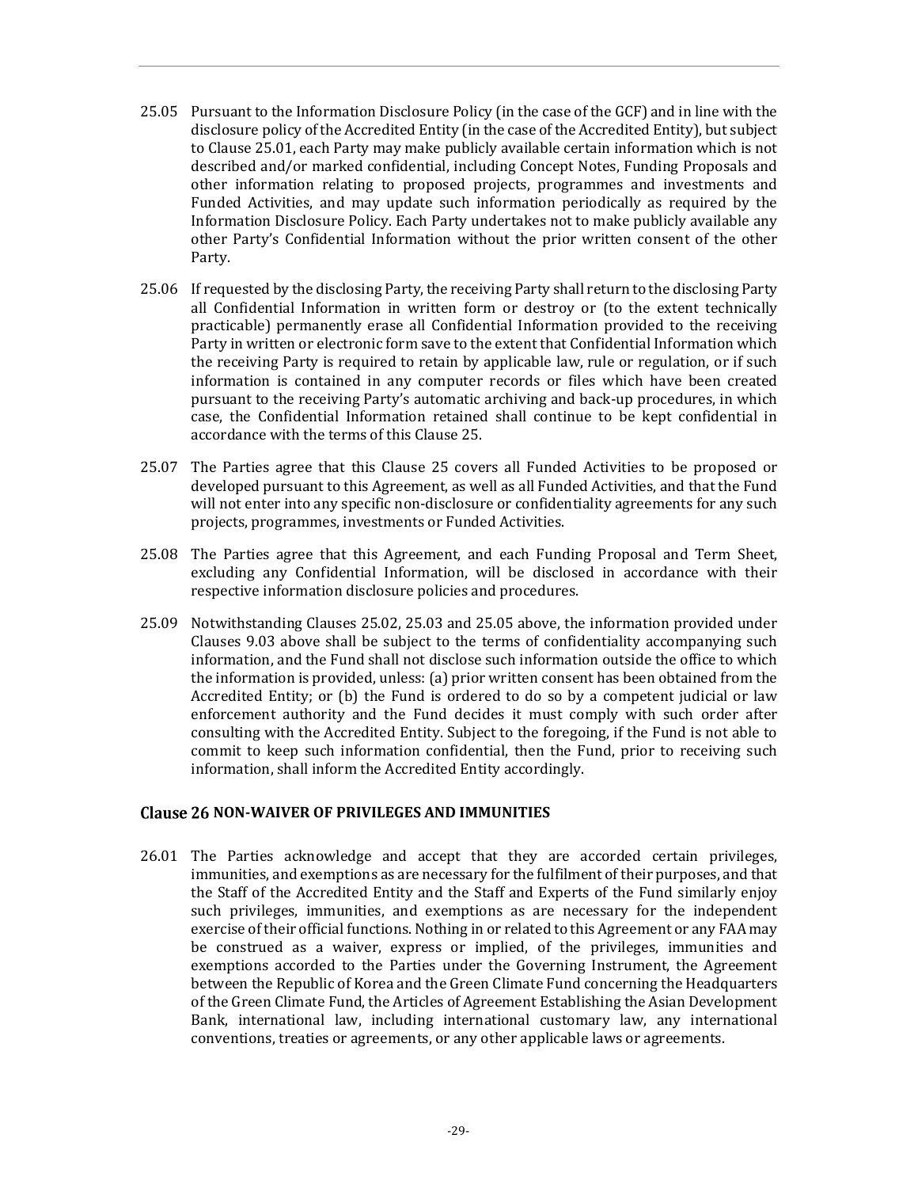25.05 Pursuant to the Information Disclosure Policy (in the case of the GCF) and in line with the disclosure policy of the Accredited Entity (in the case of the Accredited Entity), but subject to Clause 25.01, each Party may make publicly available certain information which is not described and/or marked confidential, including Concept Notes, Funding Proposals and other information relating to proposed projects, programmes and investments and Funded Activities, and may update such information periodically as required by the Information Disclosure Policy. Each Party undertakes not to make publicly available any other Party's Confidential Information without the prior written consent of the other Party.

25.06 If requested by the disclosing Party, the receiving Party shall return to the disclosing Party all Confidential Information in written form or destroy or (to the extent technically practicable) permanently erase all Confidential Information provided to the receiving Party in written or electronic form save to the extent that Confidential Information which the receiving Party is required to retain by applicable law, rule or regulation, or if such information is contained in any computer records or files which have been created pursuant to the receiving Party's automatic archiving and back-up procedures, in which case, the Confidential Information retained shall continue to be kept confidential in accordance with the terms of this Clause 25.

25.07 The Parties agree that this Clause 25 covers all Funded Activities to be proposed or developed pursuant to this Agreement, as well as all Funded Activities, and that the Fund will not enter into any specific non-disclosure or confidentiality agreements for any such projects, programmes, investments or Funded Activities.

25.08 The Parties agree that this Agreement, and each Funding Proposal and Term Sheet, excluding any Confidential Information, will be disclosed in accordance with their respective information disclosure policies and procedures.

25.09 Notwithstanding Clauses 25.02, 25.03 and 25.05 above, the information provided under Clauses 9.03 above shall be subject to the terms of confidentiality accompanying such information, and the Fund shall not disclose such information outside the office to which the information is provided, unless: (a) prior written consent has been obtained from the Accredited Entity; or (b) the Fund is ordered to do so by a competent judicial or law enforcement authority and the Fund decides it must comply with such order after consulting with the Accredited Entity. Subject to the foregoing, if the Fund is not able to commit to keep such information confidential, then the Fund, prior to receiving such information, shall inform the Accredited Entity accordingly.

## Clause 26 NON-WAIVER OF PRIVILEGES AND IMMUNITIES

26.01 The Parties acknowledge and accept that they are accorded certain privileges, immunities, and exemptions as are necessary for the fulfilment of their purposes, and that the Staff of the Accredited Entity and the Staff and Experts of the Fund similarly enjoy such privileges, immunities, and exemptions as are necessary for the independent exercise of their official functions. Nothing in or related to this Agreement or any FAA may be construed as a waiver, express or implied, of the privileges, immunities and exemptions accorded to the Parties under the Governing Instrument, the Agreement between the Republic of Korea and the Green Climate Fund concerning the Headquarters of the Green Climate Fund, the Articles of Agreement Establishing the Asian Development Bank, international law, including international customary law, any international conventions, treaties or agreements, or any other applicable laws or agreements.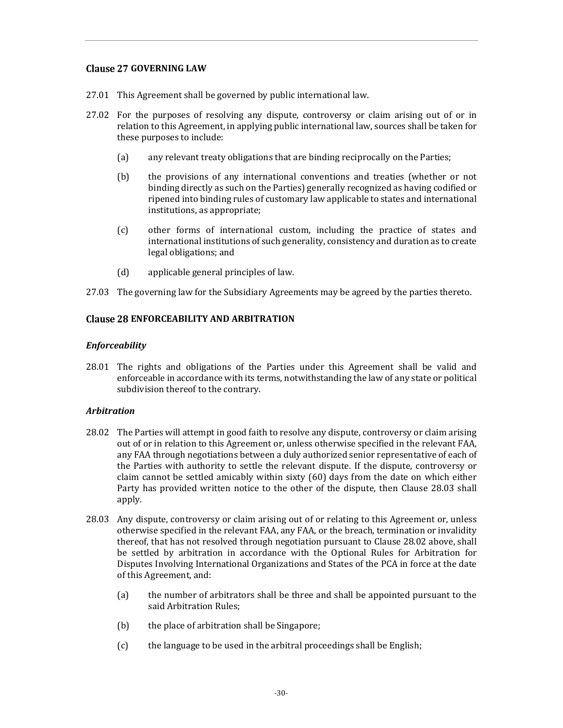## Clause 27 GOVERNING LAW

27.01 This Agreement shall be governed by public international law.

27.02 For the purposes of resolving any dispute, controversy or claim arising out of or in relation to this Agreement, in applying public international law, sources shall be taken for these purposes to include:

(a) any relevant treaty obligations that are binding reciprocally on the Parties;

(b) the provisions of any international conventions and treaties (whether or not binding directly as such on the Parties) generally recognized as having codified or ripened into binding rules of customary law applicable to states and international institutions, as appropriate;

(c) other forms of international custom, including the practice of states and international institutions of such generality, consistency and duration as to create legal obligations; and

(d) applicable general principles of law.

27.03 The governing law for the Subsidiary Agreements may be agreed by the parties thereto.

## Clause 28 ENFORCEABILITY AND ARBITRATION

### *Enforceability*

28.01 The rights and obligations of the Parties under this Agreement shall be valid and enforceable in accordance with its terms, notwithstanding the law of any state or political subdivision thereof to the contrary.

### *Arbitration*

28.02 The Parties will attempt in good faith to resolve any dispute, controversy or claim arising out of or in relation to this Agreement or, unless otherwise specified in the relevant FAA, any FAA through negotiations between a duly authorized senior representative of each of the Parties with authority to settle the relevant dispute. If the dispute, controversy or claim cannot be settled amicably within sixty (60) days from the date on which either Party has provided written notice to the other of the dispute, then Clause 28.03 shall apply.

28.03 Any dispute, controversy or claim arising out of or relating to this Agreement or, unless otherwise specified in the relevant FAA, any FAA, or the breach, termination or invalidity thereof, that has not resolved through negotiation pursuant to Clause 28.02 above, shall be settled by arbitration in accordance with the Optional Rules for Arbitration for Disputes Involving International Organizations and States of the PCA in force at the date of this Agreement, and:

(a) the number of arbitrators shall be three and shall be appointed pursuant to the said Arbitration Rules;

(b) the place of arbitration shall be Singapore;

(c) the language to be used in the arbitral proceedings shall be English;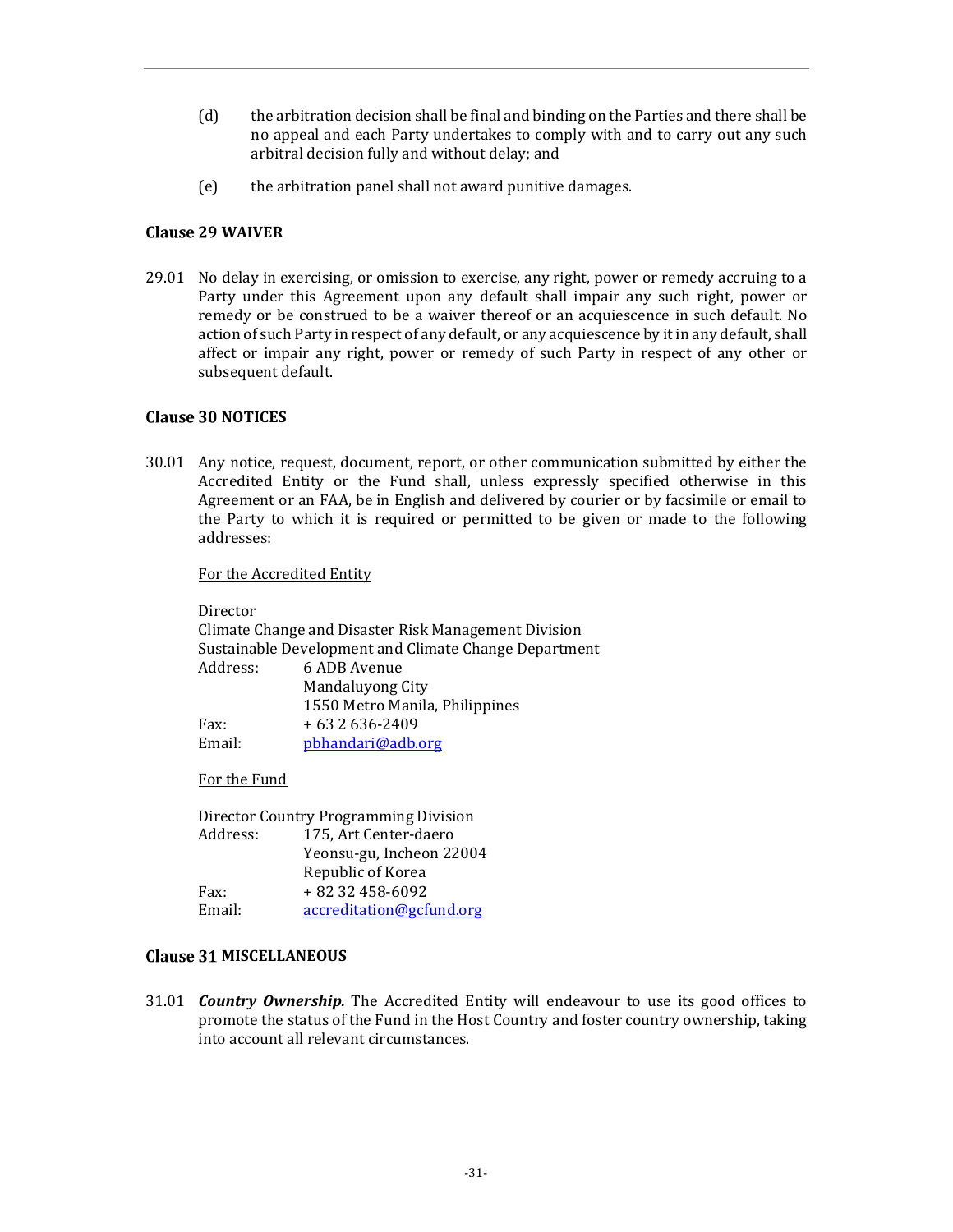(d) the arbitration decision shall be final and binding on the Parties and there shall be no appeal and each Party undertakes to comply with and to carry out any such arbitral decision fully and without delay; and

(e) the arbitration panel shall not award punitive damages.

## Clause 29 WAIVER

29.01 No delay in exercising, or omission to exercise, any right, power or remedy accruing to a Party under this Agreement upon any default shall impair any such right, power or remedy or be construed to be a waiver thereof or an acquiescence in such default. No action of such Party in respect of any default, or any acquiescence by it in any default, shall affect or impair any right, power or remedy of such Party in respect of any other or subsequent default.

## Clause 30 NOTICES

30.01 Any notice, request, document, report, or other communication submitted by either the Accredited Entity or the Fund shall, unless expressly specified otherwise in this Agreement or an FAA, be in English and delivered by courier or by facsimile or email to the Party to which it is required or permitted to be given or made to the following addresses:

For the Accredited Entity

Director
Climate Change and Disaster Risk Management Division
Sustainable Development and Climate Change Department
Address: 6 ADB Avenue
Mandaluyong City
1550 Metro Manila, Philippines
Fax: + 63 2 636-2409
Email: pbhandari@adb.org

For the Fund

Director Country Programming Division
Address: 175, Art Center-daero
Yeonsu-gu, Incheon 22004
Republic of Korea
Fax: + 82 32 458-6092
Email: accreditation@gcfund.org

## Clause 31 MISCELLANEOUS

31.01 ***Country Ownership.*** The Accredited Entity will endeavour to use its good offices to promote the status of the Fund in the Host Country and foster country ownership, taking into account all relevant circumstances.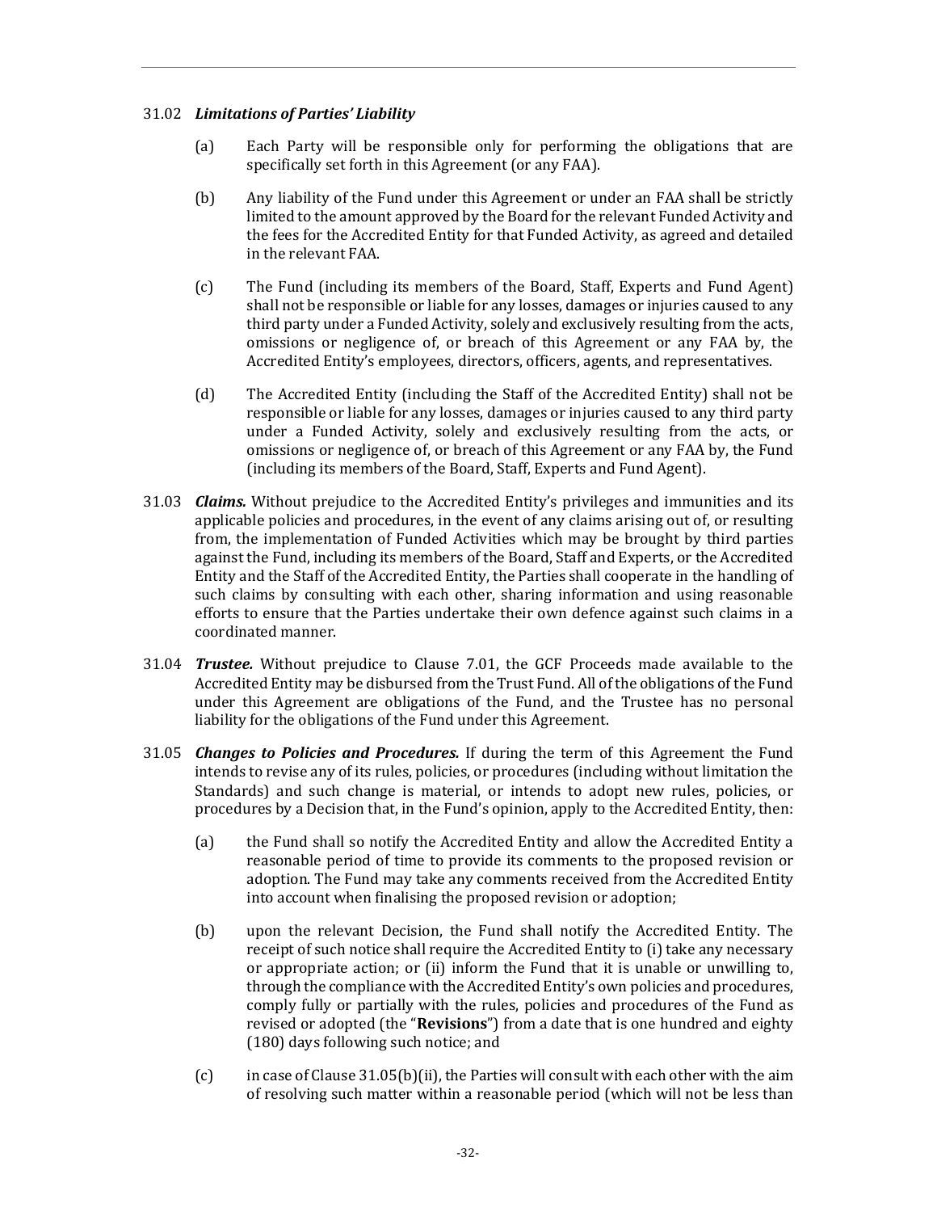31.02 ***Limitations of Parties' Liability***

(a) Each Party will be responsible only for performing the obligations that are specifically set forth in this Agreement (or any FAA).

(b) Any liability of the Fund under this Agreement or under an FAA shall be strictly limited to the amount approved by the Board for the relevant Funded Activity and the fees for the Accredited Entity for that Funded Activity, as agreed and detailed in the relevant FAA.

(c) The Fund (including its members of the Board, Staff, Experts and Fund Agent) shall not be responsible or liable for any losses, damages or injuries caused to any third party under a Funded Activity, solely and exclusively resulting from the acts, omissions or negligence of, or breach of this Agreement or any FAA by, the Accredited Entity's employees, directors, officers, agents, and representatives.

(d) The Accredited Entity (including the Staff of the Accredited Entity) shall not be responsible or liable for any losses, damages or injuries caused to any third party under a Funded Activity, solely and exclusively resulting from the acts, or omissions or negligence of, or breach of this Agreement or any FAA by, the Fund (including its members of the Board, Staff, Experts and Fund Agent).

31.03 ***Claims.*** Without prejudice to the Accredited Entity's privileges and immunities and its applicable policies and procedures, in the event of any claims arising out of, or resulting from, the implementation of Funded Activities which may be brought by third parties against the Fund, including its members of the Board, Staff and Experts, or the Accredited Entity and the Staff of the Accredited Entity, the Parties shall cooperate in the handling of such claims by consulting with each other, sharing information and using reasonable efforts to ensure that the Parties undertake their own defence against such claims in a coordinated manner.

31.04 ***Trustee.*** Without prejudice to Clause 7.01, the GCF Proceeds made available to the Accredited Entity may be disbursed from the Trust Fund. All of the obligations of the Fund under this Agreement are obligations of the Fund, and the Trustee has no personal liability for the obligations of the Fund under this Agreement.

31.05 ***Changes to Policies and Procedures.*** If during the term of this Agreement the Fund intends to revise any of its rules, policies, or procedures (including without limitation the Standards) and such change is material, or intends to adopt new rules, policies, or procedures by a Decision that, in the Fund's opinion, apply to the Accredited Entity, then:

(a) the Fund shall so notify the Accredited Entity and allow the Accredited Entity a reasonable period of time to provide its comments to the proposed revision or adoption. The Fund may take any comments received from the Accredited Entity into account when finalising the proposed revision or adoption;

(b) upon the relevant Decision, the Fund shall notify the Accredited Entity. The receipt of such notice shall require the Accredited Entity to (i) take any necessary or appropriate action; or (ii) inform the Fund that it is unable or unwilling to, through the compliance with the Accredited Entity's own policies and procedures, comply fully or partially with the rules, policies and procedures of the Fund as revised or adopted (the "**Revisions**") from a date that is one hundred and eighty (180) days following such notice; and

(c) in case of Clause 31.05(b)(ii), the Parties will consult with each other with the aim of resolving such matter within a reasonable period (which will not be less than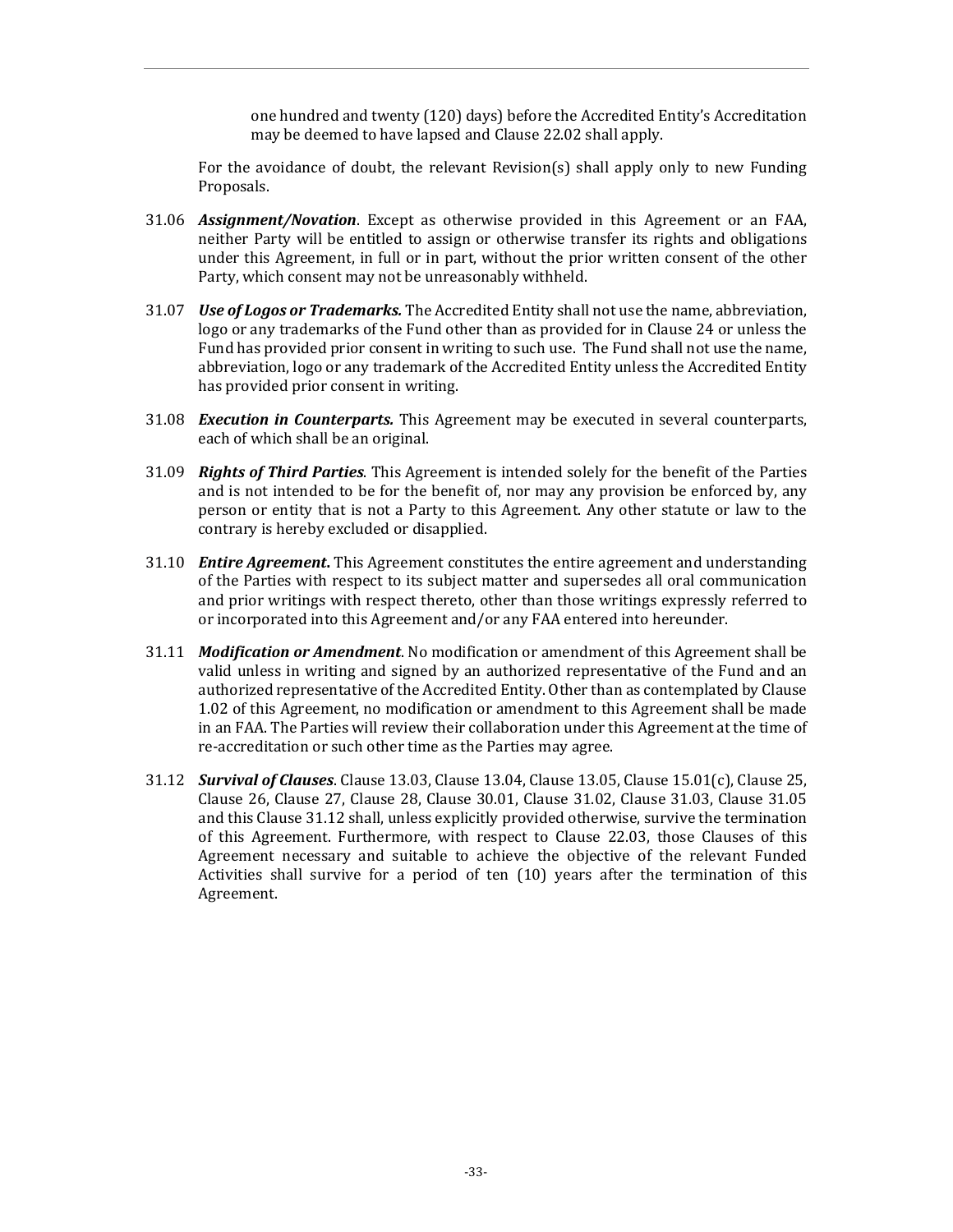one hundred and twenty (120) days) before the Accredited Entity's Accreditation may be deemed to have lapsed and Clause 22.02 shall apply.

For the avoidance of doubt, the relevant Revision(s) shall apply only to new Funding Proposals.

31.06 ***Assignment/Novation***. Except as otherwise provided in this Agreement or an FAA, neither Party will be entitled to assign or otherwise transfer its rights and obligations under this Agreement, in full or in part, without the prior written consent of the other Party, which consent may not be unreasonably withheld.

31.07 ***Use of Logos or Trademarks.*** The Accredited Entity shall not use the name, abbreviation, logo or any trademarks of the Fund other than as provided for in Clause 24 or unless the Fund has provided prior consent in writing to such use. The Fund shall not use the name, abbreviation, logo or any trademark of the Accredited Entity unless the Accredited Entity has provided prior consent in writing.

31.08 ***Execution in Counterparts.*** This Agreement may be executed in several counterparts, each of which shall be an original.

31.09 ***Rights of Third Parties***. This Agreement is intended solely for the benefit of the Parties and is not intended to be for the benefit of, nor may any provision be enforced by, any person or entity that is not a Party to this Agreement. Any other statute or law to the contrary is hereby excluded or disapplied.

31.10 ***Entire Agreement***. This Agreement constitutes the entire agreement and understanding of the Parties with respect to its subject matter and supersedes all oral communication and prior writings with respect thereto, other than those writings expressly referred to or incorporated into this Agreement and/or any FAA entered into hereunder.

31.11 ***Modification or Amendment***. No modification or amendment of this Agreement shall be valid unless in writing and signed by an authorized representative of the Fund and an authorized representative of the Accredited Entity. Other than as contemplated by Clause 1.02 of this Agreement, no modification or amendment to this Agreement shall be made in an FAA. The Parties will review their collaboration under this Agreement at the time of re-accreditation or such other time as the Parties may agree.

31.12 ***Survival of Clauses***. Clause 13.03, Clause 13.04, Clause 13.05, Clause 15.01(c), Clause 25, Clause 26, Clause 27, Clause 28, Clause 30.01, Clause 31.02, Clause 31.03, Clause 31.05 and this Clause 31.12 shall, unless explicitly provided otherwise, survive the termination of this Agreement. Furthermore, with respect to Clause 22.03, those Clauses of this Agreement necessary and suitable to achieve the objective of the relevant Funded Activities shall survive for a period of ten (10) years after the termination of this Agreement.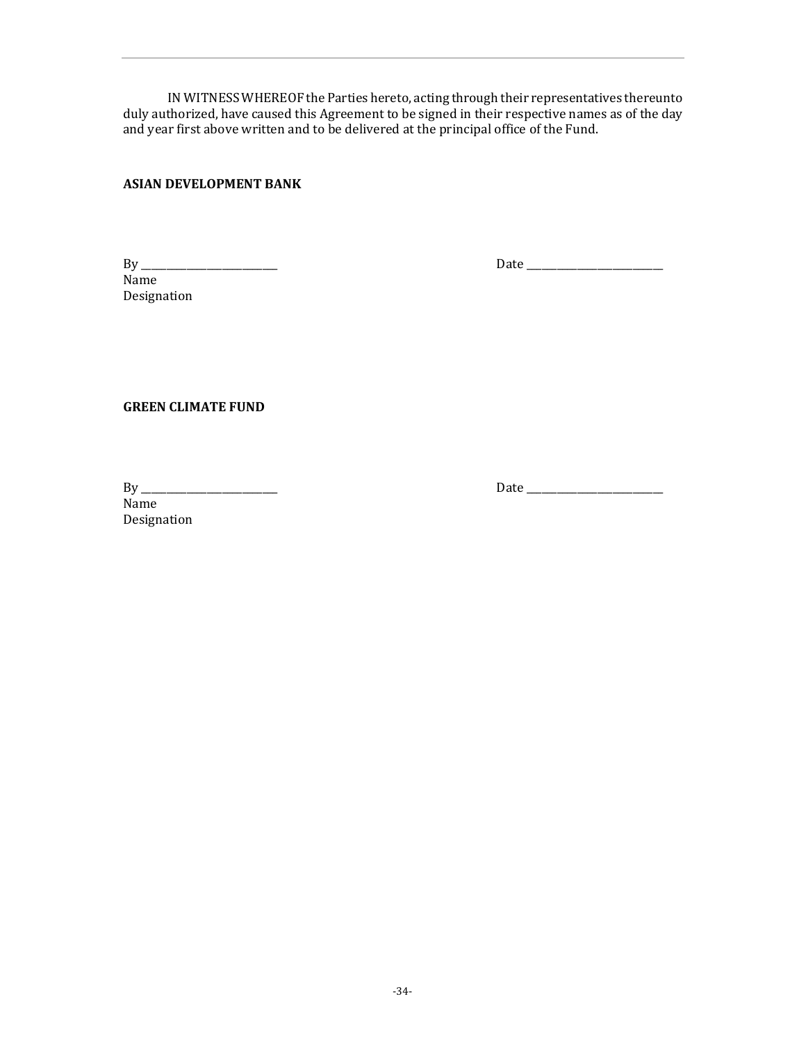IN WITNESS WHEREOF the Parties hereto, acting through their representatives thereunto duly authorized, have caused this Agreement to be signed in their respective names as of the day and year first above written and to be delivered at the principal office of the Fund.

**ASIAN DEVELOPMENT BANK**

By ________________________ Date ________________________
Name
Designation

**GREEN CLIMATE FUND**

By ________________________ Date ________________________
Name
Designation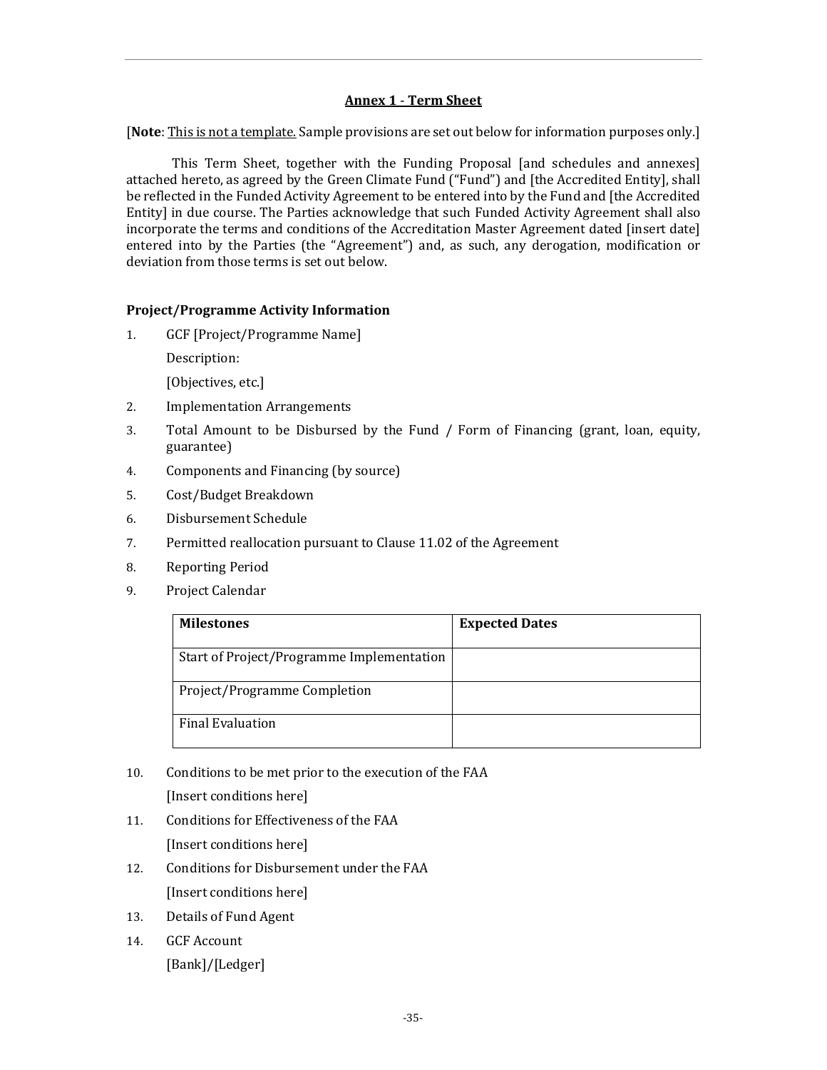## Annex 1 - Term Sheet

[**Note**: This is not a template. Sample provisions are set out below for information purposes only.]

This Term Sheet, together with the Funding Proposal [and schedules and annexes] attached hereto, as agreed by the Green Climate Fund ("Fund") and [the Accredited Entity], shall be reflected in the Funded Activity Agreement to be entered into by the Fund and [the Accredited Entity] in due course. The Parties acknowledge that such Funded Activity Agreement shall also incorporate the terms and conditions of the Accreditation Master Agreement dated [insert date] entered into by the Parties (the "Agreement") and, as such, any derogation, modification or deviation from those terms is set out below.

### Project/Programme Activity Information

1. GCF [Project/Programme Name]

   Description:

   [Objectives, etc.]

2. Implementation Arrangements
3. Total Amount to be Disbursed by the Fund / Form of Financing (grant, loan, equity, guarantee)
4. Components and Financing (by source)
5. Cost/Budget Breakdown
6. Disbursement Schedule
7. Permitted reallocation pursuant to Clause 11.02 of the Agreement
8. Reporting Period
9. Project Calendar

| Milestones | Expected Dates |
|---|---|
| Start of Project/Programme Implementation | |
| Project/Programme Completion | |
| Final Evaluation | |

10. Conditions to be met prior to the execution of the FAA

    [Insert conditions here]

11. Conditions for Effectiveness of the FAA

    [Insert conditions here]

12. Conditions for Disbursement under the FAA

    [Insert conditions here]

13. Details of Fund Agent
14. GCF Account

    [Bank]/[Ledger]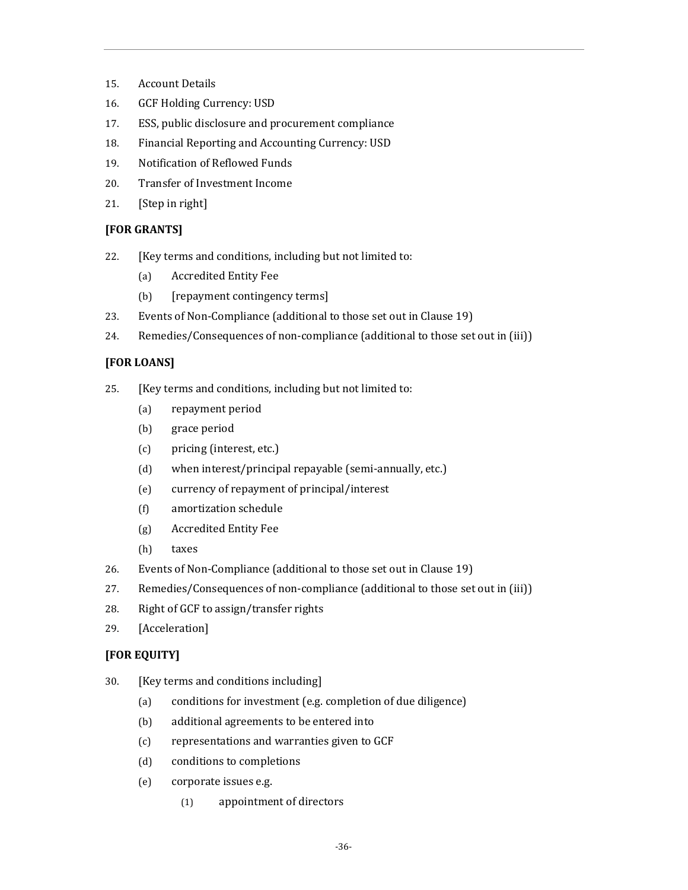15. Account Details
16. GCF Holding Currency: USD
17. ESS, public disclosure and procurement compliance
18. Financial Reporting and Accounting Currency: USD
19. Notification of Reflowed Funds
20. Transfer of Investment Income
21. [Step in right]

**[FOR GRANTS]**

22. [Key terms and conditions, including but not limited to:
    (a) Accredited Entity Fee
    (b) [repayment contingency terms]
23. Events of Non-Compliance (additional to those set out in Clause 19)
24. Remedies/Consequences of non-compliance (additional to those set out in (iii))

**[FOR LOANS]**

25. [Key terms and conditions, including but not limited to:
    (a) repayment period
    (b) grace period
    (c) pricing (interest, etc.)
    (d) when interest/principal repayable (semi-annually, etc.)
    (e) currency of repayment of principal/interest
    (f) amortization schedule
    (g) Accredited Entity Fee
    (h) taxes
26. Events of Non-Compliance (additional to those set out in Clause 19)
27. Remedies/Consequences of non-compliance (additional to those set out in (iii))
28. Right of GCF to assign/transfer rights
29. [Acceleration]

**[FOR EQUITY]**

30. [Key terms and conditions including]
    (a) conditions for investment (e.g. completion of due diligence)
    (b) additional agreements to be entered into
    (c) representations and warranties given to GCF
    (d) conditions to completions
    (e) corporate issues e.g.
        (1) appointment of directors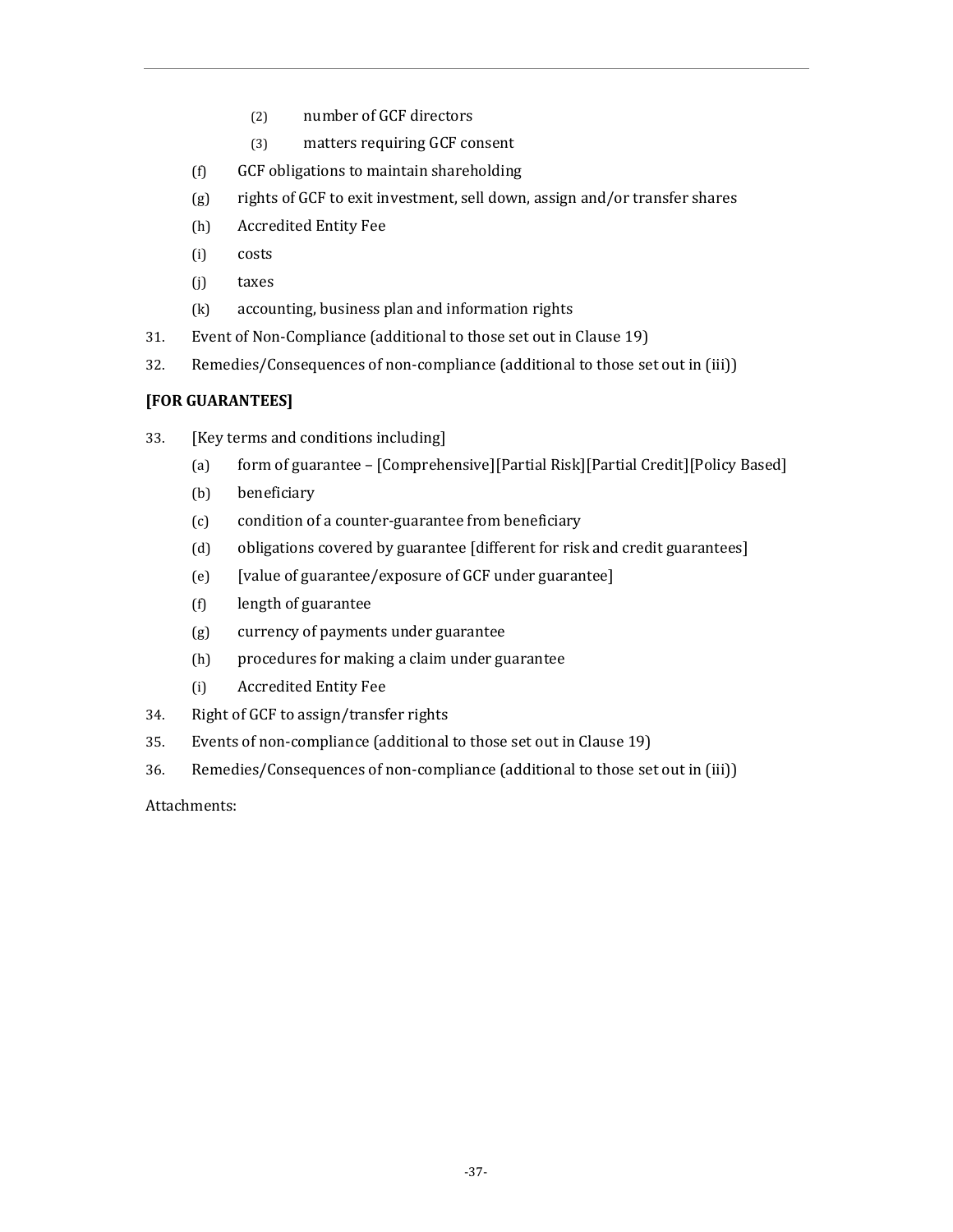(2) number of GCF directors

  (3) matters requiring GCF consent

(f) GCF obligations to maintain shareholding

(g) rights of GCF to exit investment, sell down, assign and/or transfer shares

(h) Accredited Entity Fee

(i) costs

(j) taxes

(k) accounting, business plan and information rights

31. Event of Non-Compliance (additional to those set out in Clause 19)

32. Remedies/Consequences of non-compliance (additional to those set out in (iii))

**[FOR GUARANTEES]**

33. [Key terms and conditions including]

  (a) form of guarantee – [Comprehensive][Partial Risk][Partial Credit][Policy Based]

  (b) beneficiary

  (c) condition of a counter-guarantee from beneficiary

  (d) obligations covered by guarantee [different for risk and credit guarantees]

  (e) [value of guarantee/exposure of GCF under guarantee]

  (f) length of guarantee

  (g) currency of payments under guarantee

  (h) procedures for making a claim under guarantee

  (i) Accredited Entity Fee

34. Right of GCF to assign/transfer rights

35. Events of non-compliance (additional to those set out in Clause 19)

36. Remedies/Consequences of non-compliance (additional to those set out in (iii))

Attachments: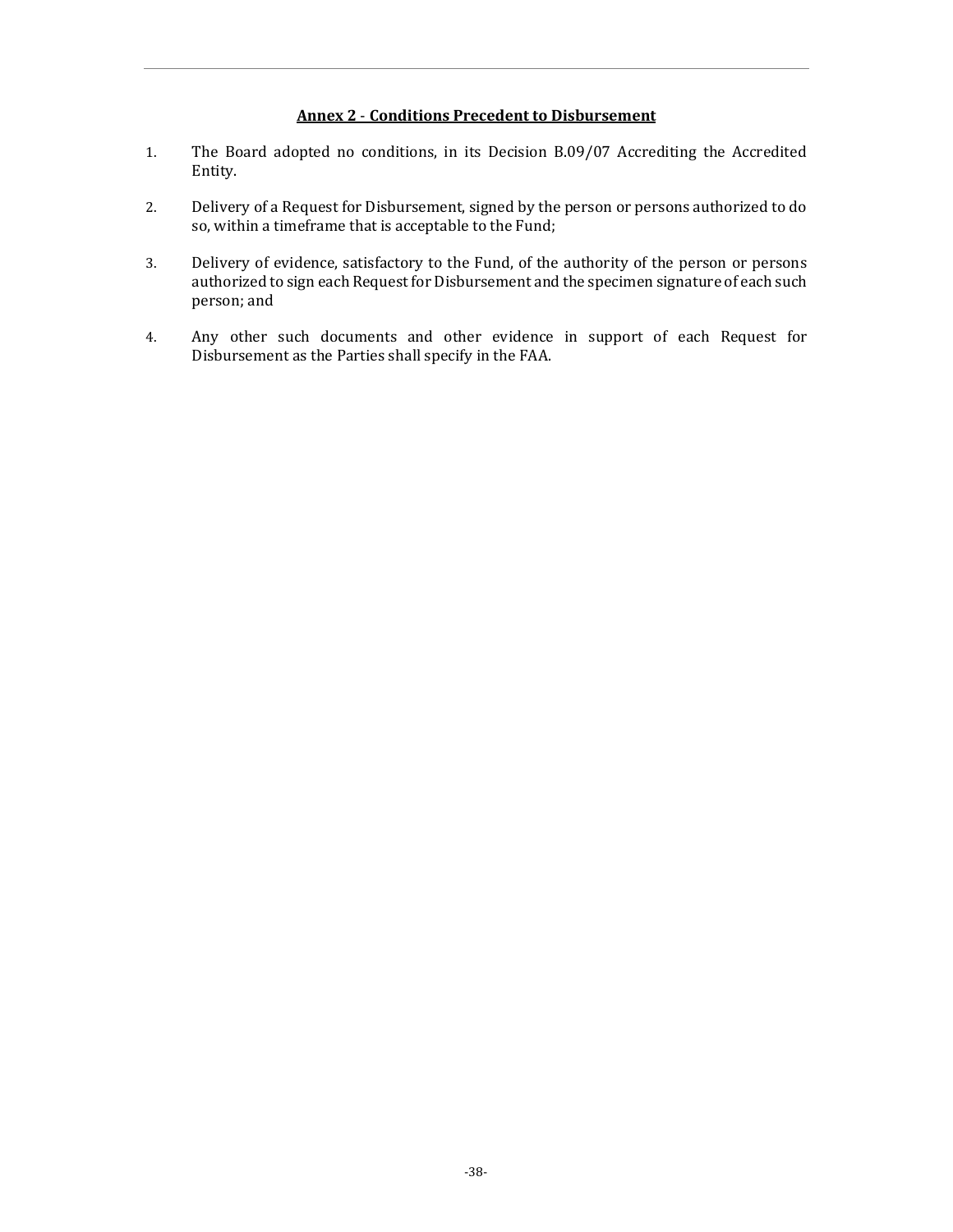**Annex 2 - Conditions Precedent to Disbursement**

1. The Board adopted no conditions, in its Decision B.09/07 Accrediting the Accredited Entity.

2. Delivery of a Request for Disbursement, signed by the person or persons authorized to do so, within a timeframe that is acceptable to the Fund;

3. Delivery of evidence, satisfactory to the Fund, of the authority of the person or persons authorized to sign each Request for Disbursement and the specimen signature of each such person; and

4. Any other such documents and other evidence in support of each Request for Disbursement as the Parties shall specify in the FAA.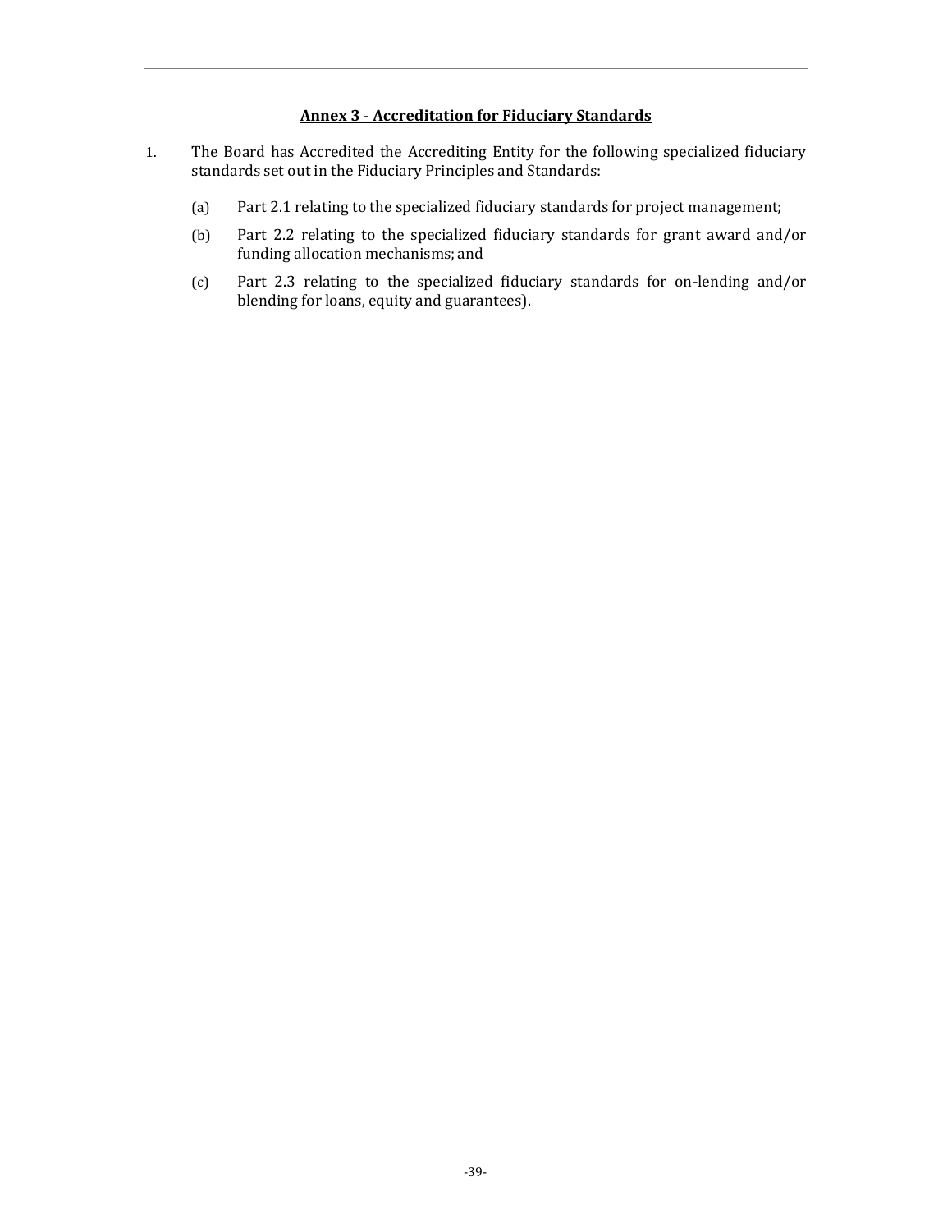## Annex 3 - Accreditation for Fiduciary Standards

1. The Board has Accredited the Accrediting Entity for the following specialized fiduciary standards set out in the Fiduciary Principles and Standards:

   (a) Part 2.1 relating to the specialized fiduciary standards for project management;

   (b) Part 2.2 relating to the specialized fiduciary standards for grant award and/or funding allocation mechanisms; and

   (c) Part 2.3 relating to the specialized fiduciary standards for on-lending and/or blending for loans, equity and guarantees).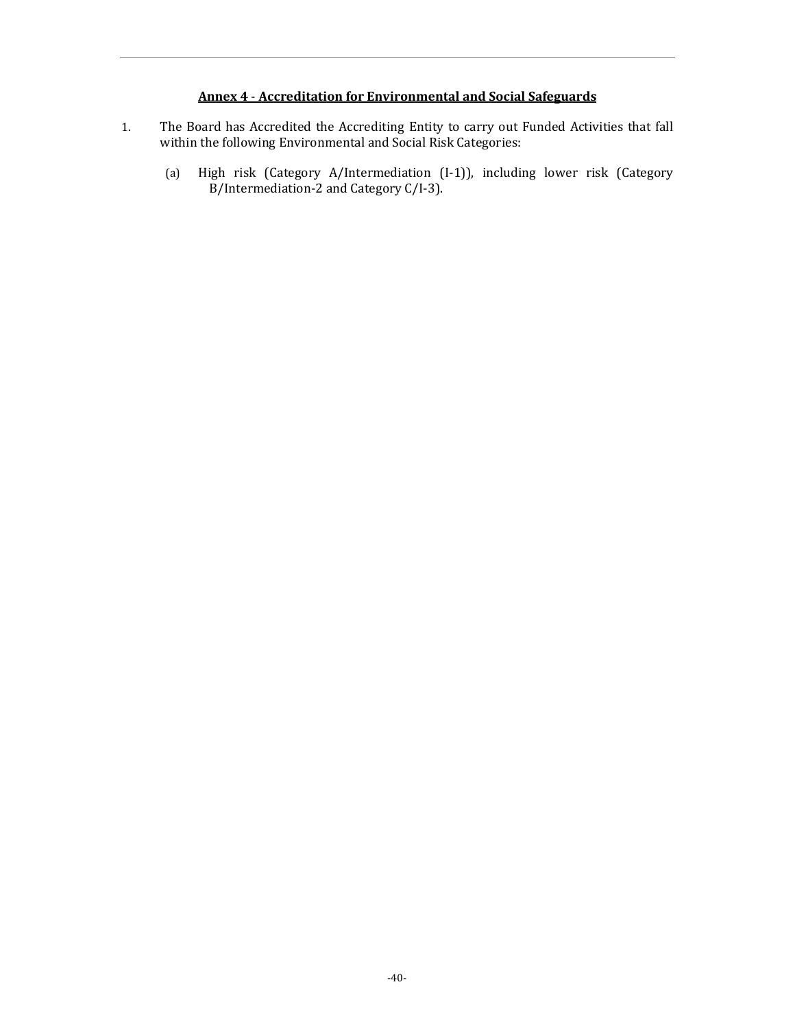## **Annex 4 - Accreditation for Environmental and Social Safeguards**

1. The Board has Accredited the Accrediting Entity to carry out Funded Activities that fall within the following Environmental and Social Risk Categories:

   (a) High risk (Category A/Intermediation (I-1)), including lower risk (Category B/Intermediation-2 and Category C/I-3).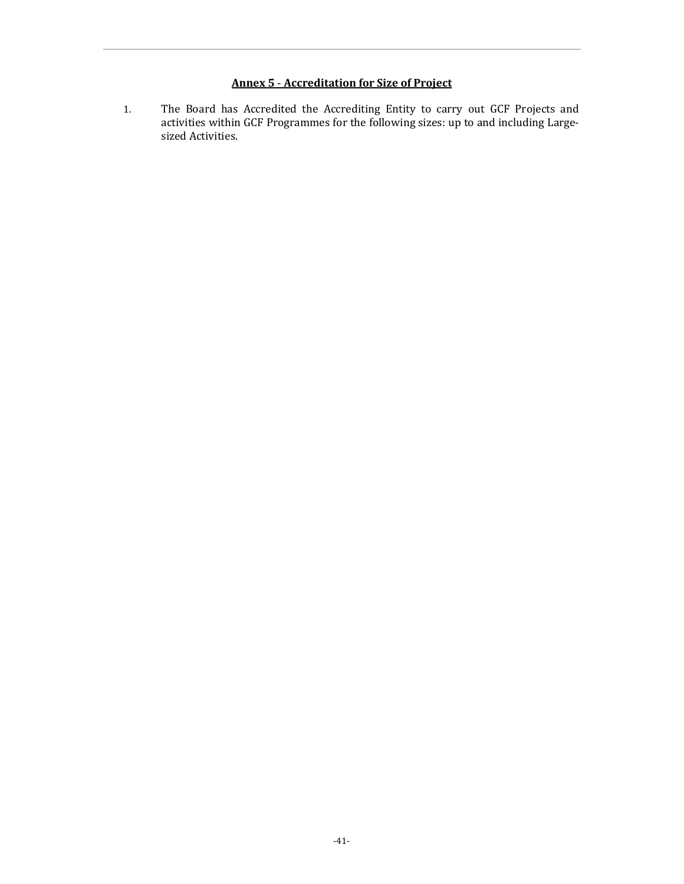## Annex 5 - Accreditation for Size of Project

1. The Board has Accredited the Accrediting Entity to carry out GCF Projects and activities within GCF Programmes for the following sizes: up to and including Large-sized Activities.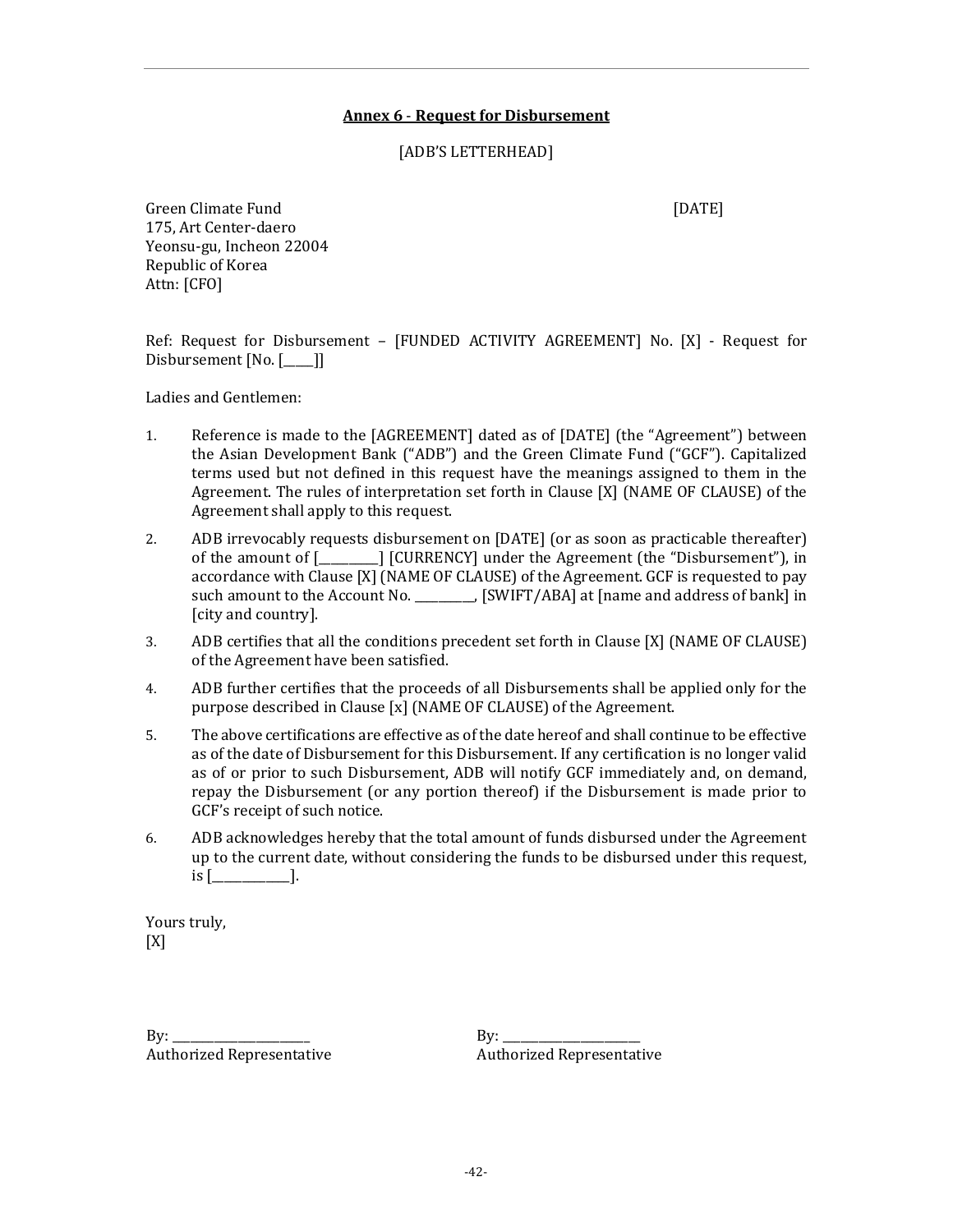**Annex 6 - Request for Disbursement**

[ADB'S LETTERHEAD]

Green Climate Fund
175, Art Center-daero
Yeonsu-gu, Incheon 22004
Republic of Korea
Attn: [CFO]

[DATE]

Ref: Request for Disbursement – [FUNDED ACTIVITY AGREEMENT] No. [X] - Request for Disbursement [No. [____]]

Ladies and Gentlemen:

1. Reference is made to the [AGREEMENT] dated as of [DATE] (the "Agreement") between the Asian Development Bank ("ADB") and the Green Climate Fund ("GCF"). Capitalized terms used but not defined in this request have the meanings assigned to them in the Agreement. The rules of interpretation set forth in Clause [X] (NAME OF CLAUSE) of the Agreement shall apply to this request.
2. ADB irrevocably requests disbursement on [DATE] (or as soon as practicable thereafter) of the amount of [_________] [CURRENCY] under the Agreement (the "Disbursement"), in accordance with Clause [X] (NAME OF CLAUSE) of the Agreement. GCF is requested to pay such amount to the Account No. _________, [SWIFT/ABA] at [name and address of bank] in [city and country].
3. ADB certifies that all the conditions precedent set forth in Clause [X] (NAME OF CLAUSE) of the Agreement have been satisfied.
4. ADB further certifies that the proceeds of all Disbursements shall be applied only for the purpose described in Clause [x] (NAME OF CLAUSE) of the Agreement.
5. The above certifications are effective as of the date hereof and shall continue to be effective as of the date of Disbursement for this Disbursement. If any certification is no longer valid as of or prior to such Disbursement, ADB will notify GCF immediately and, on demand, repay the Disbursement (or any portion thereof) if the Disbursement is made prior to GCF's receipt of such notice.
6. ADB acknowledges hereby that the total amount of funds disbursed under the Agreement up to the current date, without considering the funds to be disbursed under this request, is [___________].

Yours truly,
[X]

By: ____________________
Authorized Representative

By: ____________________
Authorized Representative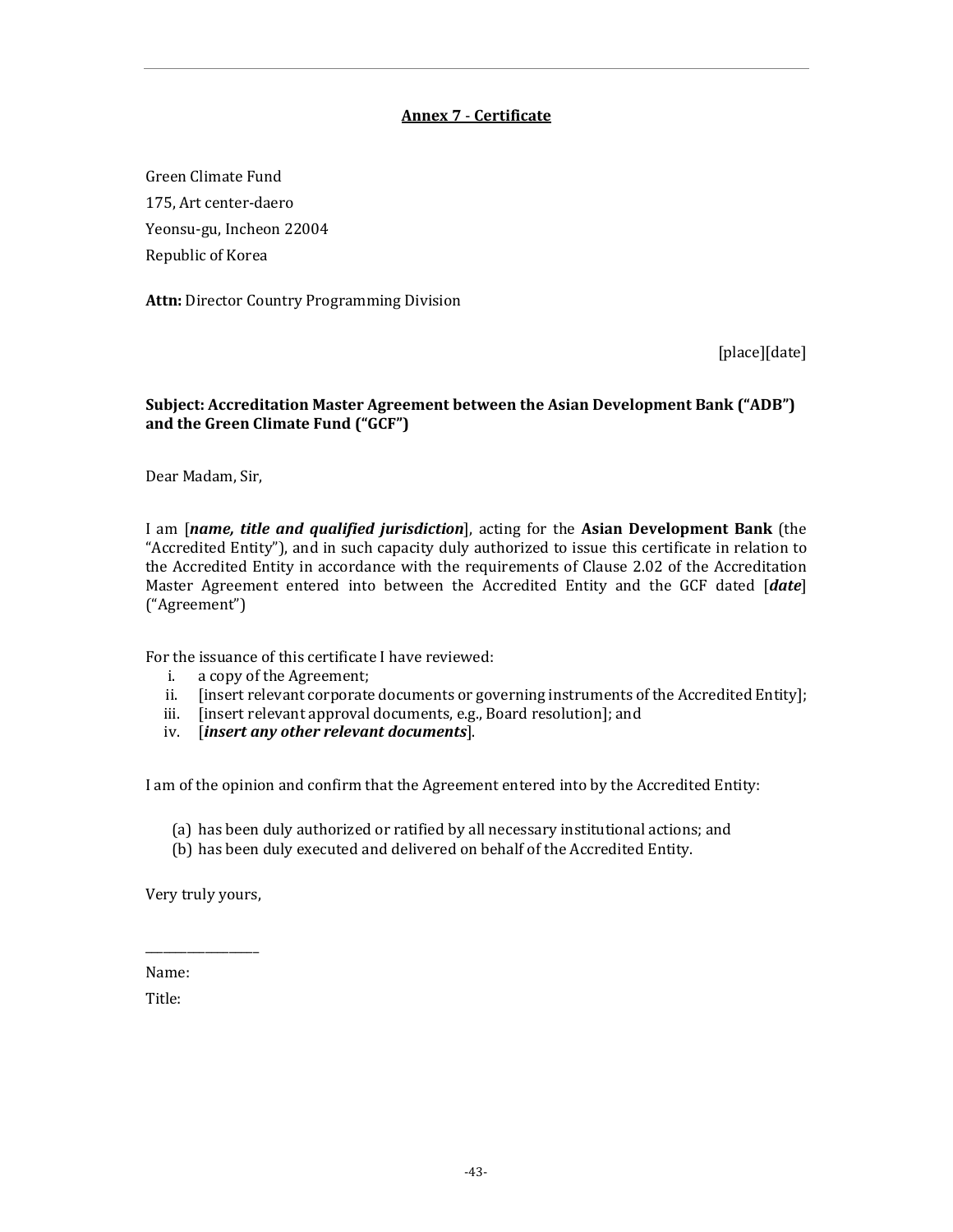# **Annex 7 - Certificate**

Green Climate Fund

175, Art center-daero

Yeonsu-gu, Incheon 22004

Republic of Korea

**Attn:** Director Country Programming Division

[place][date]

**Subject: Accreditation Master Agreement between the Asian Development Bank ("ADB") and the Green Climate Fund ("GCF")**

Dear Madam, Sir,

I am [***name, title and qualified jurisdiction***], acting for the **Asian Development Bank** (the "Accredited Entity"), and in such capacity duly authorized to issue this certificate in relation to the Accredited Entity in accordance with the requirements of Clause 2.02 of the Accreditation Master Agreement entered into between the Accredited Entity and the GCF dated [***date***] ("Agreement")

For the issuance of this certificate I have reviewed:

i. a copy of the Agreement;
ii. [insert relevant corporate documents or governing instruments of the Accredited Entity];
iii. [insert relevant approval documents, e.g., Board resolution]; and
iv. [***insert any other relevant documents***].

I am of the opinion and confirm that the Agreement entered into by the Accredited Entity:

(a) has been duly authorized or ratified by all necessary institutional actions; and
(b) has been duly executed and delivered on behalf of the Accredited Entity.

Very truly yours,

\_\_\_\_\_\_\_\_\_\_\_\_\_\_\_\_\_\_\_

Name:

Title: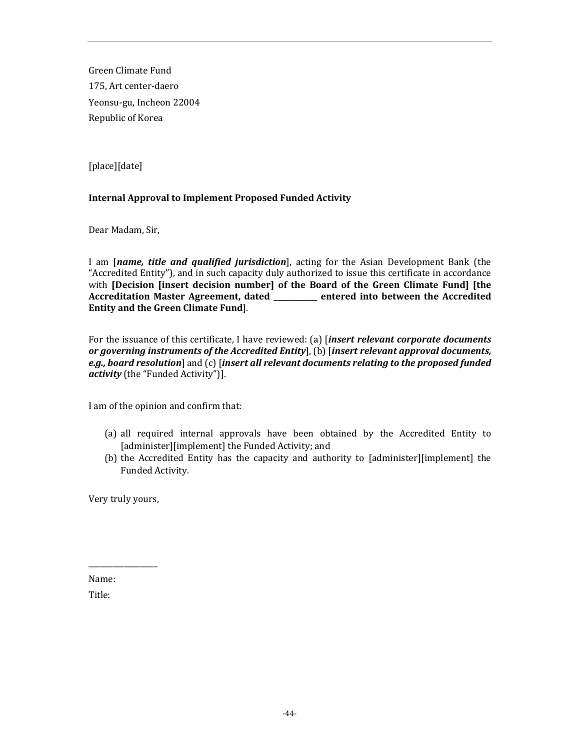Green Climate Fund
175, Art center-daero
Yeonsu-gu, Incheon 22004
Republic of Korea

[place][date]

**Internal Approval to Implement Proposed Funded Activity**

Dear Madam, Sir,

I am [***name, title and qualified jurisdiction***], acting for the Asian Development Bank (the "Accredited Entity"), and in such capacity duly authorized to issue this certificate in accordance with **[Decision [insert decision number] of the Board of the Green Climate Fund] [the Accreditation Master Agreement, dated ____________ entered into between the Accredited Entity and the Green Climate Fund**].

For the issuance of this certificate, I have reviewed: (a) [***insert relevant corporate documents or governing instruments of the Accredited Entity***], (b) [***insert relevant approval documents, e.g., board resolution***] and (c) [***insert all relevant documents relating to the proposed funded activity*** (the "Funded Activity")].

I am of the opinion and confirm that:

(a) all required internal approvals have been obtained by the Accredited Entity to [administer][implement] the Funded Activity; and
(b) the Accredited Entity has the capacity and authority to [administer][implement] the Funded Activity.

Very truly yours,

__________________
Name:
Title: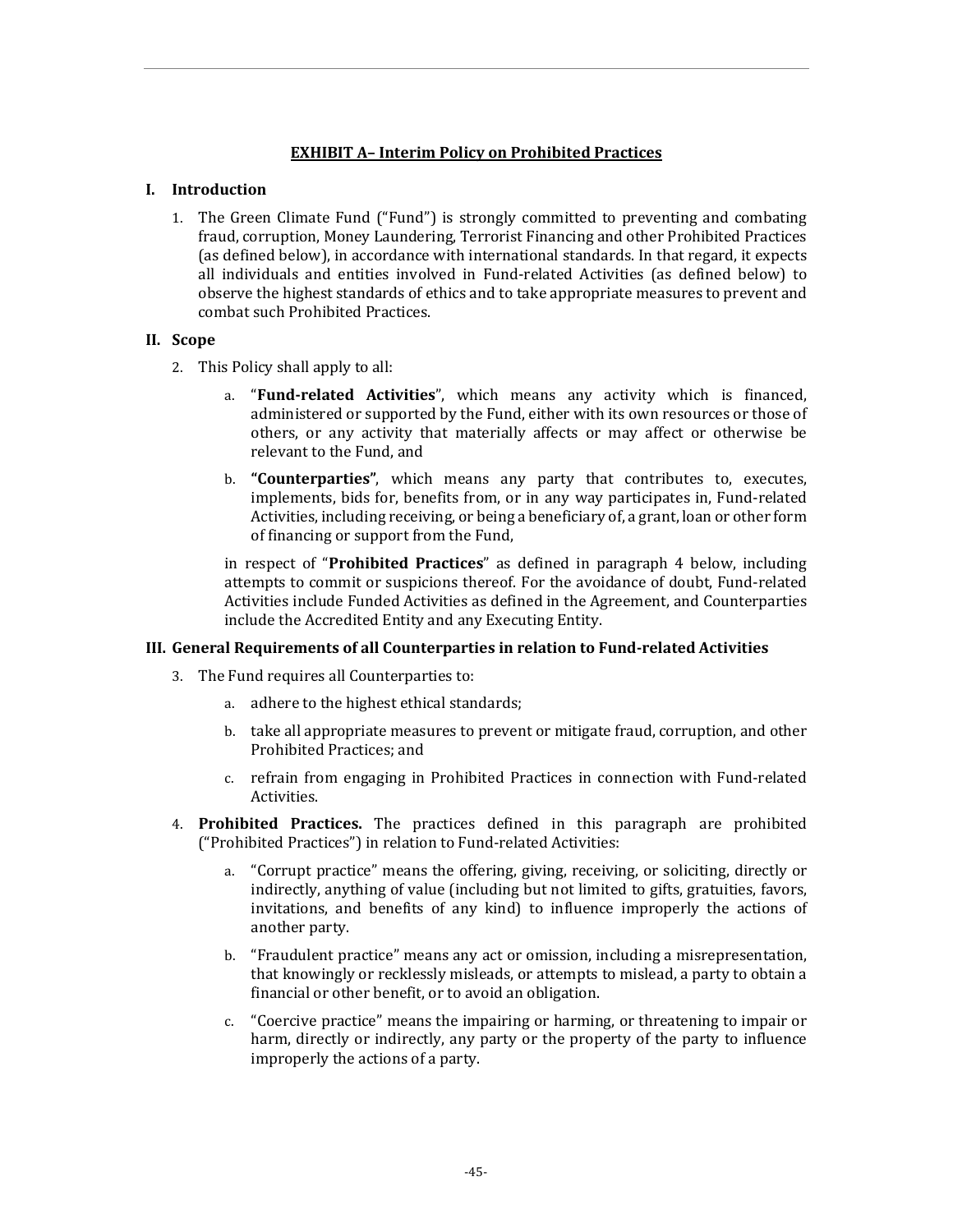## EXHIBIT A– Interim Policy on Prohibited Practices

### I. Introduction

1. The Green Climate Fund ("Fund") is strongly committed to preventing and combating fraud, corruption, Money Laundering, Terrorist Financing and other Prohibited Practices (as defined below), in accordance with international standards. In that regard, it expects all individuals and entities involved in Fund-related Activities (as defined below) to observe the highest standards of ethics and to take appropriate measures to prevent and combat such Prohibited Practices.

### II. Scope

2. This Policy shall apply to all:

   a. "**Fund-related Activities**", which means any activity which is financed, administered or supported by the Fund, either with its own resources or those of others, or any activity that materially affects or may affect or otherwise be relevant to the Fund, and

   b. **"Counterparties"**, which means any party that contributes to, executes, implements, bids for, benefits from, or in any way participates in, Fund-related Activities, including receiving, or being a beneficiary of, a grant, loan or other form of financing or support from the Fund,

   in respect of "**Prohibited Practices**" as defined in paragraph 4 below, including attempts to commit or suspicions thereof. For the avoidance of doubt, Fund-related Activities include Funded Activities as defined in the Agreement, and Counterparties include the Accredited Entity and any Executing Entity.

### III. General Requirements of all Counterparties in relation to Fund-related Activities

3. The Fund requires all Counterparties to:

   a. adhere to the highest ethical standards;

   b. take all appropriate measures to prevent or mitigate fraud, corruption, and other Prohibited Practices; and

   c. refrain from engaging in Prohibited Practices in connection with Fund-related Activities.

4. **Prohibited Practices.** The practices defined in this paragraph are prohibited ("Prohibited Practices") in relation to Fund-related Activities:

   a. "Corrupt practice" means the offering, giving, receiving, or soliciting, directly or indirectly, anything of value (including but not limited to gifts, gratuities, favors, invitations, and benefits of any kind) to influence improperly the actions of another party.

   b. "Fraudulent practice" means any act or omission, including a misrepresentation, that knowingly or recklessly misleads, or attempts to mislead, a party to obtain a financial or other benefit, or to avoid an obligation.

   c. "Coercive practice" means the impairing or harming, or threatening to impair or harm, directly or indirectly, any party or the property of the party to influence improperly the actions of a party.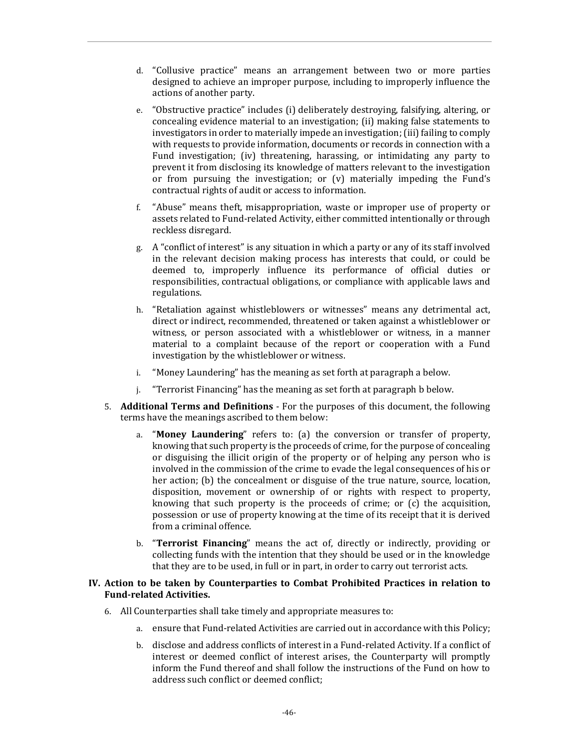d. "Collusive practice" means an arrangement between two or more parties designed to achieve an improper purpose, including to improperly influence the actions of another party.

e. "Obstructive practice" includes (i) deliberately destroying, falsifying, altering, or concealing evidence material to an investigation; (ii) making false statements to investigators in order to materially impede an investigation; (iii) failing to comply with requests to provide information, documents or records in connection with a Fund investigation; (iv) threatening, harassing, or intimidating any party to prevent it from disclosing its knowledge of matters relevant to the investigation or from pursuing the investigation; or (v) materially impeding the Fund's contractual rights of audit or access to information.

f. "Abuse" means theft, misappropriation, waste or improper use of property or assets related to Fund-related Activity, either committed intentionally or through reckless disregard.

g. A "conflict of interest" is any situation in which a party or any of its staff involved in the relevant decision making process has interests that could, or could be deemed to, improperly influence its performance of official duties or responsibilities, contractual obligations, or compliance with applicable laws and regulations.

h. "Retaliation against whistleblowers or witnesses" means any detrimental act, direct or indirect, recommended, threatened or taken against a whistleblower or witness, or person associated with a whistleblower or witness, in a manner material to a complaint because of the report or cooperation with a Fund investigation by the whistleblower or witness.

i. "Money Laundering" has the meaning as set forth at paragraph a below.

j. "Terrorist Financing" has the meaning as set forth at paragraph b below.

5. **Additional Terms and Definitions** - For the purposes of this document, the following terms have the meanings ascribed to them below:

   a. "**Money Laundering**" refers to: (a) the conversion or transfer of property, knowing that such property is the proceeds of crime, for the purpose of concealing or disguising the illicit origin of the property or of helping any person who is involved in the commission of the crime to evade the legal consequences of his or her action; (b) the concealment or disguise of the true nature, source, location, disposition, movement or ownership of or rights with respect to property, knowing that such property is the proceeds of crime; or (c) the acquisition, possession or use of property knowing at the time of its receipt that it is derived from a criminal offence.

   b. "**Terrorist Financing**" means the act of, directly or indirectly, providing or collecting funds with the intention that they should be used or in the knowledge that they are to be used, in full or in part, in order to carry out terrorist acts.

## IV. Action to be taken by Counterparties to Combat Prohibited Practices in relation to Fund-related Activities.

6. All Counterparties shall take timely and appropriate measures to:

   a. ensure that Fund-related Activities are carried out in accordance with this Policy;

   b. disclose and address conflicts of interest in a Fund-related Activity. If a conflict of interest or deemed conflict of interest arises, the Counterparty will promptly inform the Fund thereof and shall follow the instructions of the Fund on how to address such conflict or deemed conflict;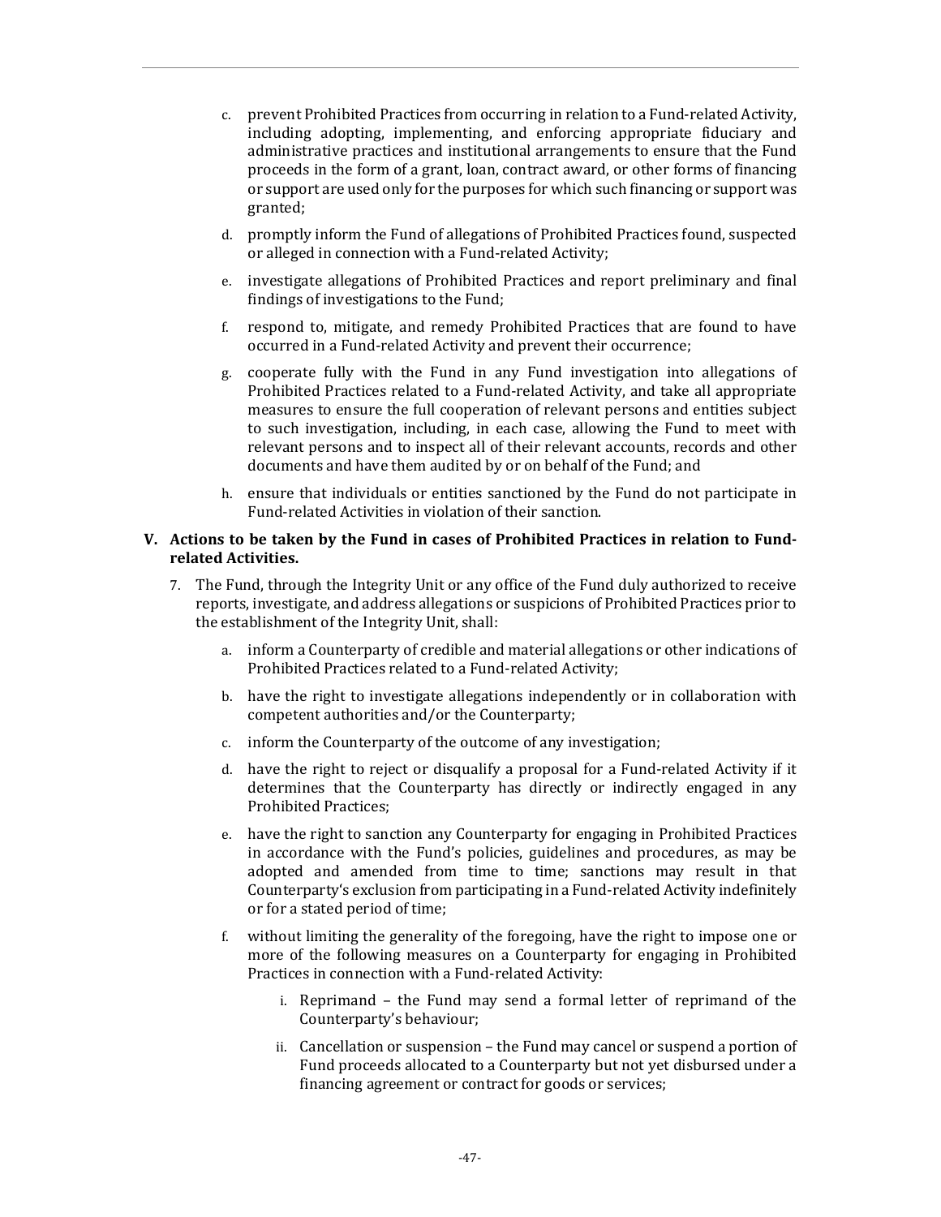c. prevent Prohibited Practices from occurring in relation to a Fund-related Activity, including adopting, implementing, and enforcing appropriate fiduciary and administrative practices and institutional arrangements to ensure that the Fund proceeds in the form of a grant, loan, contract award, or other forms of financing or support are used only for the purposes for which such financing or support was granted;

d. promptly inform the Fund of allegations of Prohibited Practices found, suspected or alleged in connection with a Fund-related Activity;

e. investigate allegations of Prohibited Practices and report preliminary and final findings of investigations to the Fund;

f. respond to, mitigate, and remedy Prohibited Practices that are found to have occurred in a Fund-related Activity and prevent their occurrence;

g. cooperate fully with the Fund in any Fund investigation into allegations of Prohibited Practices related to a Fund-related Activity, and take all appropriate measures to ensure the full cooperation of relevant persons and entities subject to such investigation, including, in each case, allowing the Fund to meet with relevant persons and to inspect all of their relevant accounts, records and other documents and have them audited by or on behalf of the Fund; and

h. ensure that individuals or entities sanctioned by the Fund do not participate in Fund-related Activities in violation of their sanction.

## V. Actions to be taken by the Fund in cases of Prohibited Practices in relation to Fund-related Activities.

7. The Fund, through the Integrity Unit or any office of the Fund duly authorized to receive reports, investigate, and address allegations or suspicions of Prohibited Practices prior to the establishment of the Integrity Unit, shall:

   a. inform a Counterparty of credible and material allegations or other indications of Prohibited Practices related to a Fund-related Activity;

   b. have the right to investigate allegations independently or in collaboration with competent authorities and/or the Counterparty;

   c. inform the Counterparty of the outcome of any investigation;

   d. have the right to reject or disqualify a proposal for a Fund-related Activity if it determines that the Counterparty has directly or indirectly engaged in any Prohibited Practices;

   e. have the right to sanction any Counterparty for engaging in Prohibited Practices in accordance with the Fund's policies, guidelines and procedures, as may be adopted and amended from time to time; sanctions may result in that Counterparty's exclusion from participating in a Fund-related Activity indefinitely or for a stated period of time;

   f. without limiting the generality of the foregoing, have the right to impose one or more of the following measures on a Counterparty for engaging in Prohibited Practices in connection with a Fund-related Activity:

      i. Reprimand – the Fund may send a formal letter of reprimand of the Counterparty's behaviour;

      ii. Cancellation or suspension – the Fund may cancel or suspend a portion of Fund proceeds allocated to a Counterparty but not yet disbursed under a financing agreement or contract for goods or services;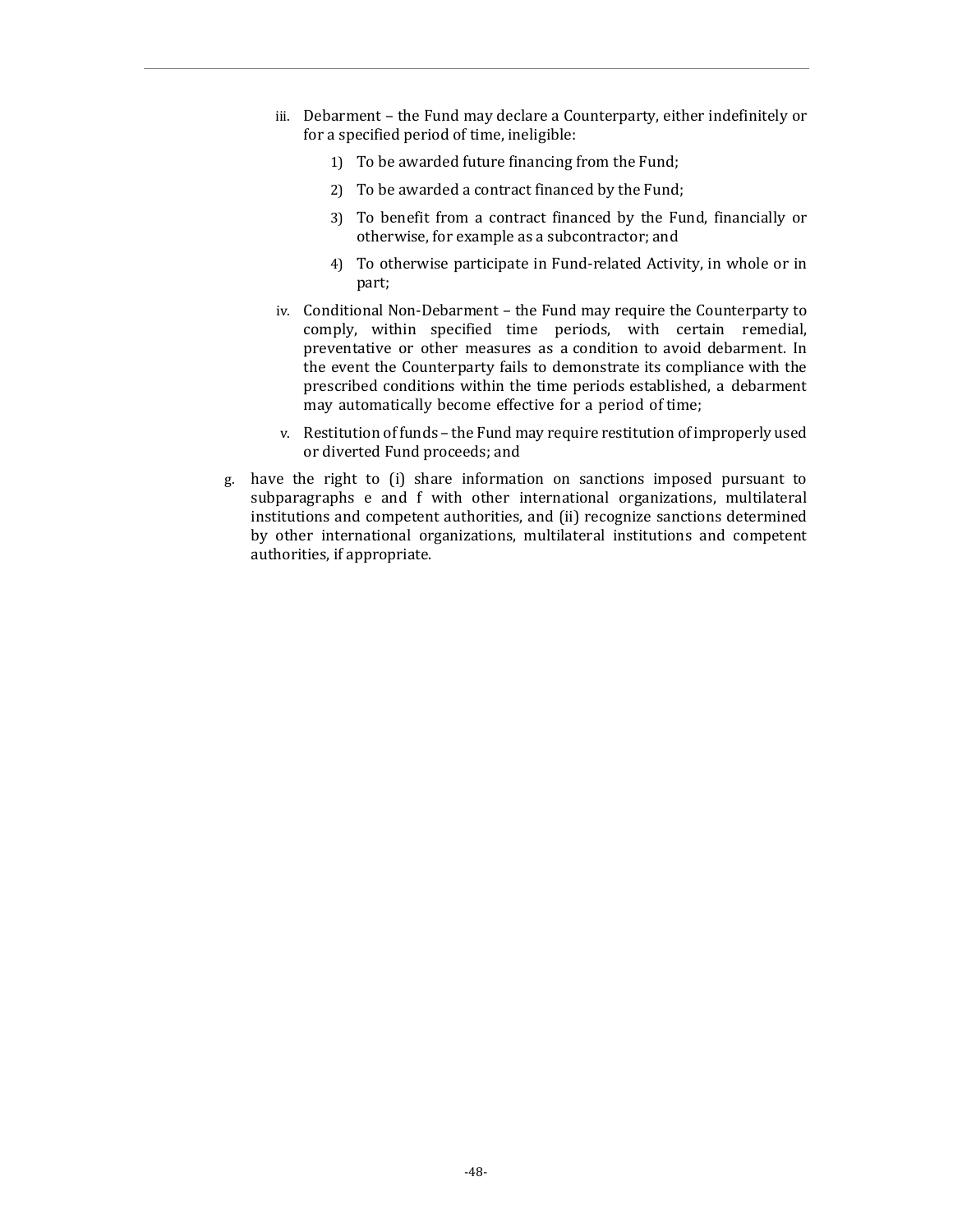iii. Debarment – the Fund may declare a Counterparty, either indefinitely or for a specified period of time, ineligible:

1) To be awarded future financing from the Fund;

2) To be awarded a contract financed by the Fund;

3) To benefit from a contract financed by the Fund, financially or otherwise, for example as a subcontractor; and

4) To otherwise participate in Fund-related Activity, in whole or in part;

iv. Conditional Non-Debarment – the Fund may require the Counterparty to comply, within specified time periods, with certain remedial, preventative or other measures as a condition to avoid debarment. In the event the Counterparty fails to demonstrate its compliance with the prescribed conditions within the time periods established, a debarment may automatically become effective for a period of time;

v. Restitution of funds – the Fund may require restitution of improperly used or diverted Fund proceeds; and

g. have the right to (i) share information on sanctions imposed pursuant to subparagraphs e and f with other international organizations, multilateral institutions and competent authorities, and (ii) recognize sanctions determined by other international organizations, multilateral institutions and competent authorities, if appropriate.